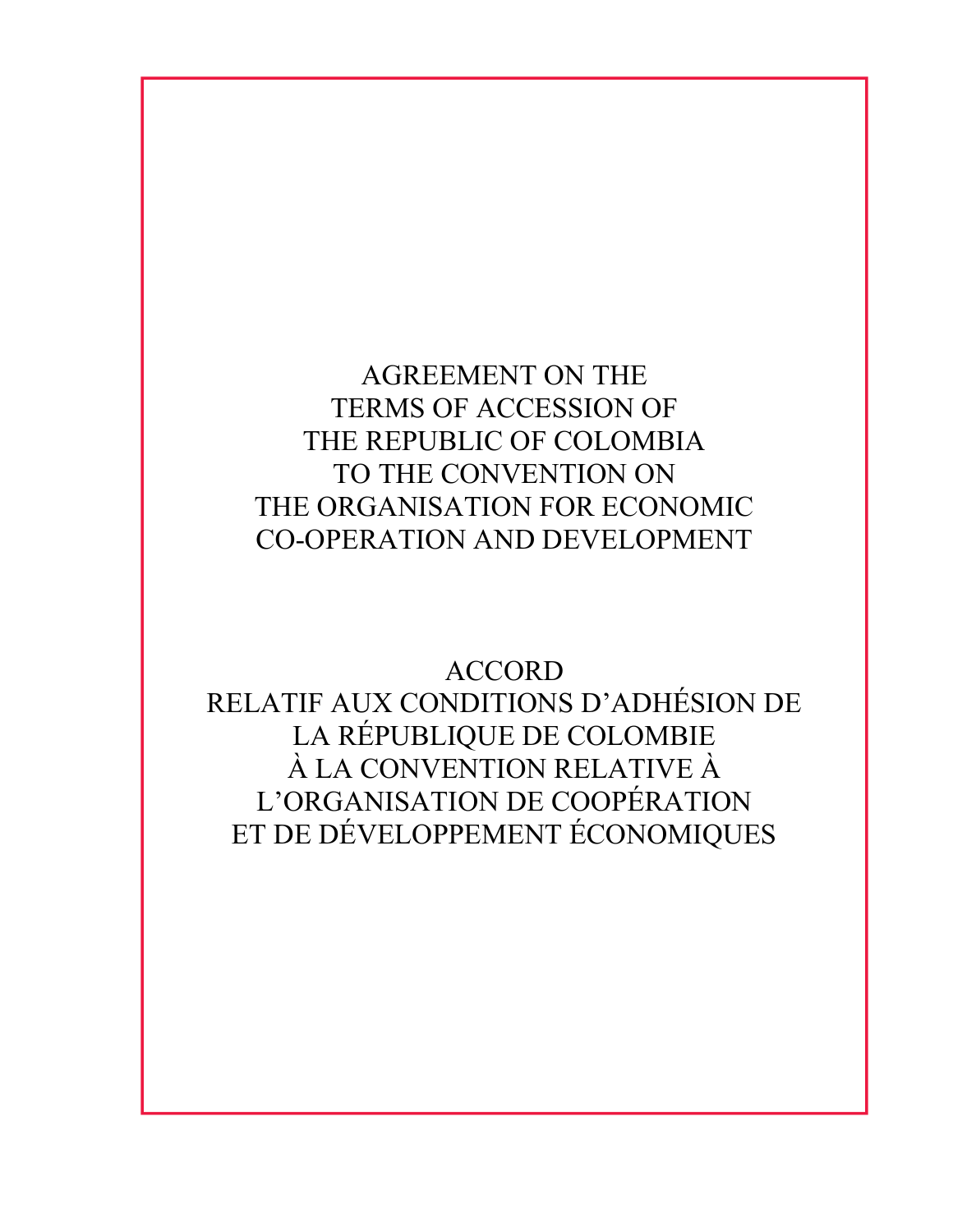# AGREEMENT ON THE TERMS OF ACCESSION OF THE REPUBLIC OF COLOMBIA TO THE CONVENTION ON THE ORGANISATION FOR ECONOMIC CO-OPERATION AND DEVELOPMENT

# ACCORD RELATIF AUX CONDITIONS D'ADHÉSION DE LA RÉPUBLIQUE DE COLOMBIE À LA CONVENTION RELATIVE À L'ORGANISATION DE COOPÉRATION ET DE DÉVELOPPEMENT ÉCONOMIQUES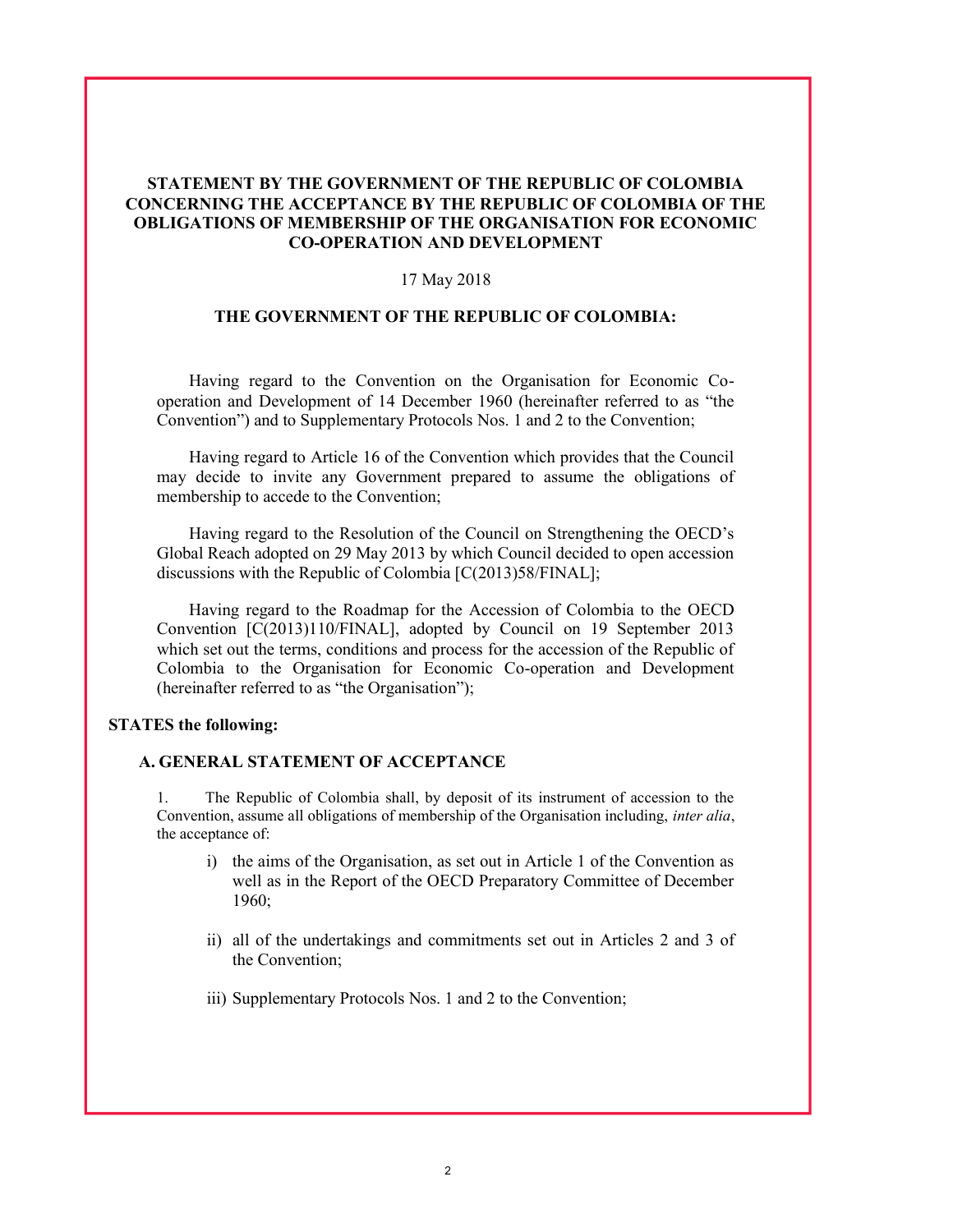**STATEMENT BY THE GOVERNMENT OF THE REPUBLIC OF COLOMBIA CONCERNING THE ACCEPTANCE BY THE REPUBLIC OF COLOMBIA OF THE OBLIGATIONS OF MEMBERSHIP OF THE ORGANISATION FOR ECONOMIC CO-OPERATION AND DEVELOPMENT**

17 May 2018

**THE GOVERNMENT OF THE REPUBLIC OF COLOMBIA:**

Having regard to the Convention on the Organisation for Economic Co-operation and Development of 14 December 1960 (hereinafter referred to as "the Convention") and to Supplementary Protocols Nos. 1 and 2 to the Convention;

Having regard to Article 16 of the Convention which provides that the Council may decide to invite any Government prepared to assume the obligations of membership to accede to the Convention;

Having regard to the Resolution of the Council on Strengthening the OECD's Global Reach adopted on 29 May 2013 by which Council decided to open accession discussions with the Republic of Colombia [C(2013)58/FINAL];

Having regard to the Roadmap for the Accession of Colombia to the OECD Convention [C(2013)110/FINAL], adopted by Council on 19 September 2013 which set out the terms, conditions and process for the accession of the Republic of Colombia to the Organisation for Economic Co-operation and Development (hereinafter referred to as "the Organisation");

**STATES the following:**

**A. GENERAL STATEMENT OF ACCEPTANCE**

1. The Republic of Colombia shall, by deposit of its instrument of accession to the Convention, assume all obligations of membership of the Organisation including, *inter alia*, the acceptance of:

i) the aims of the Organisation, as set out in Article 1 of the Convention as well as in the Report of the OECD Preparatory Committee of December 1960;

ii) all of the undertakings and commitments set out in Articles 2 and 3 of the Convention;

iii) Supplementary Protocols Nos. 1 and 2 to the Convention;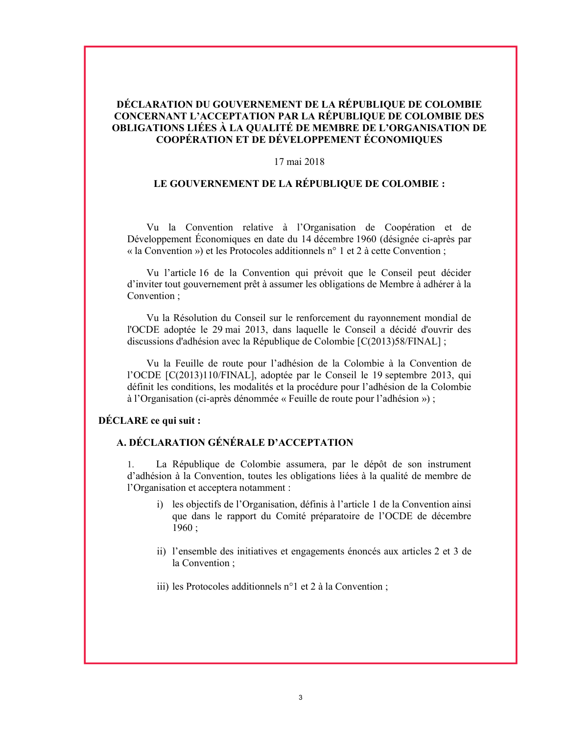# DÉCLARATION DU GOUVERNEMENT DE LA RÉPUBLIQUE DE COLOMBIE CONCERNANT L'ACCEPTATION PAR LA RÉPUBLIQUE DE COLOMBIE DES OBLIGATIONS LIÉES À LA QUALITÉ DE MEMBRE DE L'ORGANISATION DE COOPÉRATION ET DE DÉVELOPPEMENT ÉCONOMIQUES

17 mai 2018

**LE GOUVERNEMENT DE LA RÉPUBLIQUE DE COLOMBIE :**

Vu la Convention relative à l'Organisation de Coopération et de Développement Économiques en date du 14 décembre 1960 (désignée ci-après par « la Convention ») et les Protocoles additionnels n° 1 et 2 à cette Convention ;

Vu l'article 16 de la Convention qui prévoit que le Conseil peut décider d'inviter tout gouvernement prêt à assumer les obligations de Membre à adhérer à la Convention ;

Vu la Résolution du Conseil sur le renforcement du rayonnement mondial de l'OCDE adoptée le 29 mai 2013, dans laquelle le Conseil a décidé d'ouvrir des discussions d'adhésion avec la République de Colombie [C(2013)58/FINAL] ;

Vu la Feuille de route pour l'adhésion de la Colombie à la Convention de l'OCDE [C(2013)110/FINAL], adoptée par le Conseil le 19 septembre 2013, qui définit les conditions, les modalités et la procédure pour l'adhésion de la Colombie à l'Organisation (ci-après dénommée « Feuille de route pour l'adhésion ») ;

**DÉCLARE ce qui suit :**

## A. DÉCLARATION GÉNÉRALE D'ACCEPTATION

1. La République de Colombie assumera, par le dépôt de son instrument d'adhésion à la Convention, toutes les obligations liées à la qualité de membre de l'Organisation et acceptera notamment :

   i) les objectifs de l'Organisation, définis à l'article 1 de la Convention ainsi que dans le rapport du Comité préparatoire de l'OCDE de décembre 1960 ;

   ii) l'ensemble des initiatives et engagements énoncés aux articles 2 et 3 de la Convention ;

   iii) les Protocoles additionnels n°1 et 2 à la Convention ;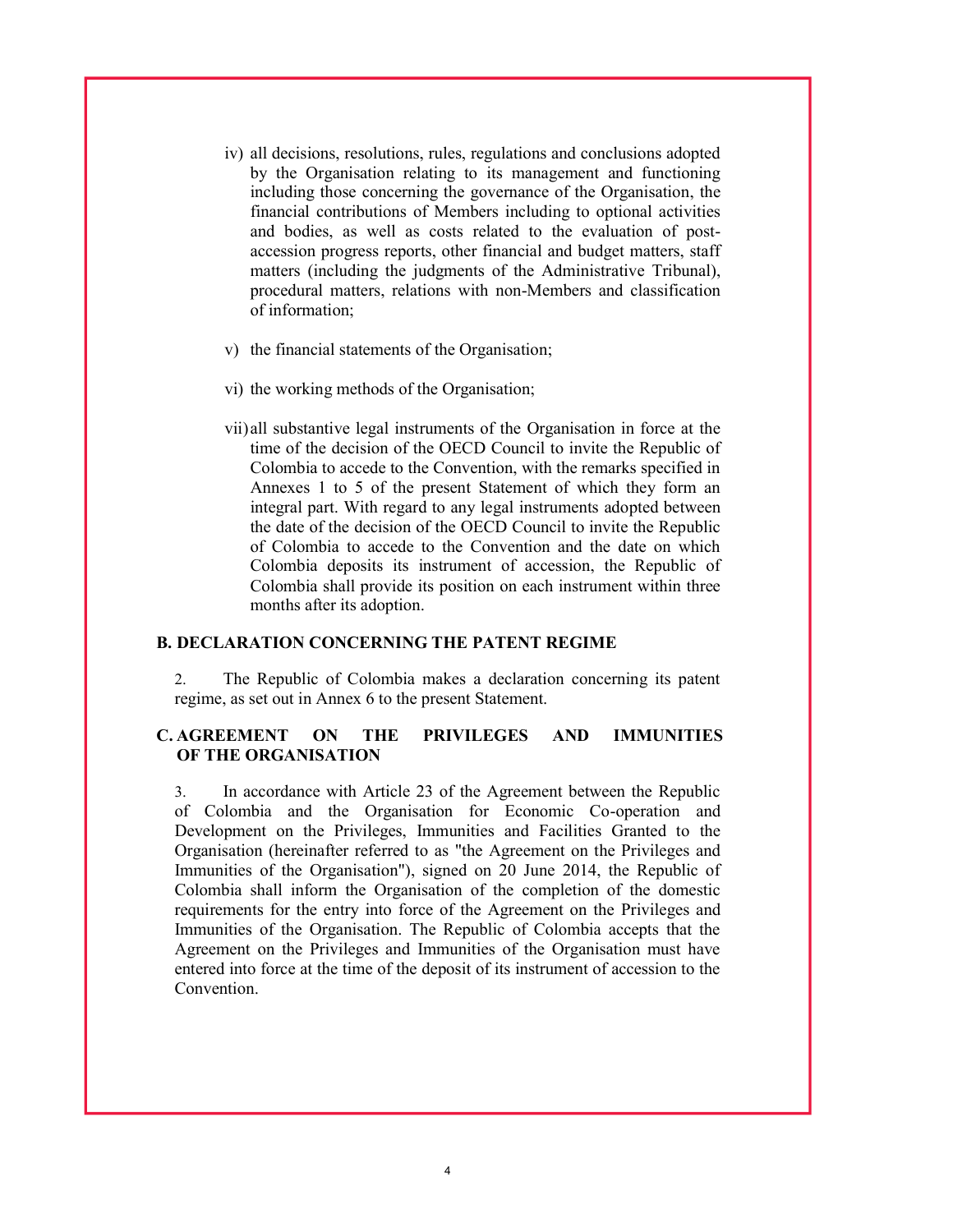iv) all decisions, resolutions, rules, regulations and conclusions adopted by the Organisation relating to its management and functioning including those concerning the governance of the Organisation, the financial contributions of Members including to optional activities and bodies, as well as costs related to the evaluation of post-accession progress reports, other financial and budget matters, staff matters (including the judgments of the Administrative Tribunal), procedural matters, relations with non-Members and classification of information;

v) the financial statements of the Organisation;

vi) the working methods of the Organisation;

vii) all substantive legal instruments of the Organisation in force at the time of the decision of the OECD Council to invite the Republic of Colombia to accede to the Convention, with the remarks specified in Annexes 1 to 5 of the present Statement of which they form an integral part. With regard to any legal instruments adopted between the date of the decision of the OECD Council to invite the Republic of Colombia to accede to the Convention and the date on which Colombia deposits its instrument of accession, the Republic of Colombia shall provide its position on each instrument within three months after its adoption.

## B. DECLARATION CONCERNING THE PATENT REGIME

2. The Republic of Colombia makes a declaration concerning its patent regime, as set out in Annex 6 to the present Statement.

## C. AGREEMENT ON THE PRIVILEGES AND IMMUNITIES OF THE ORGANISATION

3. In accordance with Article 23 of the Agreement between the Republic of Colombia and the Organisation for Economic Co-operation and Development on the Privileges, Immunities and Facilities Granted to the Organisation (hereinafter referred to as "the Agreement on the Privileges and Immunities of the Organisation"), signed on 20 June 2014, the Republic of Colombia shall inform the Organisation of the completion of the domestic requirements for the entry into force of the Agreement on the Privileges and Immunities of the Organisation. The Republic of Colombia accepts that the Agreement on the Privileges and Immunities of the Organisation must have entered into force at the time of the deposit of its instrument of accession to the Convention.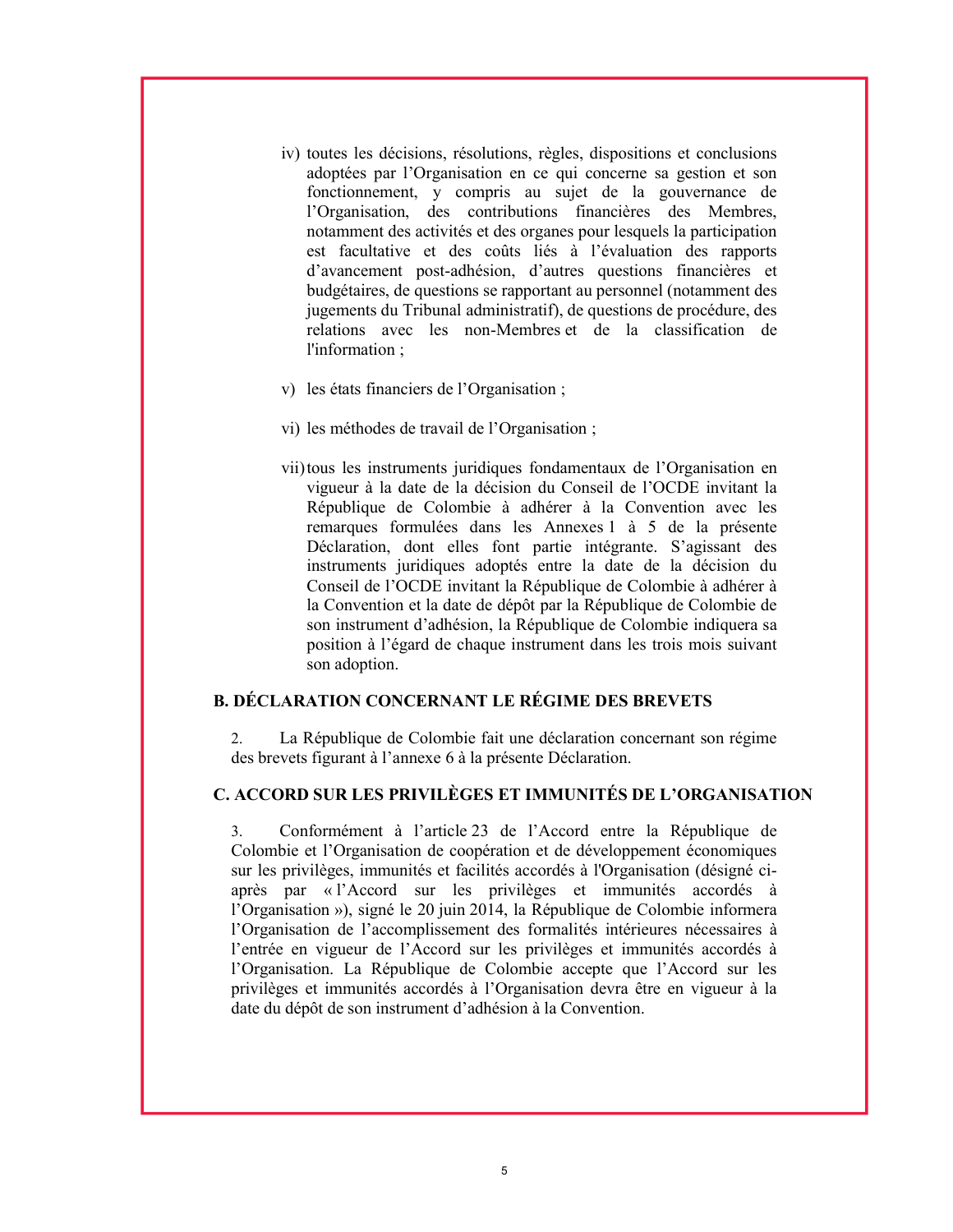iv) toutes les décisions, résolutions, règles, dispositions et conclusions adoptées par l'Organisation en ce qui concerne sa gestion et son fonctionnement, y compris au sujet de la gouvernance de l'Organisation, des contributions financières des Membres, notamment des activités et des organes pour lesquels la participation est facultative et des coûts liés à l'évaluation des rapports d'avancement post-adhésion, d'autres questions financières et budgétaires, de questions se rapportant au personnel (notamment des jugements du Tribunal administratif), de questions de procédure, des relations avec les non-Membres et de la classification de l'information ;

v) les états financiers de l'Organisation ;

vi) les méthodes de travail de l'Organisation ;

vii) tous les instruments juridiques fondamentaux de l'Organisation en vigueur à la date de la décision du Conseil de l'OCDE invitant la République de Colombie à adhérer à la Convention avec les remarques formulées dans les Annexes 1 à 5 de la présente Déclaration, dont elles font partie intégrante. S'agissant des instruments juridiques adoptés entre la date de la décision du Conseil de l'OCDE invitant la République de Colombie à adhérer à la Convention et la date de dépôt par la République de Colombie de son instrument d'adhésion, la République de Colombie indiquera sa position à l'égard de chaque instrument dans les trois mois suivant son adoption.

## B. DÉCLARATION CONCERNANT LE RÉGIME DES BREVETS

2. La République de Colombie fait une déclaration concernant son régime des brevets figurant à l'annexe 6 à la présente Déclaration.

## C. ACCORD SUR LES PRIVILÈGES ET IMMUNITÉS DE L'ORGANISATION

3. Conformément à l'article 23 de l'Accord entre la République de Colombie et l'Organisation de coopération et de développement économiques sur les privilèges, immunités et facilités accordés à l'Organisation (désigné ci-après par « l'Accord sur les privilèges et immunités accordés à l'Organisation »), signé le 20 juin 2014, la République de Colombie informera l'Organisation de l'accomplissement des formalités intérieures nécessaires à l'entrée en vigueur de l'Accord sur les privilèges et immunités accordés à l'Organisation. La République de Colombie accepte que l'Accord sur les privilèges et immunités accordés à l'Organisation devra être en vigueur à la date du dépôt de son instrument d'adhésion à la Convention.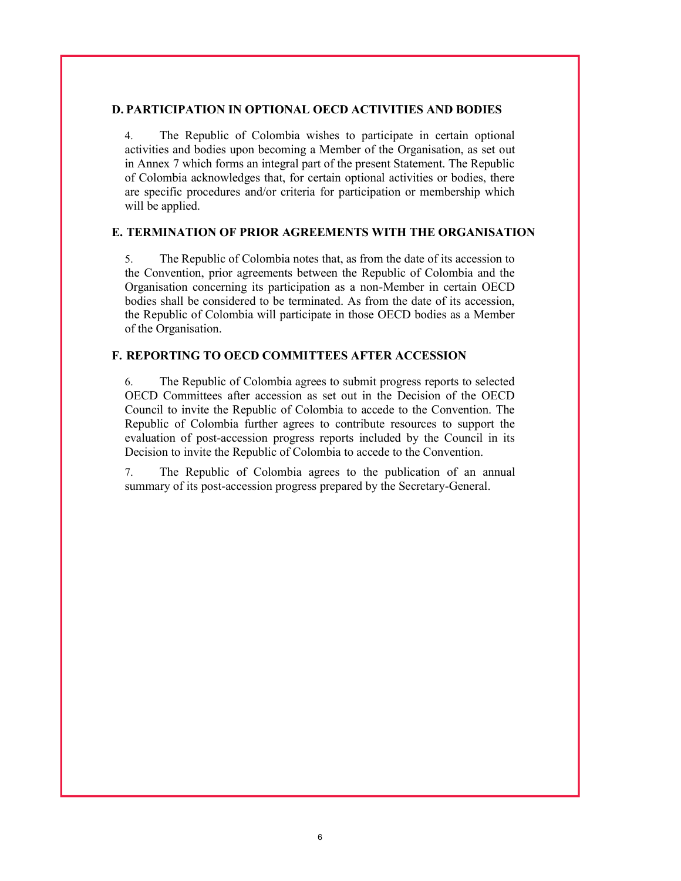## D. PARTICIPATION IN OPTIONAL OECD ACTIVITIES AND BODIES

4. The Republic of Colombia wishes to participate in certain optional activities and bodies upon becoming a Member of the Organisation, as set out in Annex 7 which forms an integral part of the present Statement. The Republic of Colombia acknowledges that, for certain optional activities or bodies, there are specific procedures and/or criteria for participation or membership which will be applied.

## E. TERMINATION OF PRIOR AGREEMENTS WITH THE ORGANISATION

5. The Republic of Colombia notes that, as from the date of its accession to the Convention, prior agreements between the Republic of Colombia and the Organisation concerning its participation as a non-Member in certain OECD bodies shall be considered to be terminated. As from the date of its accession, the Republic of Colombia will participate in those OECD bodies as a Member of the Organisation.

## F. REPORTING TO OECD COMMITTEES AFTER ACCESSION

6. The Republic of Colombia agrees to submit progress reports to selected OECD Committees after accession as set out in the Decision of the OECD Council to invite the Republic of Colombia to accede to the Convention. The Republic of Colombia further agrees to contribute resources to support the evaluation of post-accession progress reports included by the Council in its Decision to invite the Republic of Colombia to accede to the Convention.

7. The Republic of Colombia agrees to the publication of an annual summary of its post-accession progress prepared by the Secretary-General.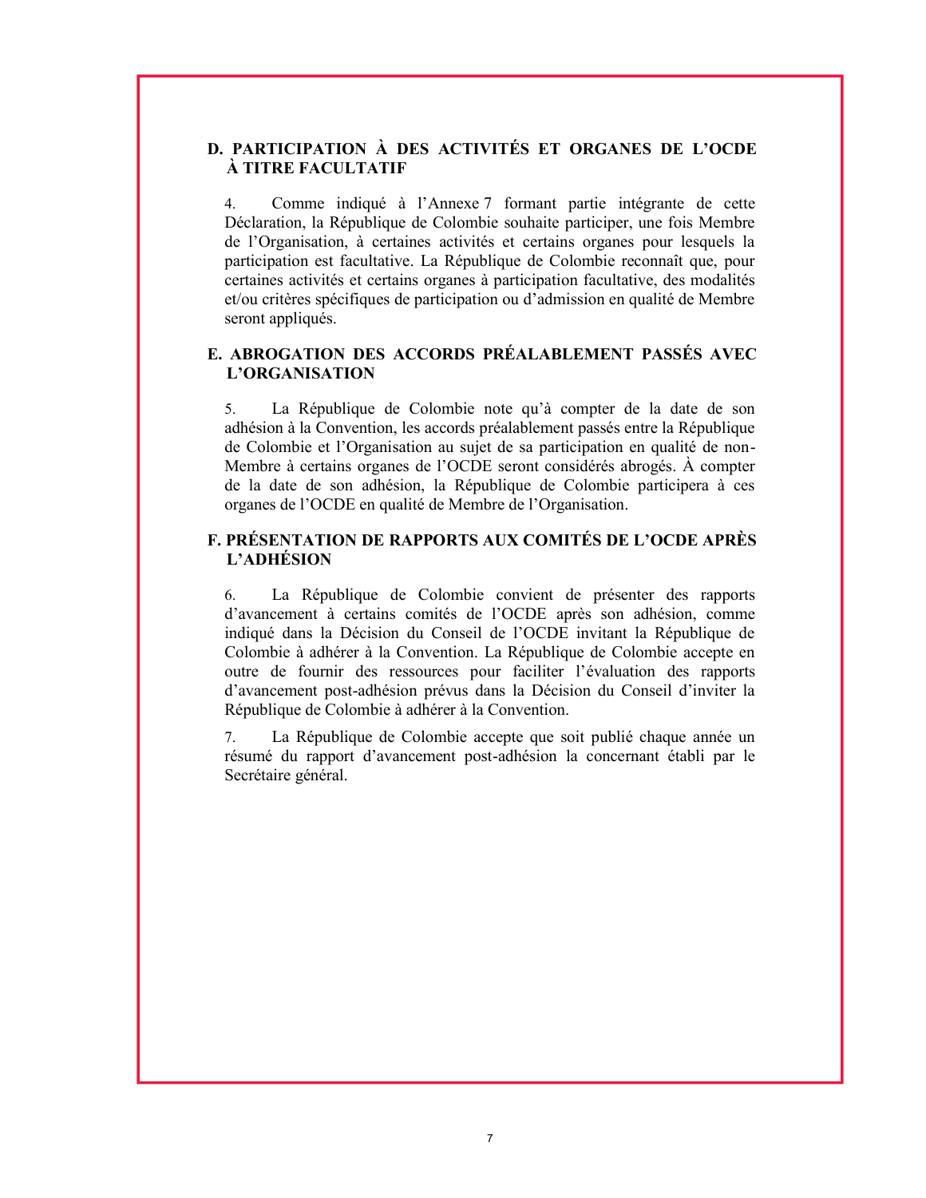## D. PARTICIPATION À DES ACTIVITÉS ET ORGANES DE L'OCDE À TITRE FACULTATIF

4. Comme indiqué à l'Annexe 7 formant partie intégrante de cette Déclaration, la République de Colombie souhaite participer, une fois Membre de l'Organisation, à certaines activités et certains organes pour lesquels la participation est facultative. La République de Colombie reconnaît que, pour certaines activités et certains organes à participation facultative, des modalités et/ou critères spécifiques de participation ou d'admission en qualité de Membre seront appliqués.

## E. ABROGATION DES ACCORDS PRÉALABLEMENT PASSÉS AVEC L'ORGANISATION

5. La République de Colombie note qu'à compter de la date de son adhésion à la Convention, les accords préalablement passés entre la République de Colombie et l'Organisation au sujet de sa participation en qualité de non-Membre à certains organes de l'OCDE seront considérés abrogés. À compter de la date de son adhésion, la République de Colombie participera à ces organes de l'OCDE en qualité de Membre de l'Organisation.

## F. PRÉSENTATION DE RAPPORTS AUX COMITÉS DE L'OCDE APRÈS L'ADHÉSION

6. La République de Colombie convient de présenter des rapports d'avancement à certains comités de l'OCDE après son adhésion, comme indiqué dans la Décision du Conseil de l'OCDE invitant la République de Colombie à adhérer à la Convention. La République de Colombie accepte en outre de fournir des ressources pour faciliter l'évaluation des rapports d'avancement post-adhésion prévus dans la Décision du Conseil d'inviter la République de Colombie à adhérer à la Convention.

7. La République de Colombie accepte que soit publié chaque année un résumé du rapport d'avancement post-adhésion la concernant établi par le Secrétaire général.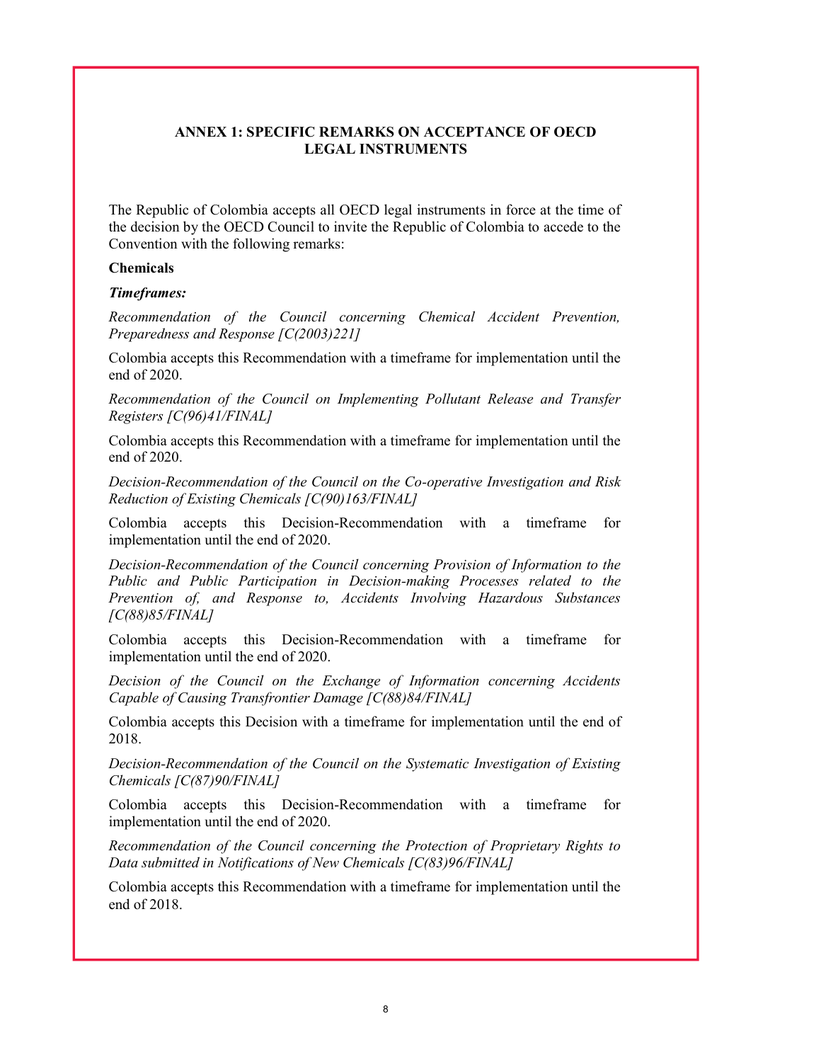## ANNEX 1: SPECIFIC REMARKS ON ACCEPTANCE OF OECD LEGAL INSTRUMENTS

The Republic of Colombia accepts all OECD legal instruments in force at the time of the decision by the OECD Council to invite the Republic of Colombia to accede to the Convention with the following remarks:

**Chemicals**

***Timeframes:***

*Recommendation of the Council concerning Chemical Accident Prevention, Preparedness and Response [C(2003)221]*

Colombia accepts this Recommendation with a timeframe for implementation until the end of 2020.

*Recommendation of the Council on Implementing Pollutant Release and Transfer Registers [C(96)41/FINAL]*

Colombia accepts this Recommendation with a timeframe for implementation until the end of 2020.

*Decision-Recommendation of the Council on the Co-operative Investigation and Risk Reduction of Existing Chemicals [C(90)163/FINAL]*

Colombia accepts this Decision-Recommendation with a timeframe for implementation until the end of 2020.

*Decision-Recommendation of the Council concerning Provision of Information to the Public and Public Participation in Decision-making Processes related to the Prevention of, and Response to, Accidents Involving Hazardous Substances [C(88)85/FINAL]*

Colombia accepts this Decision-Recommendation with a timeframe for implementation until the end of 2020.

*Decision of the Council on the Exchange of Information concerning Accidents Capable of Causing Transfrontier Damage [C(88)84/FINAL]*

Colombia accepts this Decision with a timeframe for implementation until the end of 2018.

*Decision-Recommendation of the Council on the Systematic Investigation of Existing Chemicals [C(87)90/FINAL]*

Colombia accepts this Decision-Recommendation with a timeframe for implementation until the end of 2020.

*Recommendation of the Council concerning the Protection of Proprietary Rights to Data submitted in Notifications of New Chemicals [C(83)96/FINAL]*

Colombia accepts this Recommendation with a timeframe for implementation until the end of 2018.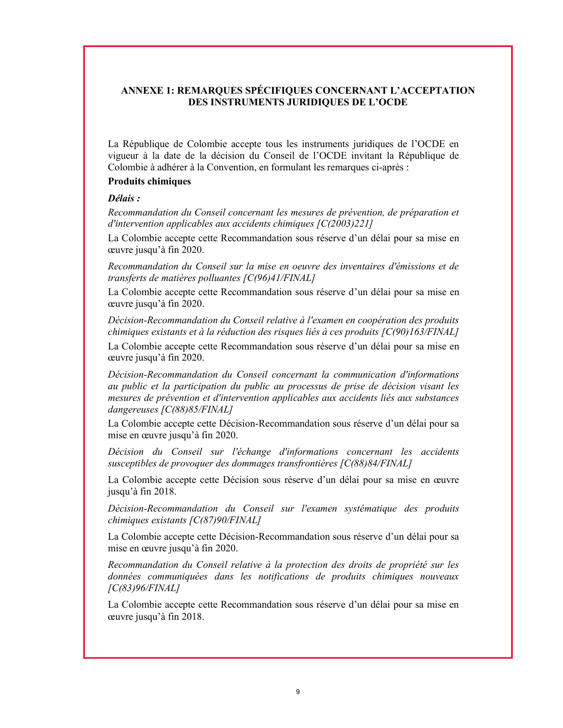## ANNEXE 1: REMARQUES SPÉCIFIQUES CONCERNANT L'ACCEPTATION DES INSTRUMENTS JURIDIQUES DE L'OCDE

La République de Colombie accepte tous les instruments juridiques de l'OCDE en vigueur à la date de la décision du Conseil de l'OCDE invitant la République de Colombie à adhérer à la Convention, en formulant les remarques ci-après :

**Produits chimiques**

***Délais :***

*Recommandation du Conseil concernant les mesures de prévention, de préparation et d'intervention applicables aux accidents chimiques [C(2003)221]*

La Colombie accepte cette Recommandation sous réserve d'un délai pour sa mise en œuvre jusqu'à fin 2020.

*Recommandation du Conseil sur la mise en oeuvre des inventaires d'émissions et de transferts de matières polluantes [C(96)41/FINAL]*

La Colombie accepte cette Recommandation sous réserve d'un délai pour sa mise en œuvre jusqu'à fin 2020.

*Décision-Recommandation du Conseil relative à l'examen en coopération des produits chimiques existants et à la réduction des risques liés à ces produits [C(90)163/FINAL]*

La Colombie accepte cette Recommandation sous réserve d'un délai pour sa mise en œuvre jusqu'à fin 2020.

*Décision-Recommandation du Conseil concernant la communication d'informations au public et la participation du public au processus de prise de décision visant les mesures de prévention et d'intervention applicables aux accidents liés aux substances dangereuses [C(88)85/FINAL]*

La Colombie accepte cette Décision-Recommandation sous réserve d'un délai pour sa mise en œuvre jusqu'à fin 2020.

*Décision du Conseil sur l'échange d'informations concernant les accidents susceptibles de provoquer des dommages transfrontières [C(88)84/FINAL]*

La Colombie accepte cette Décision sous réserve d'un délai pour sa mise en œuvre jusqu'à fin 2018.

*Décision-Recommandation du Conseil sur l'examen systématique des produits chimiques existants [C(87)90/FINAL]*

La Colombie accepte cette Décision-Recommandation sous réserve d'un délai pour sa mise en œuvre jusqu'à fin 2020.

*Recommandation du Conseil relative à la protection des droits de propriété sur les données communiquées dans les notifications de produits chimiques nouveaux [C(83)96/FINAL]*

La Colombie accepte cette Recommandation sous réserve d'un délai pour sa mise en œuvre jusqu'à fin 2018.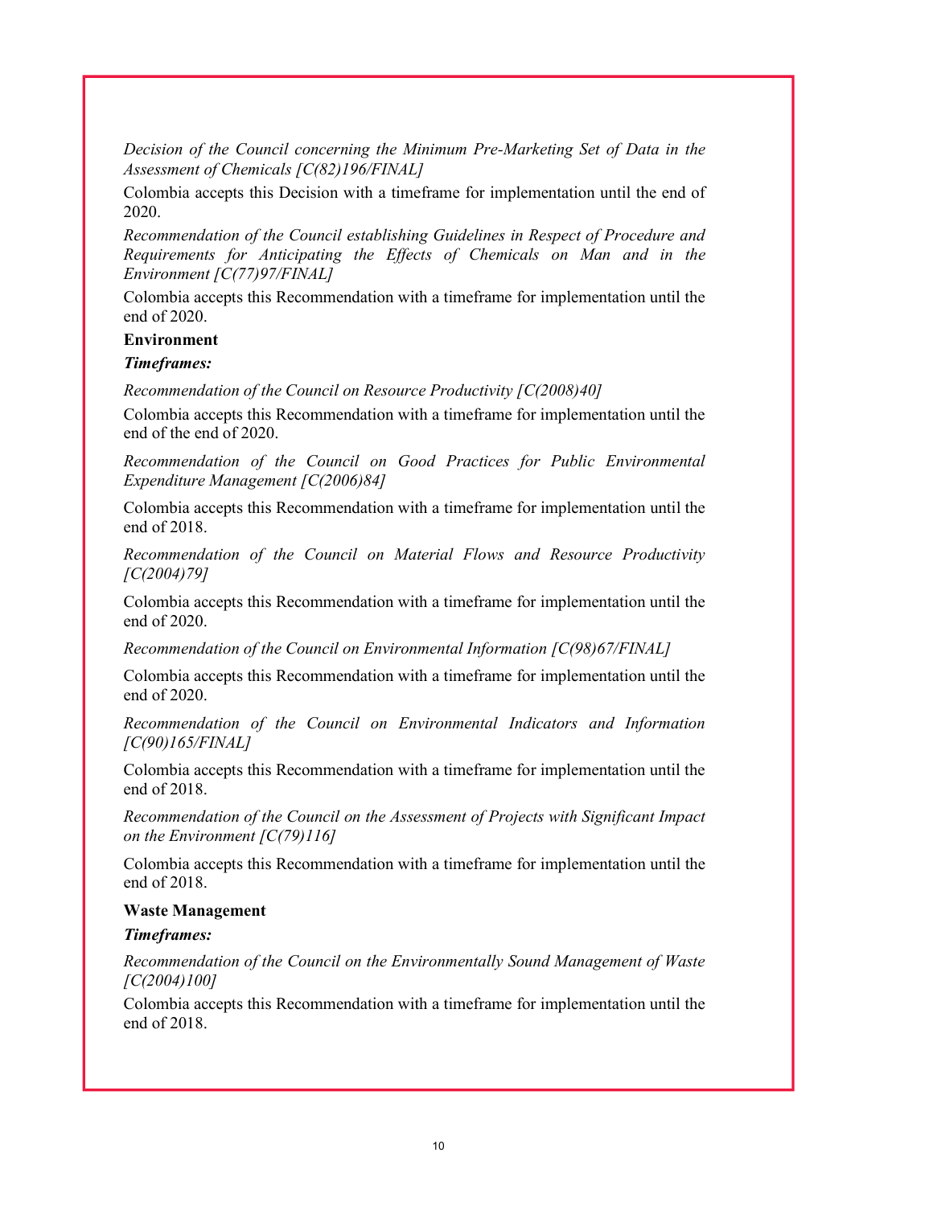*Decision of the Council concerning the Minimum Pre-Marketing Set of Data in the Assessment of Chemicals [C(82)196/FINAL]*

Colombia accepts this Decision with a timeframe for implementation until the end of 2020.

*Recommendation of the Council establishing Guidelines in Respect of Procedure and Requirements for Anticipating the Effects of Chemicals on Man and in the Environment [C(77)97/FINAL]*

Colombia accepts this Recommendation with a timeframe for implementation until the end of 2020.

**Environment**

***Timeframes:***

*Recommendation of the Council on Resource Productivity [C(2008)40]*

Colombia accepts this Recommendation with a timeframe for implementation until the end of the end of 2020.

*Recommendation of the Council on Good Practices for Public Environmental Expenditure Management [C(2006)84]*

Colombia accepts this Recommendation with a timeframe for implementation until the end of 2018.

*Recommendation of the Council on Material Flows and Resource Productivity [C(2004)79]*

Colombia accepts this Recommendation with a timeframe for implementation until the end of 2020.

*Recommendation of the Council on Environmental Information [C(98)67/FINAL]*

Colombia accepts this Recommendation with a timeframe for implementation until the end of 2020.

*Recommendation of the Council on Environmental Indicators and Information [C(90)165/FINAL]*

Colombia accepts this Recommendation with a timeframe for implementation until the end of 2018.

*Recommendation of the Council on the Assessment of Projects with Significant Impact on the Environment [C(79)116]*

Colombia accepts this Recommendation with a timeframe for implementation until the end of 2018.

**Waste Management**

***Timeframes:***

*Recommendation of the Council on the Environmentally Sound Management of Waste [C(2004)100]*

Colombia accepts this Recommendation with a timeframe for implementation until the end of 2018.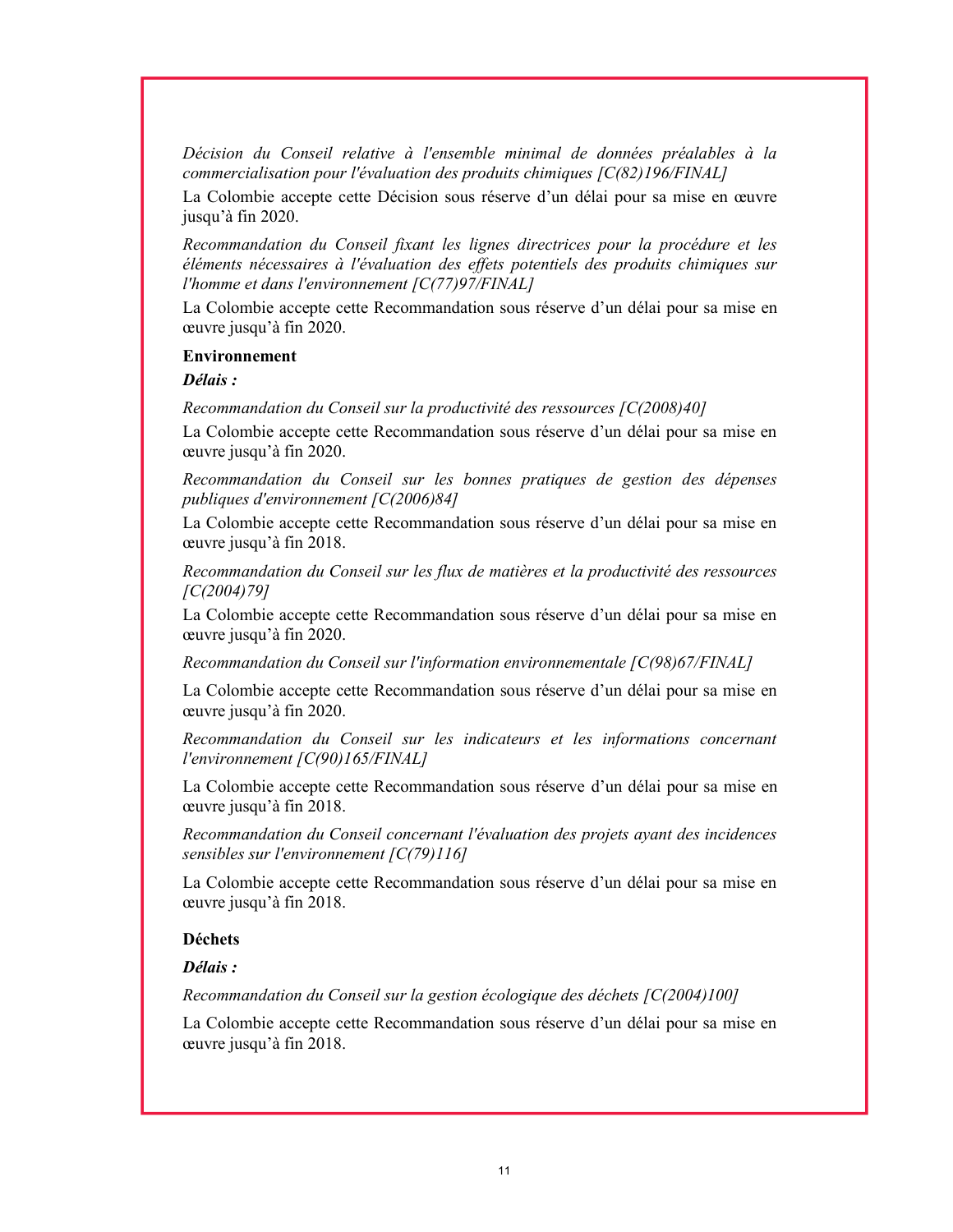*Décision du Conseil relative à l'ensemble minimal de données préalables à la commercialisation pour l'évaluation des produits chimiques [C(82)196/FINAL]*

La Colombie accepte cette Décision sous réserve d'un délai pour sa mise en œuvre jusqu'à fin 2020.

*Recommandation du Conseil fixant les lignes directrices pour la procédure et les éléments nécessaires à l'évaluation des effets potentiels des produits chimiques sur l'homme et dans l'environnement [C(77)97/FINAL]*

La Colombie accepte cette Recommandation sous réserve d'un délai pour sa mise en œuvre jusqu'à fin 2020.

**Environnement**

***Délais :***

*Recommandation du Conseil sur la productivité des ressources [C(2008)40]*

La Colombie accepte cette Recommandation sous réserve d'un délai pour sa mise en œuvre jusqu'à fin 2020.

*Recommandation du Conseil sur les bonnes pratiques de gestion des dépenses publiques d'environnement [C(2006)84]*

La Colombie accepte cette Recommandation sous réserve d'un délai pour sa mise en œuvre jusqu'à fin 2018.

*Recommandation du Conseil sur les flux de matières et la productivité des ressources [C(2004)79]*

La Colombie accepte cette Recommandation sous réserve d'un délai pour sa mise en œuvre jusqu'à fin 2020.

*Recommandation du Conseil sur l'information environnementale [C(98)67/FINAL]*

La Colombie accepte cette Recommandation sous réserve d'un délai pour sa mise en œuvre jusqu'à fin 2020.

*Recommandation du Conseil sur les indicateurs et les informations concernant l'environnement [C(90)165/FINAL]*

La Colombie accepte cette Recommandation sous réserve d'un délai pour sa mise en œuvre jusqu'à fin 2018.

*Recommandation du Conseil concernant l'évaluation des projets ayant des incidences sensibles sur l'environnement [C(79)116]*

La Colombie accepte cette Recommandation sous réserve d'un délai pour sa mise en œuvre jusqu'à fin 2018.

**Déchets**

***Délais :***

*Recommandation du Conseil sur la gestion écologique des déchets [C(2004)100]*

La Colombie accepte cette Recommandation sous réserve d'un délai pour sa mise en œuvre jusqu'à fin 2018.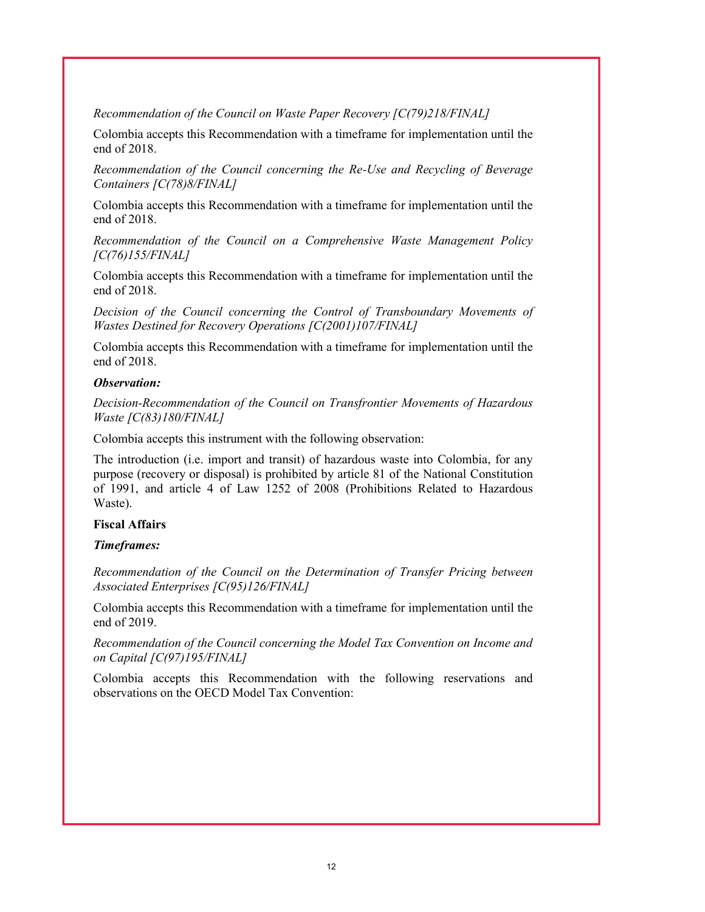*Recommendation of the Council on Waste Paper Recovery [C(79)218/FINAL]*

Colombia accepts this Recommendation with a timeframe for implementation until the end of 2018.

*Recommendation of the Council concerning the Re-Use and Recycling of Beverage Containers [C(78)8/FINAL]*

Colombia accepts this Recommendation with a timeframe for implementation until the end of 2018.

*Recommendation of the Council on a Comprehensive Waste Management Policy [C(76)155/FINAL]*

Colombia accepts this Recommendation with a timeframe for implementation until the end of 2018.

*Decision of the Council concerning the Control of Transboundary Movements of Wastes Destined for Recovery Operations [C(2001)107/FINAL]*

Colombia accepts this Recommendation with a timeframe for implementation until the end of 2018.

***Observation:***

*Decision-Recommendation of the Council on Transfrontier Movements of Hazardous Waste [C(83)180/FINAL]*

Colombia accepts this instrument with the following observation:

The introduction (i.e. import and transit) of hazardous waste into Colombia, for any purpose (recovery or disposal) is prohibited by article 81 of the National Constitution of 1991, and article 4 of Law 1252 of 2008 (Prohibitions Related to Hazardous Waste).

**Fiscal Affairs**

***Timeframes:***

*Recommendation of the Council on the Determination of Transfer Pricing between Associated Enterprises [C(95)126/FINAL]*

Colombia accepts this Recommendation with a timeframe for implementation until the end of 2019.

*Recommendation of the Council concerning the Model Tax Convention on Income and on Capital [C(97)195/FINAL]*

Colombia accepts this Recommendation with the following reservations and observations on the OECD Model Tax Convention: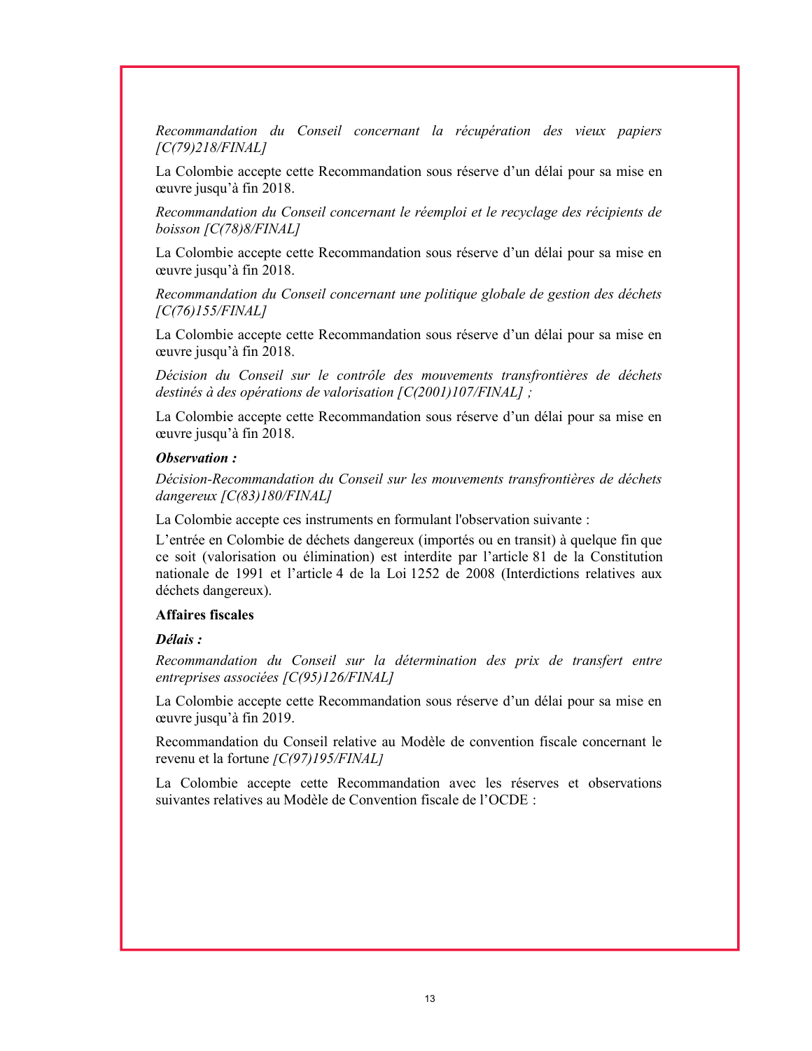*Recommandation du Conseil concernant la récupération des vieux papiers [C(79)218/FINAL]*

La Colombie accepte cette Recommandation sous réserve d'un délai pour sa mise en œuvre jusqu'à fin 2018.

*Recommandation du Conseil concernant le réemploi et le recyclage des récipients de boisson [C(78)8/FINAL]*

La Colombie accepte cette Recommandation sous réserve d'un délai pour sa mise en œuvre jusqu'à fin 2018.

*Recommandation du Conseil concernant une politique globale de gestion des déchets [C(76)155/FINAL]*

La Colombie accepte cette Recommandation sous réserve d'un délai pour sa mise en œuvre jusqu'à fin 2018.

*Décision du Conseil sur le contrôle des mouvements transfrontières de déchets destinés à des opérations de valorisation [C(2001)107/FINAL] ;*

La Colombie accepte cette Recommandation sous réserve d'un délai pour sa mise en œuvre jusqu'à fin 2018.

***Observation :***

*Décision-Recommandation du Conseil sur les mouvements transfrontières de déchets dangereux [C(83)180/FINAL]*

La Colombie accepte ces instruments en formulant l'observation suivante :

L'entrée en Colombie de déchets dangereux (importés ou en transit) à quelque fin que ce soit (valorisation ou élimination) est interdite par l'article 81 de la Constitution nationale de 1991 et l'article 4 de la Loi 1252 de 2008 (Interdictions relatives aux déchets dangereux).

**Affaires fiscales**

***Délais :***

*Recommandation du Conseil sur la détermination des prix de transfert entre entreprises associées [C(95)126/FINAL]*

La Colombie accepte cette Recommandation sous réserve d'un délai pour sa mise en œuvre jusqu'à fin 2019.

Recommandation du Conseil relative au Modèle de convention fiscale concernant le revenu et la fortune *[C(97)195/FINAL]*

La Colombie accepte cette Recommandation avec les réserves et observations suivantes relatives au Modèle de Convention fiscale de l'OCDE :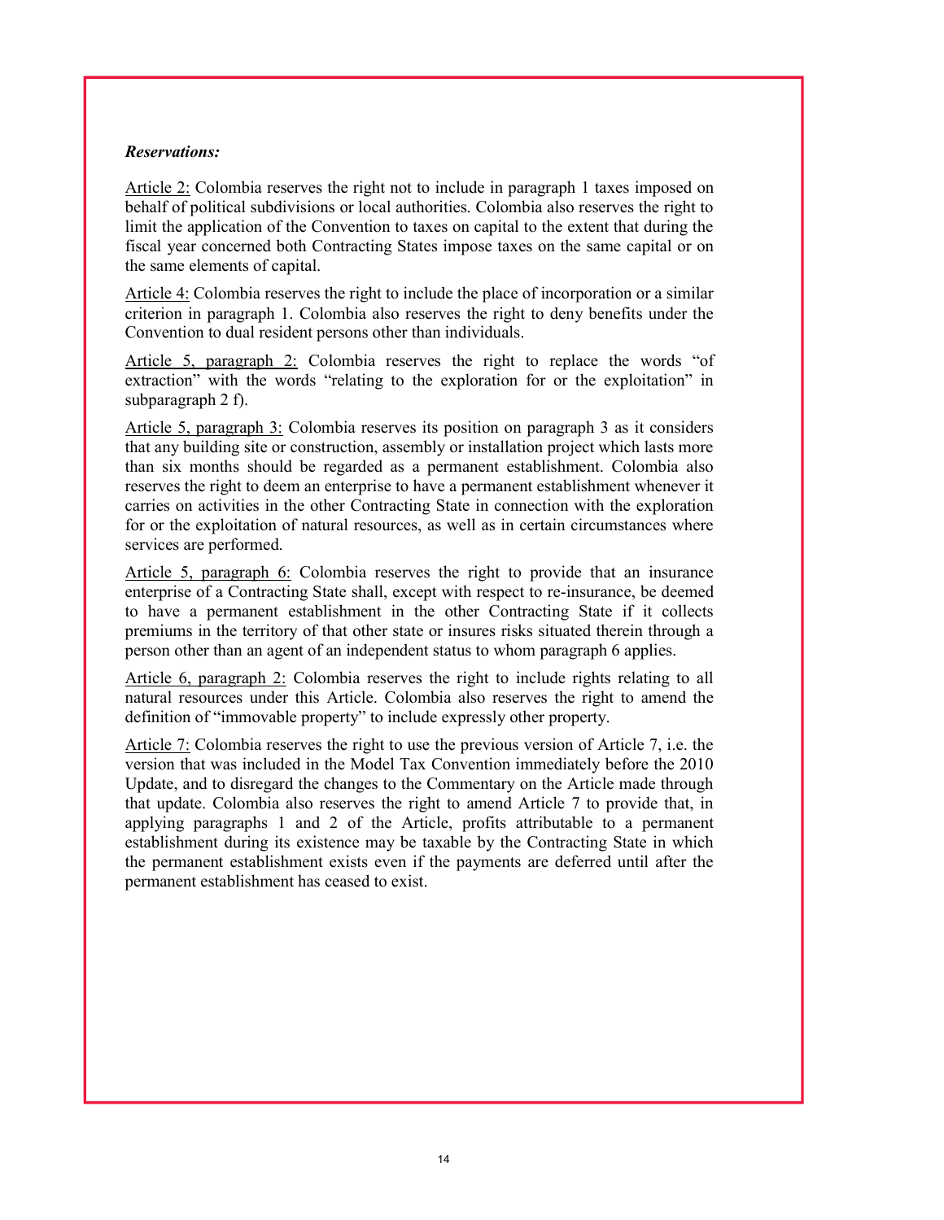***Reservations:***

Article 2: Colombia reserves the right not to include in paragraph 1 taxes imposed on behalf of political subdivisions or local authorities. Colombia also reserves the right to limit the application of the Convention to taxes on capital to the extent that during the fiscal year concerned both Contracting States impose taxes on the same capital or on the same elements of capital.

Article 4: Colombia reserves the right to include the place of incorporation or a similar criterion in paragraph 1. Colombia also reserves the right to deny benefits under the Convention to dual resident persons other than individuals.

Article 5, paragraph 2: Colombia reserves the right to replace the words "of extraction" with the words "relating to the exploration for or the exploitation" in subparagraph 2 f).

Article 5, paragraph 3: Colombia reserves its position on paragraph 3 as it considers that any building site or construction, assembly or installation project which lasts more than six months should be regarded as a permanent establishment. Colombia also reserves the right to deem an enterprise to have a permanent establishment whenever it carries on activities in the other Contracting State in connection with the exploration for or the exploitation of natural resources, as well as in certain circumstances where services are performed.

Article 5, paragraph 6: Colombia reserves the right to provide that an insurance enterprise of a Contracting State shall, except with respect to re-insurance, be deemed to have a permanent establishment in the other Contracting State if it collects premiums in the territory of that other state or insures risks situated therein through a person other than an agent of an independent status to whom paragraph 6 applies.

Article 6, paragraph 2: Colombia reserves the right to include rights relating to all natural resources under this Article. Colombia also reserves the right to amend the definition of "immovable property" to include expressly other property.

Article 7: Colombia reserves the right to use the previous version of Article 7, i.e. the version that was included in the Model Tax Convention immediately before the 2010 Update, and to disregard the changes to the Commentary on the Article made through that update. Colombia also reserves the right to amend Article 7 to provide that, in applying paragraphs 1 and 2 of the Article, profits attributable to a permanent establishment during its existence may be taxable by the Contracting State in which the permanent establishment exists even if the payments are deferred until after the permanent establishment has ceased to exist.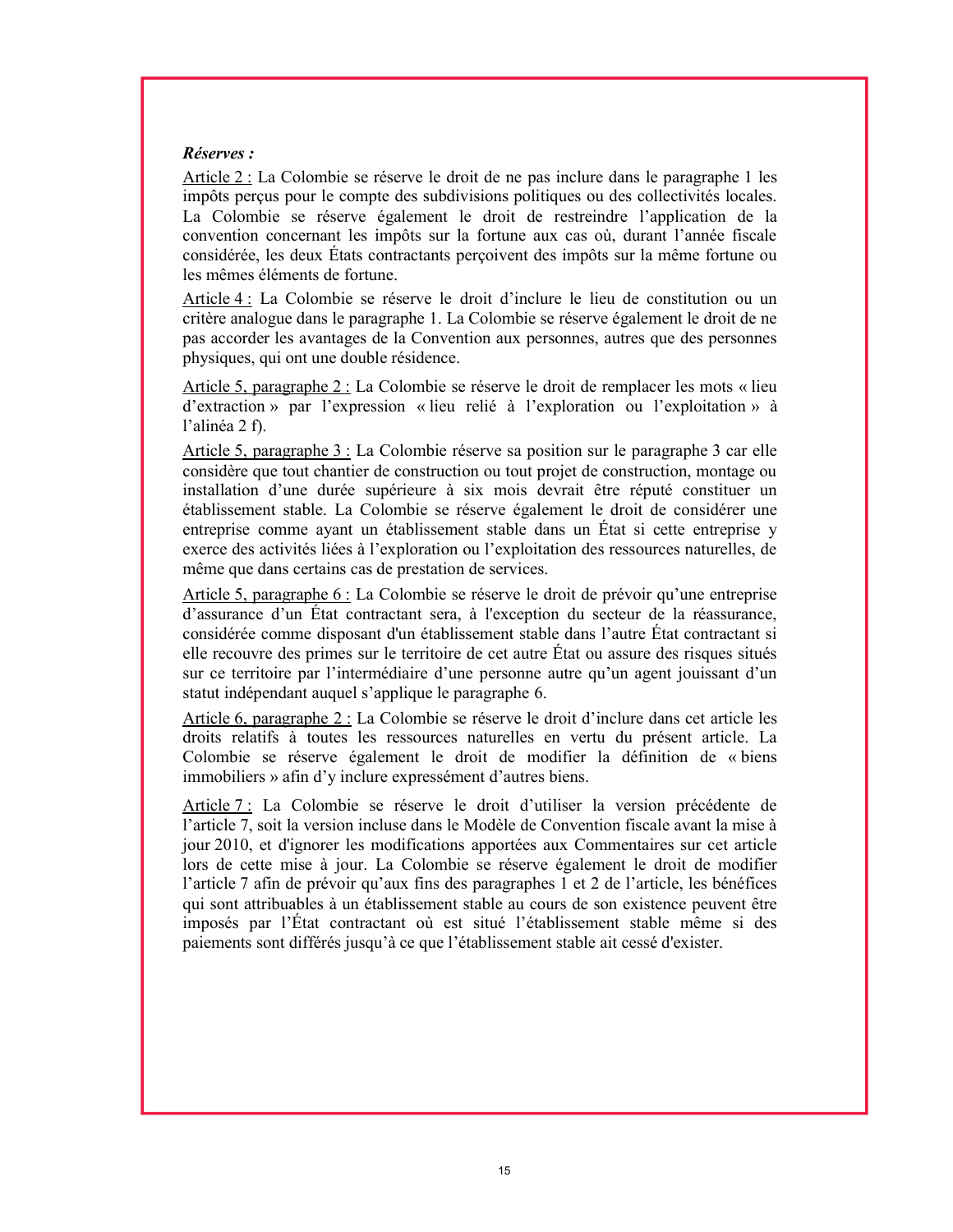***Réserves :***

Article 2 : La Colombie se réserve le droit de ne pas inclure dans le paragraphe 1 les impôts perçus pour le compte des subdivisions politiques ou des collectivités locales. La Colombie se réserve également le droit de restreindre l'application de la convention concernant les impôts sur la fortune aux cas où, durant l'année fiscale considérée, les deux États contractants perçoivent des impôts sur la même fortune ou les mêmes éléments de fortune.

Article 4 : La Colombie se réserve le droit d'inclure le lieu de constitution ou un critère analogue dans le paragraphe 1. La Colombie se réserve également le droit de ne pas accorder les avantages de la Convention aux personnes, autres que des personnes physiques, qui ont une double résidence.

Article 5, paragraphe 2 : La Colombie se réserve le droit de remplacer les mots « lieu d'extraction » par l'expression « lieu relié à l'exploration ou l'exploitation » à l'alinéa 2 f).

Article 5, paragraphe 3 : La Colombie réserve sa position sur le paragraphe 3 car elle considère que tout chantier de construction ou tout projet de construction, montage ou installation d'une durée supérieure à six mois devrait être réputé constituer un établissement stable. La Colombie se réserve également le droit de considérer une entreprise comme ayant un établissement stable dans un État si cette entreprise y exerce des activités liées à l'exploration ou l'exploitation des ressources naturelles, de même que dans certains cas de prestation de services.

Article 5, paragraphe 6 : La Colombie se réserve le droit de prévoir qu'une entreprise d'assurance d'un État contractant sera, à l'exception du secteur de la réassurance, considérée comme disposant d'un établissement stable dans l'autre État contractant si elle recouvre des primes sur le territoire de cet autre État ou assure des risques situés sur ce territoire par l'intermédiaire d'une personne autre qu'un agent jouissant d'un statut indépendant auquel s'applique le paragraphe 6.

Article 6, paragraphe 2 : La Colombie se réserve le droit d'inclure dans cet article les droits relatifs à toutes les ressources naturelles en vertu du présent article. La Colombie se réserve également le droit de modifier la définition de « biens immobiliers » afin d'y inclure expressément d'autres biens.

Article 7 : La Colombie se réserve le droit d'utiliser la version précédente de l'article 7, soit la version incluse dans le Modèle de Convention fiscale avant la mise à jour 2010, et d'ignorer les modifications apportées aux Commentaires sur cet article lors de cette mise à jour. La Colombie se réserve également le droit de modifier l'article 7 afin de prévoir qu'aux fins des paragraphes 1 et 2 de l'article, les bénéfices qui sont attribuables à un établissement stable au cours de son existence peuvent être imposés par l'État contractant où est situé l'établissement stable même si des paiements sont différés jusqu'à ce que l'établissement stable ait cessé d'exister.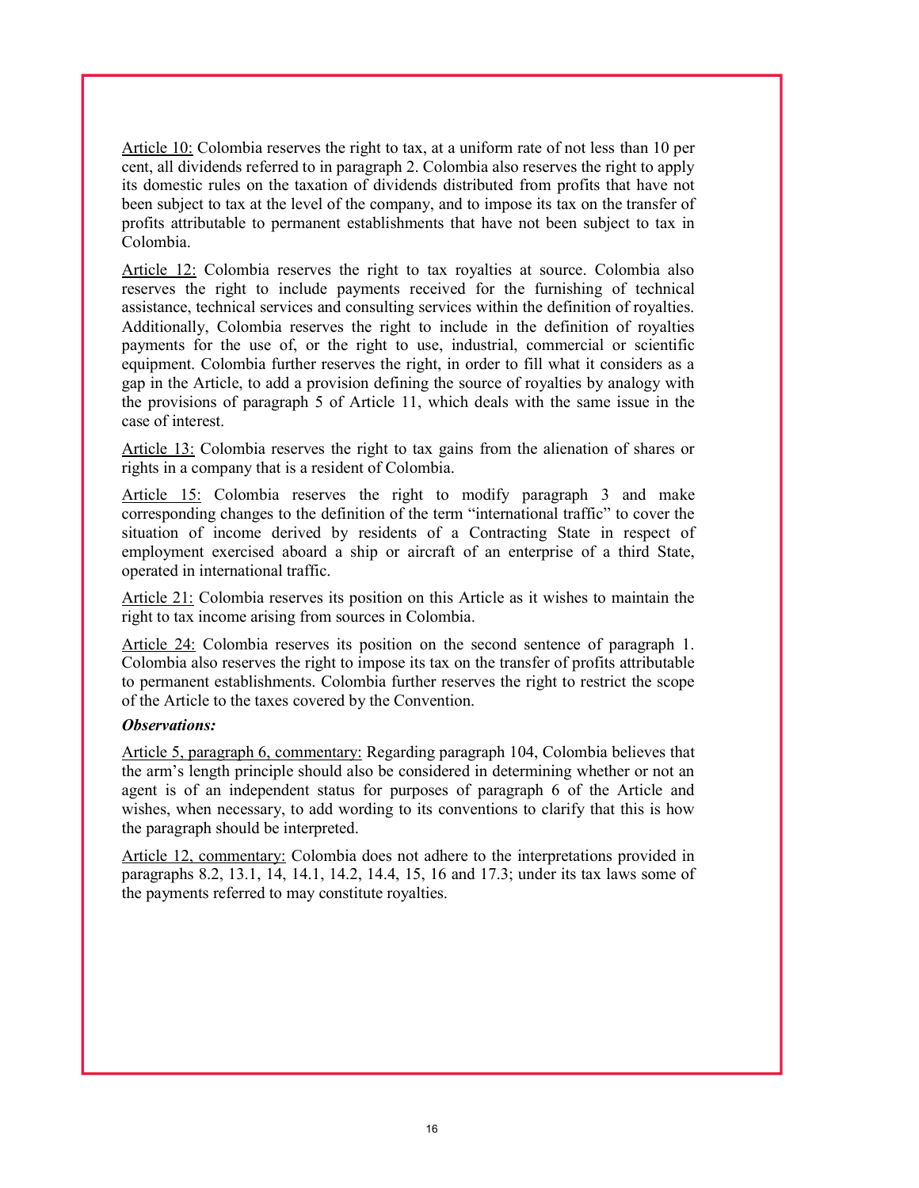Article 10: Colombia reserves the right to tax, at a uniform rate of not less than 10 per cent, all dividends referred to in paragraph 2. Colombia also reserves the right to apply its domestic rules on the taxation of dividends distributed from profits that have not been subject to tax at the level of the company, and to impose its tax on the transfer of profits attributable to permanent establishments that have not been subject to tax in Colombia.

Article 12: Colombia reserves the right to tax royalties at source. Colombia also reserves the right to include payments received for the furnishing of technical assistance, technical services and consulting services within the definition of royalties. Additionally, Colombia reserves the right to include in the definition of royalties payments for the use of, or the right to use, industrial, commercial or scientific equipment. Colombia further reserves the right, in order to fill what it considers as a gap in the Article, to add a provision defining the source of royalties by analogy with the provisions of paragraph 5 of Article 11, which deals with the same issue in the case of interest.

Article 13: Colombia reserves the right to tax gains from the alienation of shares or rights in a company that is a resident of Colombia.

Article 15: Colombia reserves the right to modify paragraph 3 and make corresponding changes to the definition of the term "international traffic" to cover the situation of income derived by residents of a Contracting State in respect of employment exercised aboard a ship or aircraft of an enterprise of a third State, operated in international traffic.

Article 21: Colombia reserves its position on this Article as it wishes to maintain the right to tax income arising from sources in Colombia.

Article 24: Colombia reserves its position on the second sentence of paragraph 1. Colombia also reserves the right to impose its tax on the transfer of profits attributable to permanent establishments. Colombia further reserves the right to restrict the scope of the Article to the taxes covered by the Convention.

***Observations:***

Article 5, paragraph 6, commentary: Regarding paragraph 104, Colombia believes that the arm's length principle should also be considered in determining whether or not an agent is of an independent status for purposes of paragraph 6 of the Article and wishes, when necessary, to add wording to its conventions to clarify that this is how the paragraph should be interpreted.

Article 12, commentary: Colombia does not adhere to the interpretations provided in paragraphs 8.2, 13.1, 14, 14.1, 14.2, 14.4, 15, 16 and 17.3; under its tax laws some of the payments referred to may constitute royalties.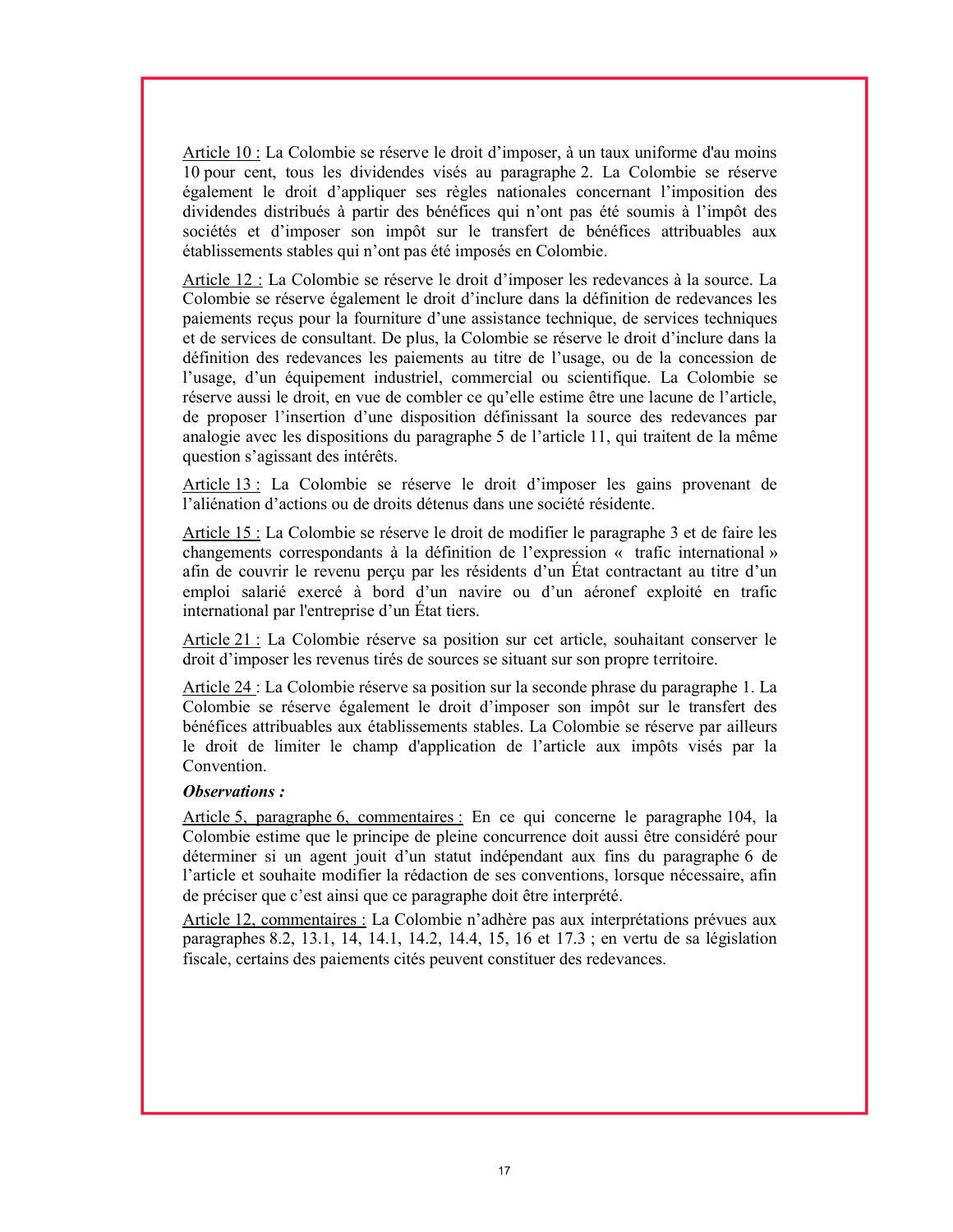Article 10 : La Colombie se réserve le droit d'imposer, à un taux uniforme d'au moins 10 pour cent, tous les dividendes visés au paragraphe 2. La Colombie se réserve également le droit d'appliquer ses règles nationales concernant l'imposition des dividendes distribués à partir des bénéfices qui n'ont pas été soumis à l'impôt des sociétés et d'imposer son impôt sur le transfert de bénéfices attribuables aux établissements stables qui n'ont pas été imposés en Colombie.

Article 12 : La Colombie se réserve le droit d'imposer les redevances à la source. La Colombie se réserve également le droit d'inclure dans la définition de redevances les paiements reçus pour la fourniture d'une assistance technique, de services techniques et de services de consultant. De plus, la Colombie se réserve le droit d'inclure dans la définition des redevances les paiements au titre de l'usage, ou de la concession de l'usage, d'un équipement industriel, commercial ou scientifique. La Colombie se réserve aussi le droit, en vue de combler ce qu'elle estime être une lacune de l'article, de proposer l'insertion d'une disposition définissant la source des redevances par analogie avec les dispositions du paragraphe 5 de l'article 11, qui traitent de la même question s'agissant des intérêts.

Article 13 : La Colombie se réserve le droit d'imposer les gains provenant de l'aliénation d'actions ou de droits détenus dans une société résidente.

Article 15 : La Colombie se réserve le droit de modifier le paragraphe 3 et de faire les changements correspondants à la définition de l'expression « trafic international » afin de couvrir le revenu perçu par les résidents d'un État contractant au titre d'un emploi salarié exercé à bord d'un navire ou d'un aéronef exploité en trafic international par l'entreprise d'un État tiers.

Article 21 : La Colombie réserve sa position sur cet article, souhaitant conserver le droit d'imposer les revenus tirés de sources se situant sur son propre territoire.

Article 24 : La Colombie réserve sa position sur la seconde phrase du paragraphe 1. La Colombie se réserve également le droit d'imposer son impôt sur le transfert des bénéfices attribuables aux établissements stables. La Colombie se réserve par ailleurs le droit de limiter le champ d'application de l'article aux impôts visés par la Convention.

***Observations :***

Article 5, paragraphe 6, commentaires : En ce qui concerne le paragraphe 104, la Colombie estime que le principe de pleine concurrence doit aussi être considéré pour déterminer si un agent jouit d'un statut indépendant aux fins du paragraphe 6 de l'article et souhaite modifier la rédaction de ses conventions, lorsque nécessaire, afin de préciser que c'est ainsi que ce paragraphe doit être interprété.

Article 12, commentaires : La Colombie n'adhère pas aux interprétations prévues aux paragraphes 8.2, 13.1, 14, 14.1, 14.2, 14.4, 15, 16 et 17.3 ; en vertu de sa législation fiscale, certains des paiements cités peuvent constituer des redevances.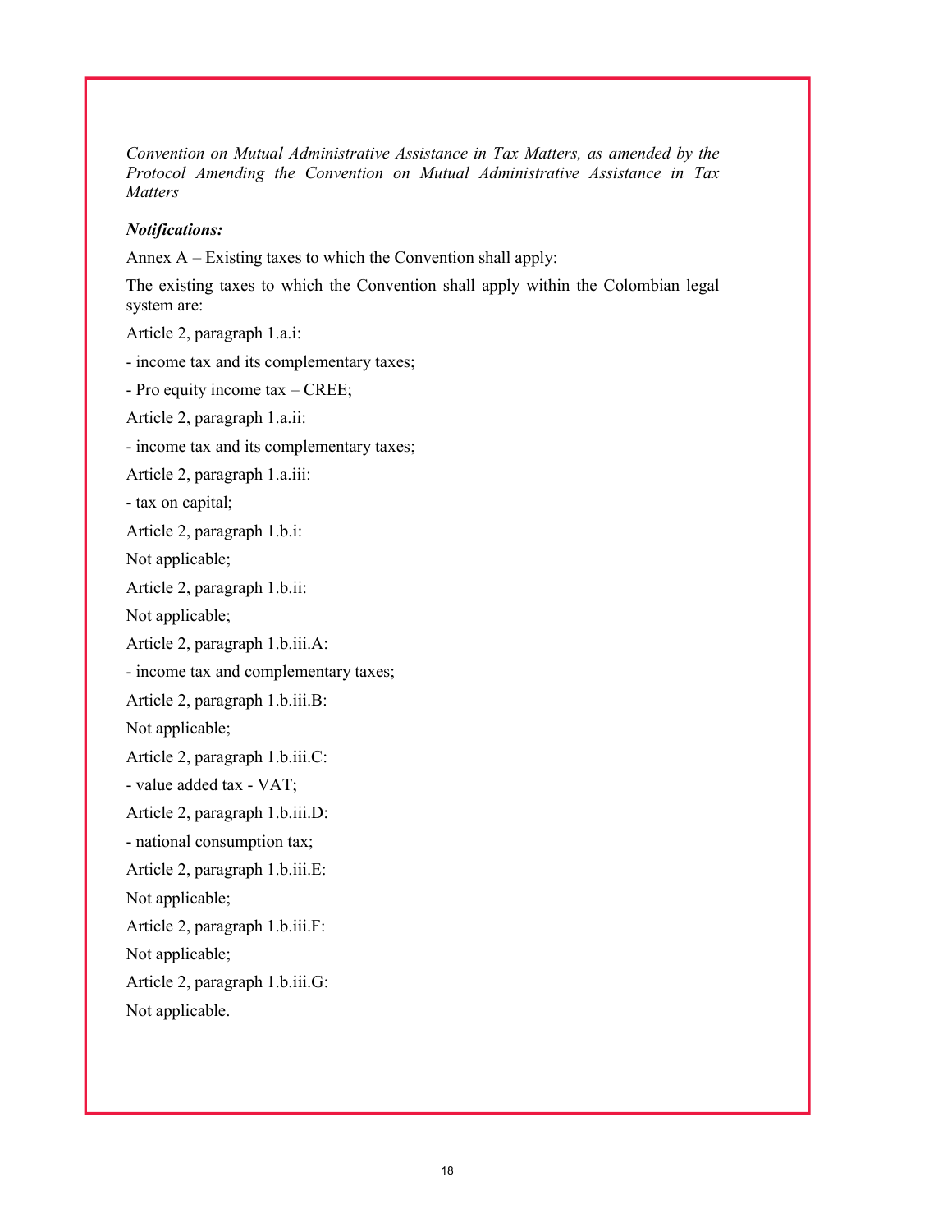*Convention on Mutual Administrative Assistance in Tax Matters, as amended by the Protocol Amending the Convention on Mutual Administrative Assistance in Tax Matters*

***Notifications:***

Annex A – Existing taxes to which the Convention shall apply:

The existing taxes to which the Convention shall apply within the Colombian legal system are:

Article 2, paragraph 1.a.i:

- income tax and its complementary taxes;

- Pro equity income tax – CREE;

Article 2, paragraph 1.a.ii:

- income tax and its complementary taxes;

Article 2, paragraph 1.a.iii:

- tax on capital;

Article 2, paragraph 1.b.i:

Not applicable;

Article 2, paragraph 1.b.ii:

Not applicable;

Article 2, paragraph 1.b.iii.A:

- income tax and complementary taxes;

Article 2, paragraph 1.b.iii.B:

Not applicable;

Article 2, paragraph 1.b.iii.C:

- value added tax - VAT;

Article 2, paragraph 1.b.iii.D:

- national consumption tax;

Article 2, paragraph 1.b.iii.E:

Not applicable;

Article 2, paragraph 1.b.iii.F:

Not applicable;

Article 2, paragraph 1.b.iii.G:

Not applicable.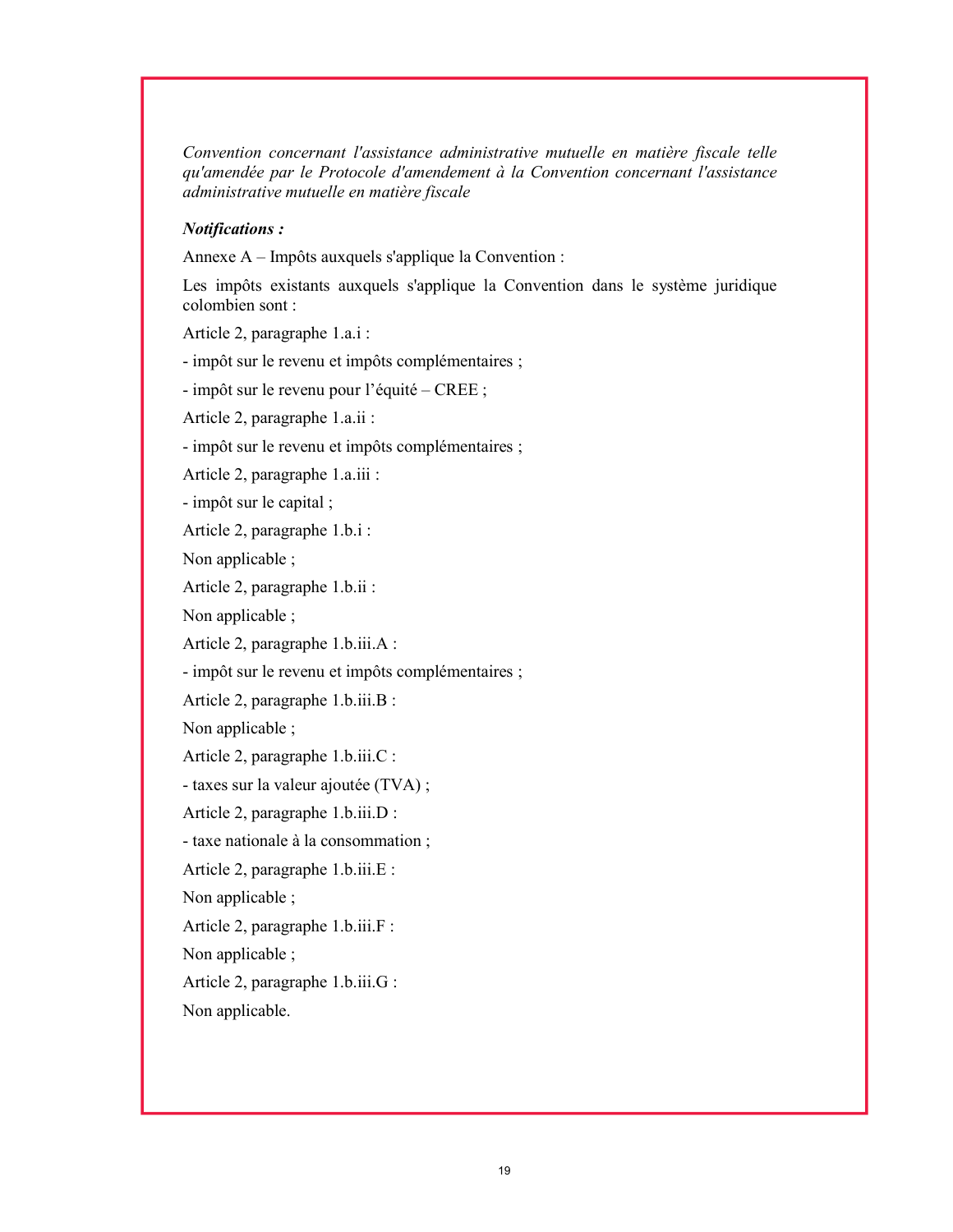*Convention concernant l'assistance administrative mutuelle en matière fiscale telle qu'amendée par le Protocole d'amendement à la Convention concernant l'assistance administrative mutuelle en matière fiscale*

***Notifications :***

Annexe A – Impôts auxquels s'applique la Convention :

Les impôts existants auxquels s'applique la Convention dans le système juridique colombien sont :

Article 2, paragraphe 1.a.i :

- impôt sur le revenu et impôts complémentaires ;

- impôt sur le revenu pour l'équité – CREE ;

Article 2, paragraphe 1.a.ii :

- impôt sur le revenu et impôts complémentaires ;

Article 2, paragraphe 1.a.iii :

- impôt sur le capital ;

Article 2, paragraphe 1.b.i :

Non applicable ;

Article 2, paragraphe 1.b.ii :

Non applicable ;

Article 2, paragraphe 1.b.iii.A :

- impôt sur le revenu et impôts complémentaires ;

Article 2, paragraphe 1.b.iii.B :

Non applicable ;

Article 2, paragraphe 1.b.iii.C :

- taxes sur la valeur ajoutée (TVA) ;

Article 2, paragraphe 1.b.iii.D :

- taxe nationale à la consommation ;

Article 2, paragraphe 1.b.iii.E :

Non applicable ;

Article 2, paragraphe 1.b.iii.F :

Non applicable ;

Article 2, paragraphe 1.b.iii.G :

Non applicable.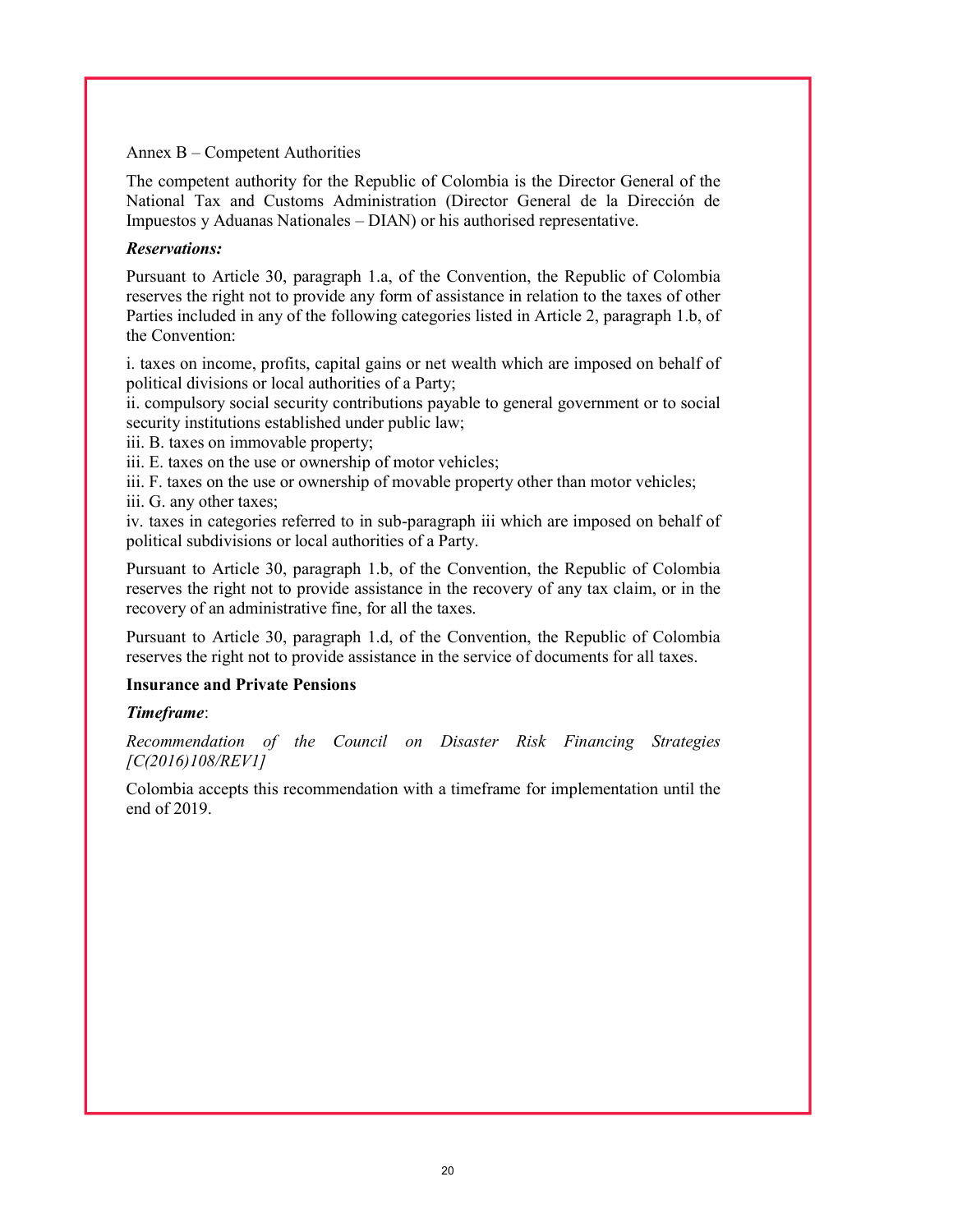Annex B – Competent Authorities

The competent authority for the Republic of Colombia is the Director General of the National Tax and Customs Administration (Director General de la Dirección de Impuestos y Aduanas Nationales – DIAN) or his authorised representative.

***Reservations:***

Pursuant to Article 30, paragraph 1.a, of the Convention, the Republic of Colombia reserves the right not to provide any form of assistance in relation to the taxes of other Parties included in any of the following categories listed in Article 2, paragraph 1.b, of the Convention:

i. taxes on income, profits, capital gains or net wealth which are imposed on behalf of political divisions or local authorities of a Party;
ii. compulsory social security contributions payable to general government or to social security institutions established under public law;
iii. B. taxes on immovable property;
iii. E. taxes on the use or ownership of motor vehicles;
iii. F. taxes on the use or ownership of movable property other than motor vehicles;
iii. G. any other taxes;
iv. taxes in categories referred to in sub-paragraph iii which are imposed on behalf of political subdivisions or local authorities of a Party.

Pursuant to Article 30, paragraph 1.b, of the Convention, the Republic of Colombia reserves the right not to provide assistance in the recovery of any tax claim, or in the recovery of an administrative fine, for all the taxes.

Pursuant to Article 30, paragraph 1.d, of the Convention, the Republic of Colombia reserves the right not to provide assistance in the service of documents for all taxes.

**Insurance and Private Pensions**

***Timeframe***:

*Recommendation of the Council on Disaster Risk Financing Strategies [C(2016)108/REV1]*

Colombia accepts this recommendation with a timeframe for implementation until the end of 2019.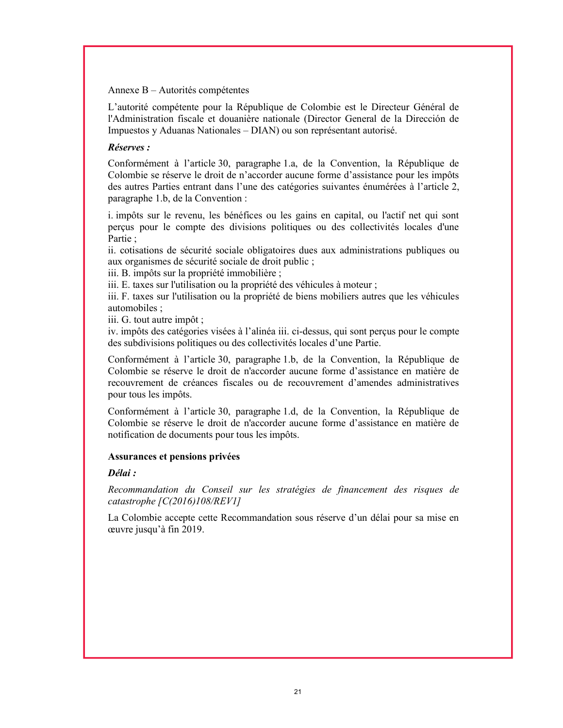Annexe B – Autorités compétentes

L'autorité compétente pour la République de Colombie est le Directeur Général de l'Administration fiscale et douanière nationale (Director General de la Dirección de Impuestos y Aduanas Nacionales – DIAN) ou son représentant autorisé.

***Réserves :***

Conformément à l'article 30, paragraphe 1.a, de la Convention, la République de Colombie se réserve le droit de n'accorder aucune forme d'assistance pour les impôts des autres Parties entrant dans l'une des catégories suivantes énumérées à l'article 2, paragraphe 1.b, de la Convention :

i. impôts sur le revenu, les bénéfices ou les gains en capital, ou l'actif net qui sont perçus pour le compte des divisions politiques ou des collectivités locales d'une Partie ;
ii. cotisations de sécurité sociale obligatoires dues aux administrations publiques ou aux organismes de sécurité sociale de droit public ;
iii. B. impôts sur la propriété immobilière ;
iii. E. taxes sur l'utilisation ou la propriété des véhicules à moteur ;
iii. F. taxes sur l'utilisation ou la propriété de biens mobiliers autres que les véhicules automobiles ;
iii. G. tout autre impôt ;
iv. impôts des catégories visées à l'alinéa iii. ci-dessus, qui sont perçus pour le compte des subdivisions politiques ou des collectivités locales d'une Partie.

Conformément à l'article 30, paragraphe 1.b, de la Convention, la République de Colombie se réserve le droit de n'accorder aucune forme d'assistance en matière de recouvrement de créances fiscales ou de recouvrement d'amendes administratives pour tous les impôts.

Conformément à l'article 30, paragraphe 1.d, de la Convention, la République de Colombie se réserve le droit de n'accorder aucune forme d'assistance en matière de notification de documents pour tous les impôts.

**Assurances et pensions privées**

***Délai :***

*Recommandation du Conseil sur les stratégies de financement des risques de catastrophe [C(2016)108/REV1]*

La Colombie accepte cette Recommandation sous réserve d'un délai pour sa mise en œuvre jusqu'à fin 2019.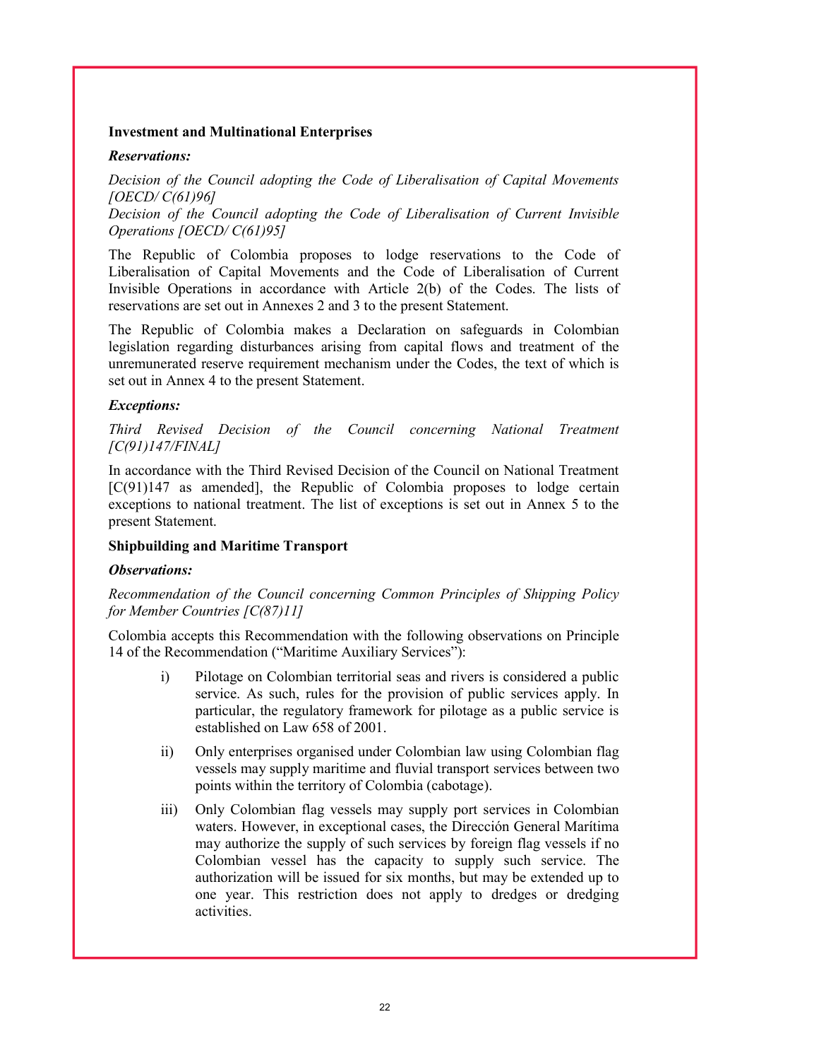**Investment and Multinational Enterprises**

***Reservations:***

*Decision of the Council adopting the Code of Liberalisation of Capital Movements [OECD/ C(61)96]*

*Decision of the Council adopting the Code of Liberalisation of Current Invisible Operations [OECD/ C(61)95]*

The Republic of Colombia proposes to lodge reservations to the Code of Liberalisation of Capital Movements and the Code of Liberalisation of Current Invisible Operations in accordance with Article 2(b) of the Codes. The lists of reservations are set out in Annexes 2 and 3 to the present Statement.

The Republic of Colombia makes a Declaration on safeguards in Colombian legislation regarding disturbances arising from capital flows and treatment of the unremunerated reserve requirement mechanism under the Codes, the text of which is set out in Annex 4 to the present Statement.

***Exceptions:***

*Third Revised Decision of the Council concerning National Treatment [C(91)147/FINAL]*

In accordance with the Third Revised Decision of the Council on National Treatment [C(91)147 as amended], the Republic of Colombia proposes to lodge certain exceptions to national treatment. The list of exceptions is set out in Annex 5 to the present Statement.

**Shipbuilding and Maritime Transport**

***Observations:***

*Recommendation of the Council concerning Common Principles of Shipping Policy for Member Countries [C(87)11]*

Colombia accepts this Recommendation with the following observations on Principle 14 of the Recommendation ("Maritime Auxiliary Services"):

i) Pilotage on Colombian territorial seas and rivers is considered a public service. As such, rules for the provision of public services apply. In particular, the regulatory framework for pilotage as a public service is established on Law 658 of 2001.

ii) Only enterprises organised under Colombian law using Colombian flag vessels may supply maritime and fluvial transport services between two points within the territory of Colombia (cabotage).

iii) Only Colombian flag vessels may supply port services in Colombian waters. However, in exceptional cases, the Dirección General Marítima may authorize the supply of such services by foreign flag vessels if no Colombian vessel has the capacity to supply such service. The authorization will be issued for six months, but may be extended up to one year. This restriction does not apply to dredges or dredging activities.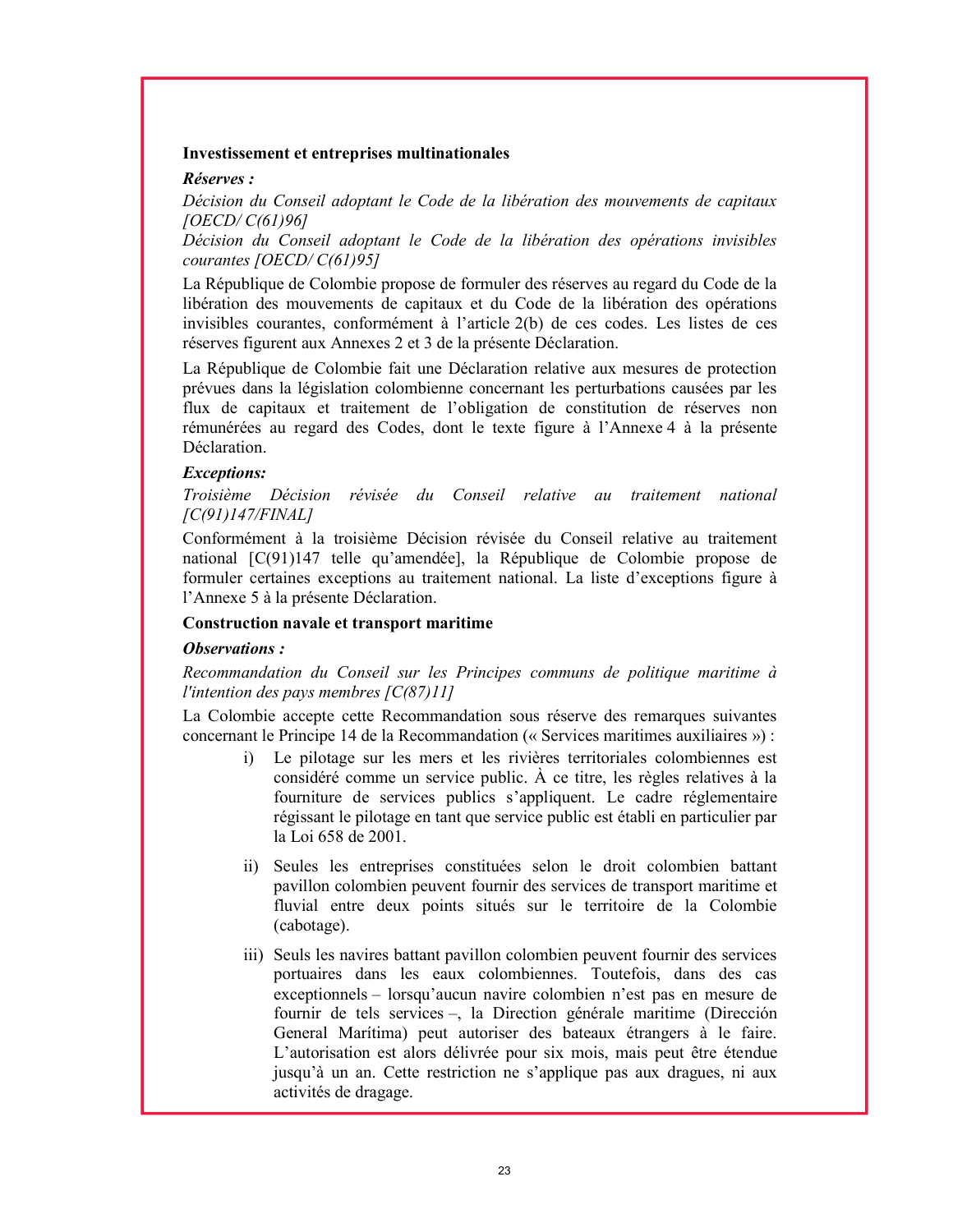**Investissement et entreprises multinationales**

***Réserves :***

*Décision du Conseil adoptant le Code de la libération des mouvements de capitaux [OECD/ C(61)96]*

*Décision du Conseil adoptant le Code de la libération des opérations invisibles courantes [OECD/ C(61)95]*

La République de Colombie propose de formuler des réserves au regard du Code de la libération des mouvements de capitaux et du Code de la libération des opérations invisibles courantes, conformément à l'article 2(b) de ces codes. Les listes de ces réserves figurent aux Annexes 2 et 3 de la présente Déclaration.

La République de Colombie fait une Déclaration relative aux mesures de protection prévues dans la législation colombienne concernant les perturbations causées par les flux de capitaux et traitement de l'obligation de constitution de réserves non rémunérées au regard des Codes, dont le texte figure à l'Annexe 4 à la présente Déclaration.

***Exceptions:***

*Troisième Décision révisée du Conseil relative au traitement national [C(91)147/FINAL]*

Conformément à la troisième Décision révisée du Conseil relative au traitement national [C(91)147 telle qu'amendée], la République de Colombie propose de formuler certaines exceptions au traitement national. La liste d'exceptions figure à l'Annexe 5 à la présente Déclaration.

**Construction navale et transport maritime**

***Observations :***

*Recommandation du Conseil sur les Principes communs de politique maritime à l'intention des pays membres [C(87)11]*

La Colombie accepte cette Recommandation sous réserve des remarques suivantes concernant le Principe 14 de la Recommandation (« Services maritimes auxiliaires ») :

i) Le pilotage sur les mers et les rivières territoriales colombiennes est considéré comme un service public. À ce titre, les règles relatives à la fourniture de services publics s'appliquent. Le cadre réglementaire régissant le pilotage en tant que service public est établi en particulier par la Loi 658 de 2001.

ii) Seules les entreprises constituées selon le droit colombien battant pavillon colombien peuvent fournir des services de transport maritime et fluvial entre deux points situés sur le territoire de la Colombie (cabotage).

iii) Seuls les navires battant pavillon colombien peuvent fournir des services portuaires dans les eaux colombiennes. Toutefois, dans des cas exceptionnels – lorsqu'aucun navire colombien n'est pas en mesure de fournir de tels services –, la Direction générale maritime (Dirección General Marítima) peut autoriser des bateaux étrangers à le faire. L'autorisation est alors délivrée pour six mois, mais peut être étendue jusqu'à un an. Cette restriction ne s'applique pas aux dragues, ni aux activités de dragage.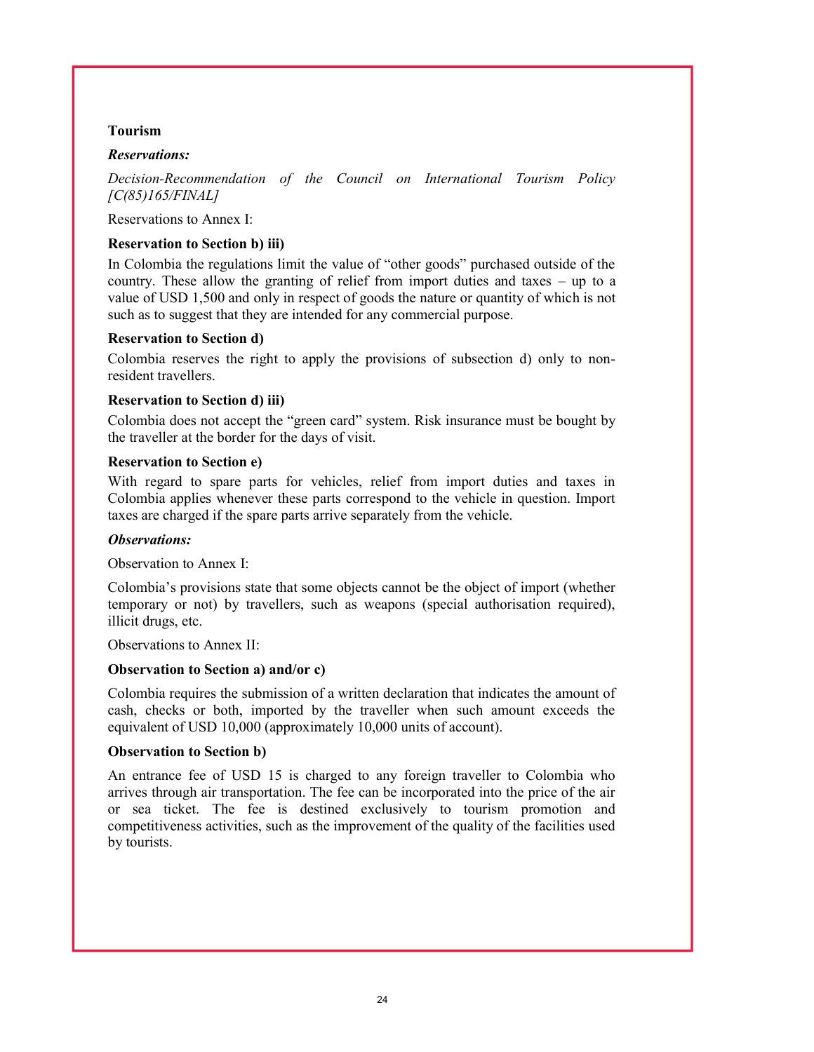**Tourism**

***Reservations:***

*Decision-Recommendation of the Council on International Tourism Policy [C(85)165/FINAL]*

Reservations to Annex I:

**Reservation to Section b) iii)**

In Colombia the regulations limit the value of "other goods" purchased outside of the country. These allow the granting of relief from import duties and taxes – up to a value of USD 1,500 and only in respect of goods the nature or quantity of which is not such as to suggest that they are intended for any commercial purpose.

**Reservation to Section d)**

Colombia reserves the right to apply the provisions of subsection d) only to non-resident travellers.

**Reservation to Section d) iii)**

Colombia does not accept the "green card" system. Risk insurance must be bought by the traveller at the border for the days of visit.

**Reservation to Section e)**

With regard to spare parts for vehicles, relief from import duties and taxes in Colombia applies whenever these parts correspond to the vehicle in question. Import taxes are charged if the spare parts arrive separately from the vehicle.

***Observations:***

Observation to Annex I:

Colombia's provisions state that some objects cannot be the object of import (whether temporary or not) by travellers, such as weapons (special authorisation required), illicit drugs, etc.

Observations to Annex II:

**Observation to Section a) and/or c)**

Colombia requires the submission of a written declaration that indicates the amount of cash, checks or both, imported by the traveller when such amount exceeds the equivalent of USD 10,000 (approximately 10,000 units of account).

**Observation to Section b)**

An entrance fee of USD 15 is charged to any foreign traveller to Colombia who arrives through air transportation. The fee can be incorporated into the price of the air or sea ticket. The fee is destined exclusively to tourism promotion and competitiveness activities, such as the improvement of the quality of the facilities used by tourists.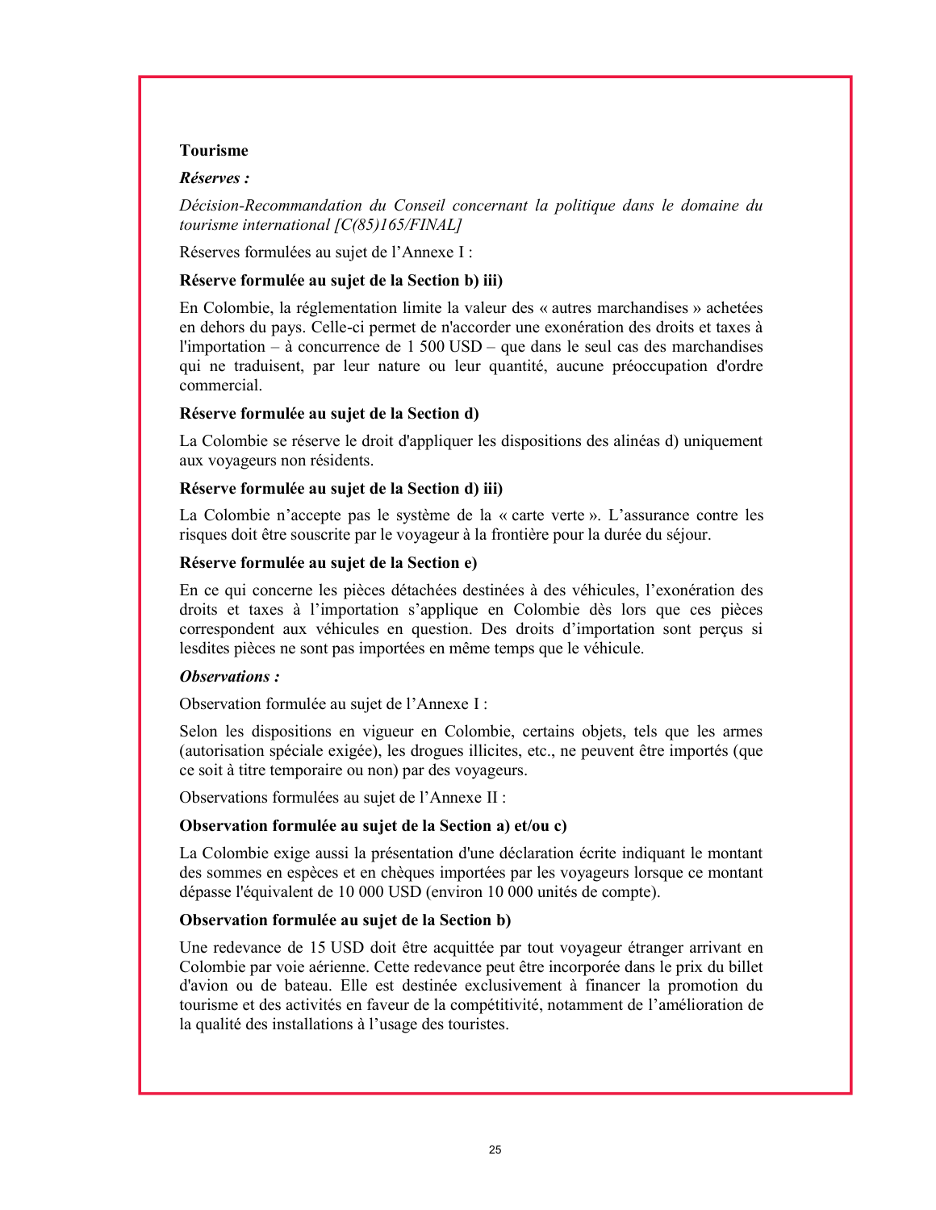**Tourisme**

***Réserves :***

*Décision-Recommandation du Conseil concernant la politique dans le domaine du tourisme international [C(85)165/FINAL]*

Réserves formulées au sujet de l'Annexe I :

**Réserve formulée au sujet de la Section b) iii)**

En Colombie, la réglementation limite la valeur des « autres marchandises » achetées en dehors du pays. Celle-ci permet de n'accorder une exonération des droits et taxes à l'importation – à concurrence de 1 500 USD – que dans le seul cas des marchandises qui ne traduisent, par leur nature ou leur quantité, aucune préoccupation d'ordre commercial.

**Réserve formulée au sujet de la Section d)**

La Colombie se réserve le droit d'appliquer les dispositions des alinéas d) uniquement aux voyageurs non résidents.

**Réserve formulée au sujet de la Section d) iii)**

La Colombie n'accepte pas le système de la « carte verte ». L'assurance contre les risques doit être souscrite par le voyageur à la frontière pour la durée du séjour.

**Réserve formulée au sujet de la Section e)**

En ce qui concerne les pièces détachées destinées à des véhicules, l'exonération des droits et taxes à l'importation s'applique en Colombie dès lors que ces pièces correspondent aux véhicules en question. Des droits d'importation sont perçus si lesdites pièces ne sont pas importées en même temps que le véhicule.

***Observations :***

Observation formulée au sujet de l'Annexe I :

Selon les dispositions en vigueur en Colombie, certains objets, tels que les armes (autorisation spéciale exigée), les drogues illicites, etc., ne peuvent être importés (que ce soit à titre temporaire ou non) par des voyageurs.

Observations formulées au sujet de l'Annexe II :

**Observation formulée au sujet de la Section a) et/ou c)**

La Colombie exige aussi la présentation d'une déclaration écrite indiquant le montant des sommes en espèces et en chèques importées par les voyageurs lorsque ce montant dépasse l'équivalent de 10 000 USD (environ 10 000 unités de compte).

**Observation formulée au sujet de la Section b)**

Une redevance de 15 USD doit être acquittée par tout voyageur étranger arrivant en Colombie par voie aérienne. Cette redevance peut être incorporée dans le prix du billet d'avion ou de bateau. Elle est destinée exclusivement à financer la promotion du tourisme et des activités en faveur de la compétitivité, notamment de l'amélioration de la qualité des installations à l'usage des touristes.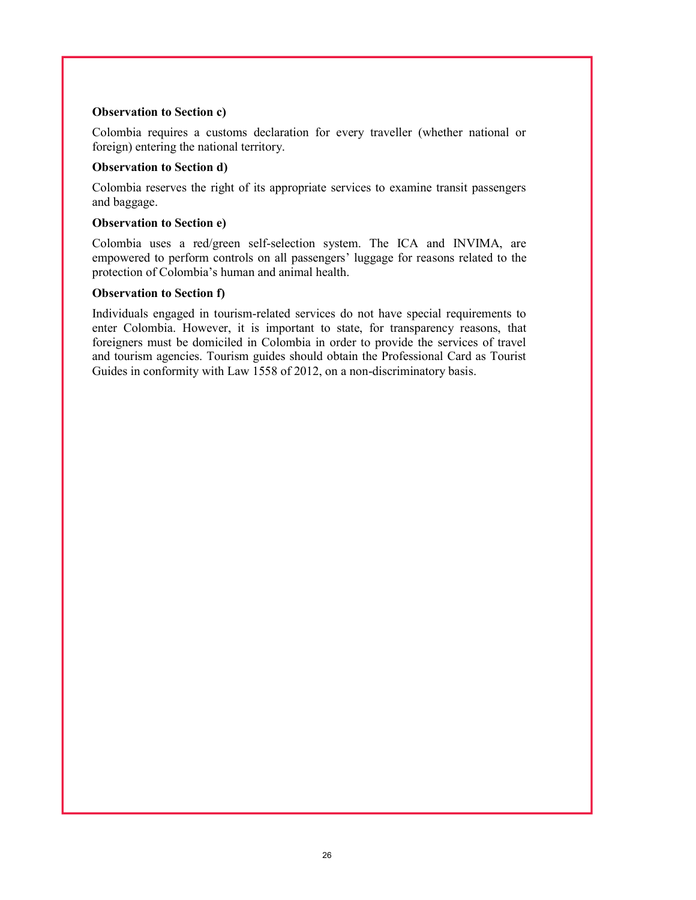**Observation to Section c)**

Colombia requires a customs declaration for every traveller (whether national or foreign) entering the national territory.

**Observation to Section d)**

Colombia reserves the right of its appropriate services to examine transit passengers and baggage.

**Observation to Section e)**

Colombia uses a red/green self-selection system. The ICA and INVIMA, are empowered to perform controls on all passengers' luggage for reasons related to the protection of Colombia's human and animal health.

**Observation to Section f)**

Individuals engaged in tourism-related services do not have special requirements to enter Colombia. However, it is important to state, for transparency reasons, that foreigners must be domiciled in Colombia in order to provide the services of travel and tourism agencies. Tourism guides should obtain the Professional Card as Tourist Guides in conformity with Law 1558 of 2012, on a non-discriminatory basis.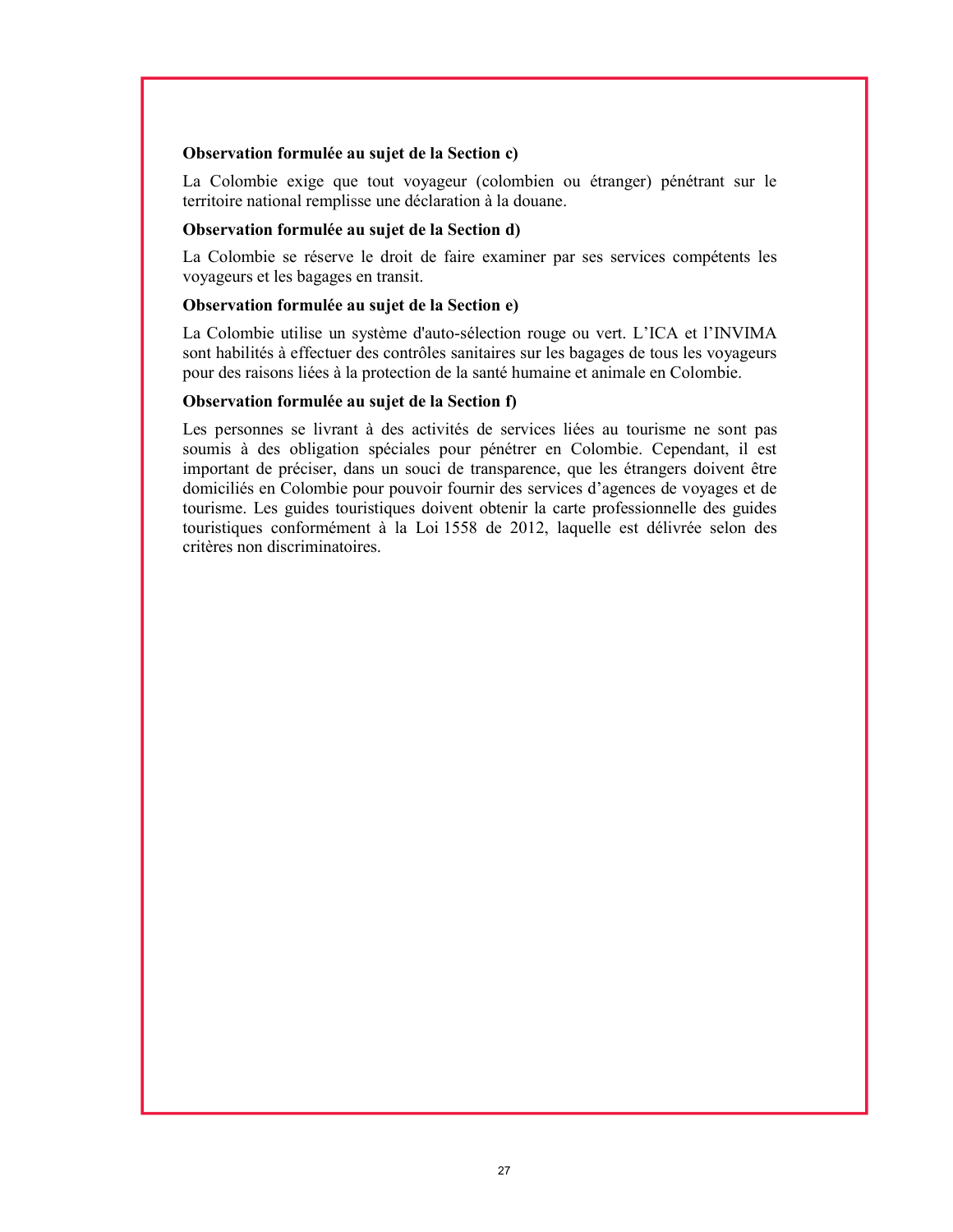**Observation formulée au sujet de la Section c)**

La Colombie exige que tout voyageur (colombien ou étranger) pénétrant sur le territoire national remplisse une déclaration à la douane.

**Observation formulée au sujet de la Section d)**

La Colombie se réserve le droit de faire examiner par ses services compétents les voyageurs et les bagages en transit.

**Observation formulée au sujet de la Section e)**

La Colombie utilise un système d'auto-sélection rouge ou vert. L'ICA et l'INVIMA sont habilités à effectuer des contrôles sanitaires sur les bagages de tous les voyageurs pour des raisons liées à la protection de la santé humaine et animale en Colombie.

**Observation formulée au sujet de la Section f)**

Les personnes se livrant à des activités de services liées au tourisme ne sont pas soumis à des obligation spéciales pour pénétrer en Colombie. Cependant, il est important de préciser, dans un souci de transparence, que les étrangers doivent être domiciliés en Colombie pour pouvoir fournir des services d'agences de voyages et de tourisme. Les guides touristiques doivent obtenir la carte professionnelle des guides touristiques conformément à la Loi 1558 de 2012, laquelle est délivrée selon des critères non discriminatoires.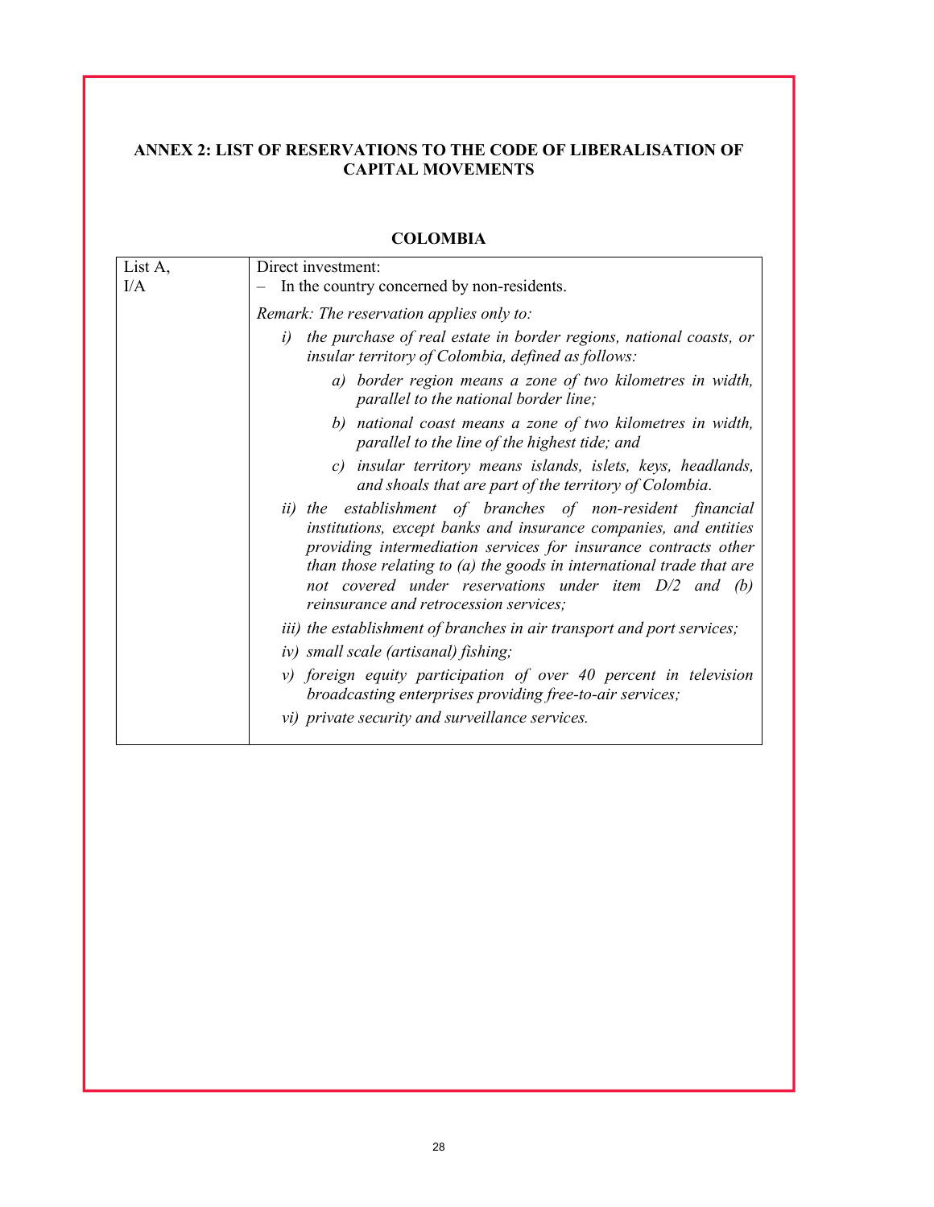## ANNEX 2: LIST OF RESERVATIONS TO THE CODE OF LIBERALISATION OF CAPITAL MOVEMENTS

### COLOMBIA

| List A, I/A | Direct investment:<br>– In the country concerned by non-residents.<br><br>*Remark: The reservation applies only to:*<br>*i) the purchase of real estate in border regions, national coasts, or insular territory of Colombia, defined as follows:*<br>*a) border region means a zone of two kilometres in width, parallel to the national border line;*<br>*b) national coast means a zone of two kilometres in width, parallel to the line of the highest tide; and*<br>*c) insular territory means islands, islets, keys, headlands, and shoals that are part of the territory of Colombia.*<br>*ii) the establishment of branches of non-resident financial institutions, except banks and insurance companies, and entities providing intermediation services for insurance contracts other than those relating to (a) the goods in international trade that are not covered under reservations under item D/2 and (b) reinsurance and retrocession services;*<br>*iii) the establishment of branches in air transport and port services;*<br>*iv) small scale (artisanal) fishing;*<br>*v) foreign equity participation of over 40 percent in television broadcasting enterprises providing free-to-air services;*<br>*vi) private security and surveillance services.* |
|---|---|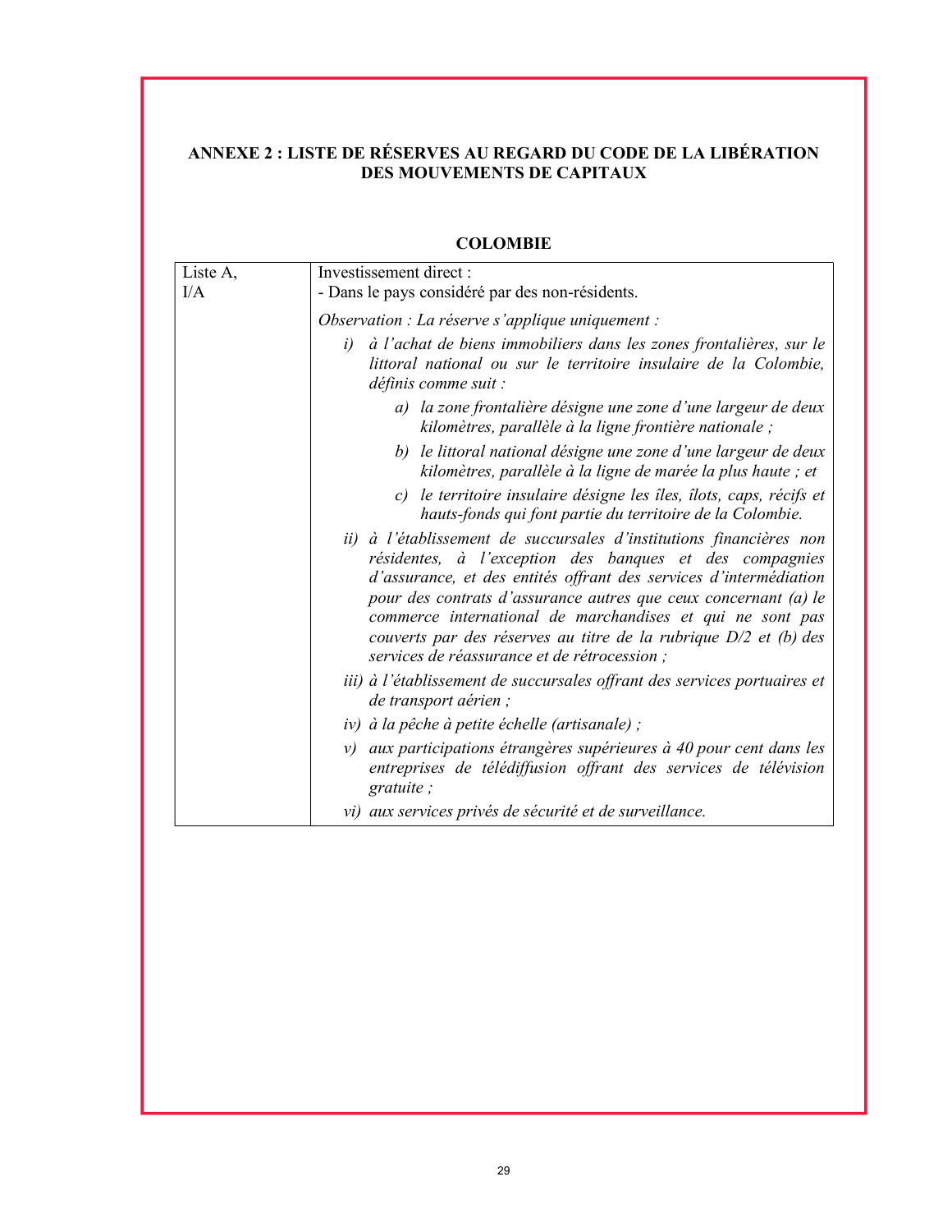**ANNEXE 2 : LISTE DE RÉSERVES AU REGARD DU CODE DE LA LIBÉRATION DES MOUVEMENTS DE CAPITAUX**

**COLOMBIE**

| Liste A, I/A | Investissement direct :<br>- Dans le pays considéré par des non-résidents.<br><br>*Observation : La réserve s'applique uniquement :*<br>*i) à l'achat de biens immobiliers dans les zones frontalières, sur le littoral national ou sur le territoire insulaire de la Colombie, définis comme suit :*<br>*a) la zone frontalière désigne une zone d'une largeur de deux kilomètres, parallèle à la ligne frontière nationale ;*<br>*b) le littoral national désigne une zone d'une largeur de deux kilomètres, parallèle à la ligne de marée la plus haute ; et*<br>*c) le territoire insulaire désigne les îles, îlots, caps, récifs et hauts-fonds qui font partie du territoire de la Colombie.*<br>*ii) à l'établissement de succursales d'institutions financières non résidentes, à l'exception des banques et des compagnies d'assurance, et des entités offrant des services d'intermédiation pour des contrats d'assurance autres que ceux concernant (a) le commerce international de marchandises et qui ne sont pas couverts par des réserves au titre de la rubrique D/2 et (b) des services de réassurance et de rétrocession ;*<br>*iii) à l'établissement de succursales offrant des services portuaires et de transport aérien ;*<br>*iv) à la pêche à petite échelle (artisanale) ;*<br>*v) aux participations étrangères supérieures à 40 pour cent dans les entreprises de télédiffusion offrant des services de télévision gratuite ;*<br>*vi) aux services privés de sécurité et de surveillance.* |
|---|---|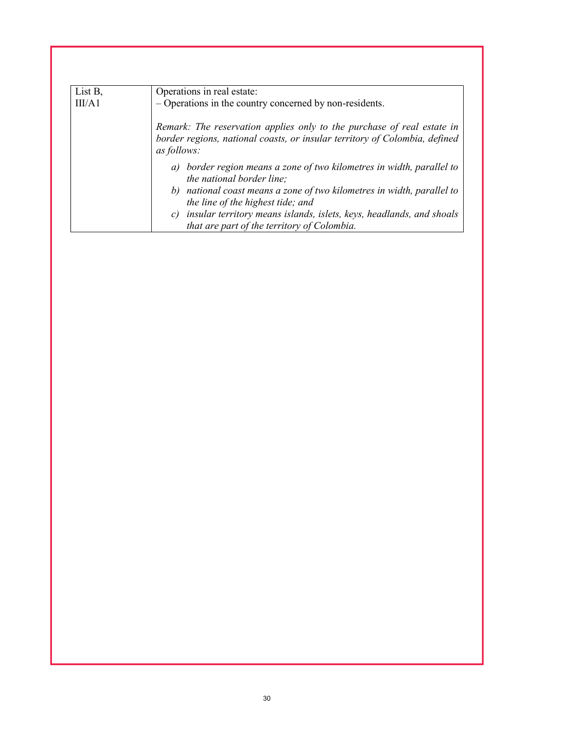| List B, III/A1 | Operations in real estate:<br>– Operations in the country concerned by non-residents.<br><br>*Remark: The reservation applies only to the purchase of real estate in border regions, national coasts, or insular territory of Colombia, defined as follows:*<br><br>*a) border region means a zone of two kilometres in width, parallel to the national border line;*<br>*b) national coast means a zone of two kilometres in width, parallel to the line of the highest tide; and*<br>*c) insular territory means islands, islets, keys, headlands, and shoals that are part of the territory of Colombia.* |
|---|---|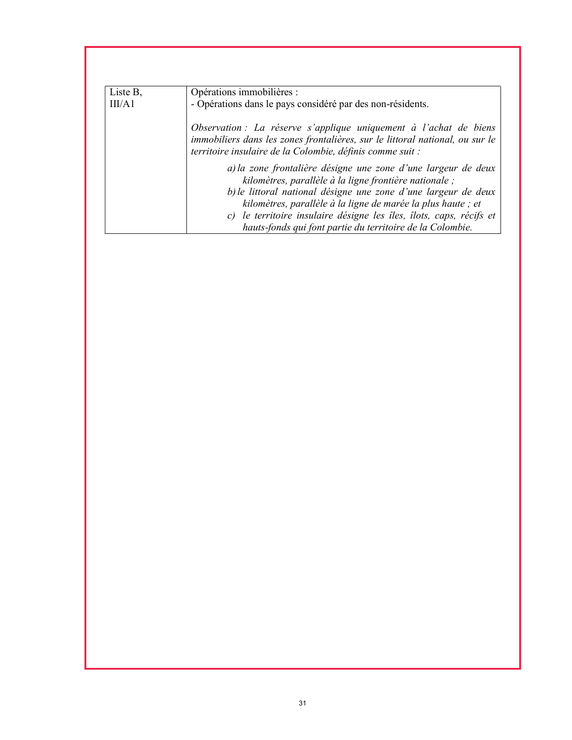| Liste B, III/A1 | Opérations immobilières :<br>- Opérations dans le pays considéré par des non-résidents.<br><br>*Observation : La réserve s'applique uniquement à l'achat de biens immobiliers dans les zones frontalières, sur le littoral national, ou sur le territoire insulaire de la Colombie, définis comme suit :*<br><br>*a) la zone frontalière désigne une zone d'une largeur de deux kilomètres, parallèle à la ligne frontière nationale ;*<br>*b) le littoral national désigne une zone d'une largeur de deux kilomètres, parallèle à la ligne de marée la plus haute ; et*<br>*c) le territoire insulaire désigne les îles, îlots, caps, récifs et hauts-fonds qui font partie du territoire de la Colombie.* |
|---|---|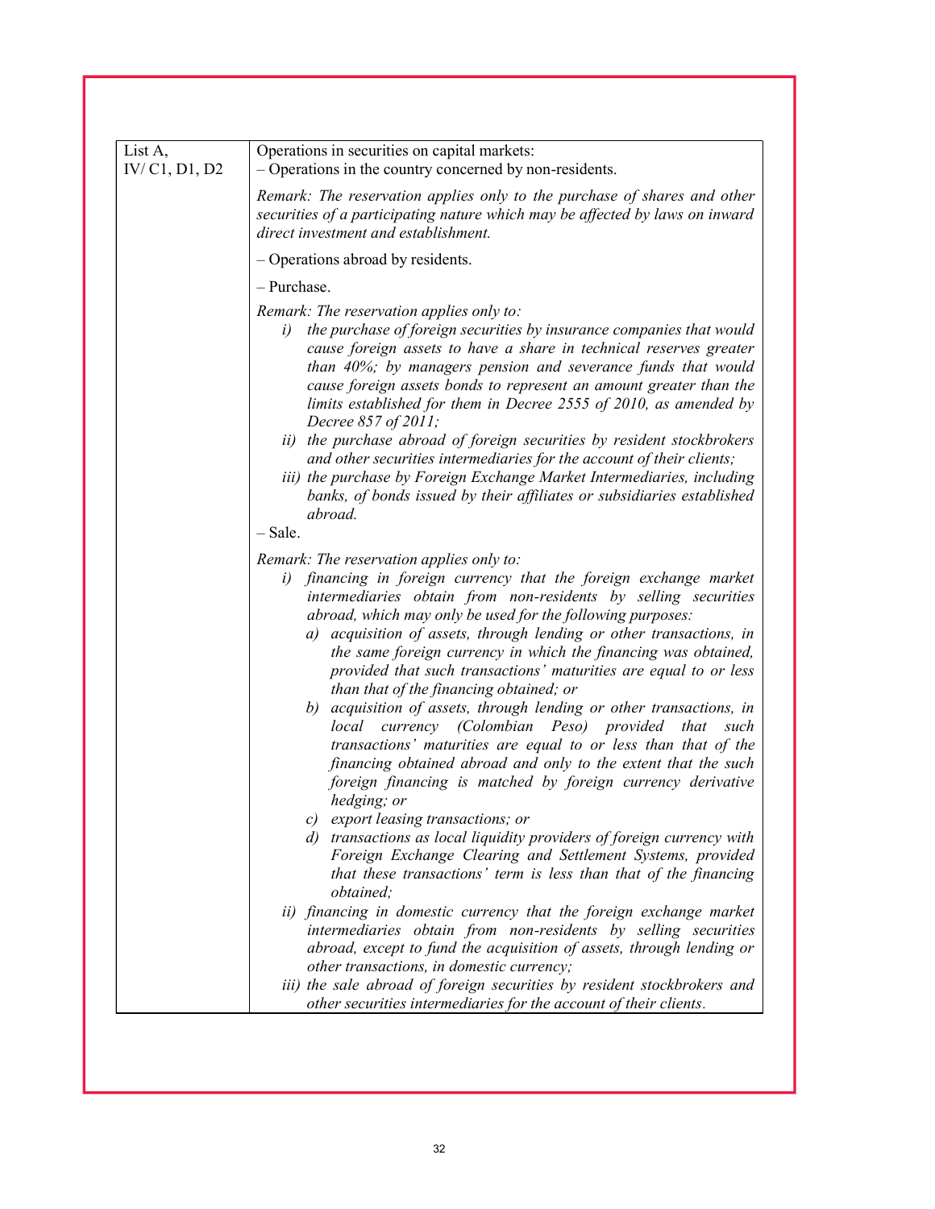| List A, IV/ C1, D1, D2 | Operations in securities on capital markets:<br>– Operations in the country concerned by non-residents.<br><br>*Remark: The reservation applies only to the purchase of shares and other securities of a participating nature which may be affected by laws on inward direct investment and establishment.*<br><br>– Operations abroad by residents.<br><br>– Purchase.<br><br>*Remark: The reservation applies only to:*<br>*i) the purchase of foreign securities by insurance companies that would cause foreign assets to have a share in technical reserves greater than 40%; by managers pension and severance funds that would cause foreign assets bonds to represent an amount greater than the limits established for them in Decree 2555 of 2010, as amended by Decree 857 of 2011;*<br>*ii) the purchase abroad of foreign securities by resident stockbrokers and other securities intermediaries for the account of their clients;*<br>*iii) the purchase by Foreign Exchange Market Intermediaries, including banks, of bonds issued by their affiliates or subsidiaries established abroad.*<br><br>– Sale.<br><br>*Remark: The reservation applies only to:*<br>*i) financing in foreign currency that the foreign exchange market intermediaries obtain from non-residents by selling securities abroad, which may only be used for the following purposes:*<br>*a) acquisition of assets, through lending or other transactions, in the same foreign currency in which the financing was obtained, provided that such transactions' maturities are equal to or less than that of the financing obtained; or*<br>*b) acquisition of assets, through lending or other transactions, in local currency (Colombian Peso) provided that such transactions' maturities are equal to or less than that of the financing obtained abroad and only to the extent that the such foreign financing is matched by foreign currency derivative hedging; or*<br>*c) export leasing transactions; or*<br>*d) transactions as local liquidity providers of foreign currency with Foreign Exchange Clearing and Settlement Systems, provided that these transactions' term is less than that of the financing obtained;*<br>*ii) financing in domestic currency that the foreign exchange market intermediaries obtain from non-residents by selling securities abroad, except to fund the acquisition of assets, through lending or other transactions, in domestic currency;*<br>*iii) the sale abroad of foreign securities by resident stockbrokers and other securities intermediaries for the account of their clients.* |
|---|---|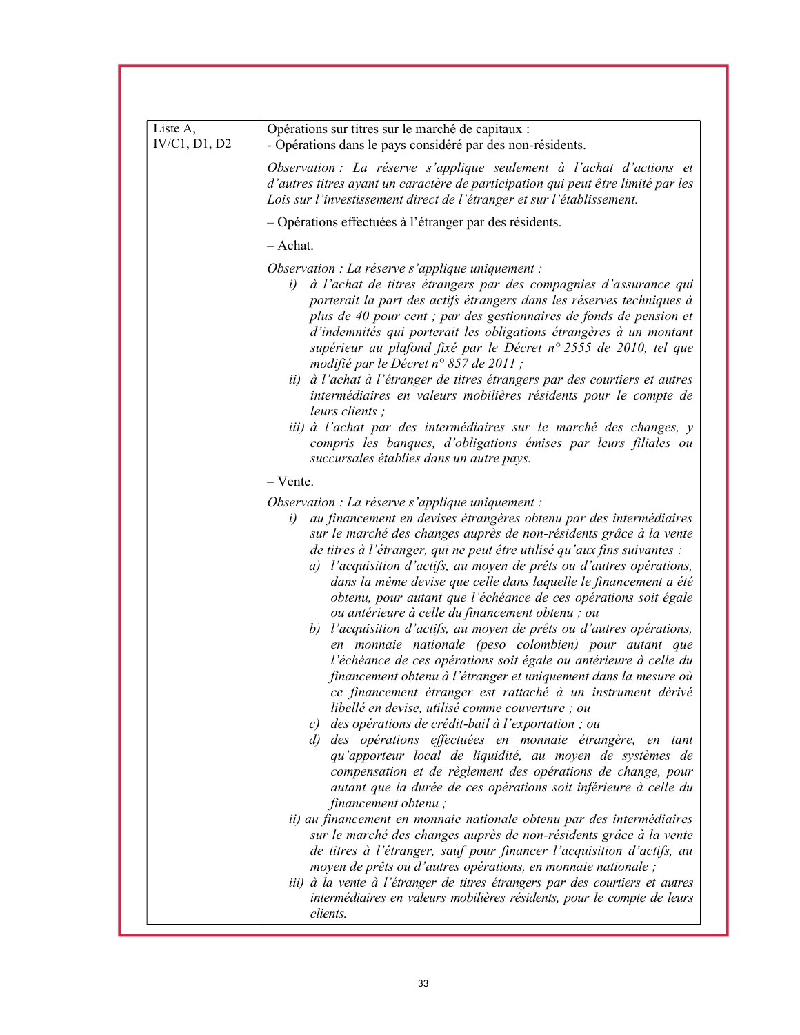| Liste A,<br>IV/C1, D1, D2 | Opérations sur titres sur le marché de capitaux :<br>- Opérations dans le pays considéré par des non-résidents.<br><br>*Observation : La réserve s'applique seulement à l'achat d'actions et d'autres titres ayant un caractère de participation qui peut être limité par les Lois sur l'investissement direct de l'étranger et sur l'établissement.*<br><br>– Opérations effectuées à l'étranger par des résidents.<br><br>– Achat.<br><br>*Observation : La réserve s'applique uniquement :*<br>*i) à l'achat de titres étrangers par des compagnies d'assurance qui porterait la part des actifs étrangers dans les réserves techniques à plus de 40 pour cent ; par des gestionnaires de fonds de pension et d'indemnités qui porterait les obligations étrangères à un montant supérieur au plafond fixé par le Décret n° 2555 de 2010, tel que modifié par le Décret n° 857 de 2011 ;*<br>*ii) à l'achat à l'étranger de titres étrangers par des courtiers et autres intermédiaires en valeurs mobilières résidents pour le compte de leurs clients ;*<br>*iii) à l'achat par des intermédiaires sur le marché des changes, y compris les banques, d'obligations émises par leurs filiales ou succursales établies dans un autre pays.*<br><br>– Vente.<br><br>*Observation : La réserve s'applique uniquement :*<br>*i) au financement en devises étrangères obtenu par des intermédiaires sur le marché des changes auprès de non-résidents grâce à la vente de titres à l'étranger, qui ne peut être utilisé qu'aux fins suivantes :*<br>*a) l'acquisition d'actifs, au moyen de prêts ou d'autres opérations, dans la même devise que celle dans laquelle le financement a été obtenu, pour autant que l'échéance de ces opérations soit égale ou antérieure à celle du financement obtenu ; ou*<br>*b) l'acquisition d'actifs, au moyen de prêts ou d'autres opérations, en monnaie nationale (peso colombien) pour autant que l'échéance de ces opérations soit égale ou antérieure à celle du financement obtenu à l'étranger et uniquement dans la mesure où ce financement étranger est rattaché à un instrument dérivé libellé en devise, utilisé comme couverture ; ou*<br>*c) des opérations de crédit-bail à l'exportation ; ou*<br>*d) des opérations effectuées en monnaie étrangère, en tant qu'apporteur local de liquidité, au moyen de systèmes de compensation et de règlement des opérations de change, pour autant que la durée de ces opérations soit inférieure à celle du financement obtenu ;*<br>*ii) au financement en monnaie nationale obtenu par des intermédiaires sur le marché des changes auprès de non-résidents grâce à la vente de titres à l'étranger, sauf pour financer l'acquisition d'actifs, au moyen de prêts ou d'autres opérations, en monnaie nationale ;*<br>*iii) à la vente à l'étranger de titres étrangers par des courtiers et autres intermédiaires en valeurs mobilières résidents, pour le compte de leurs clients.* |
|---|---|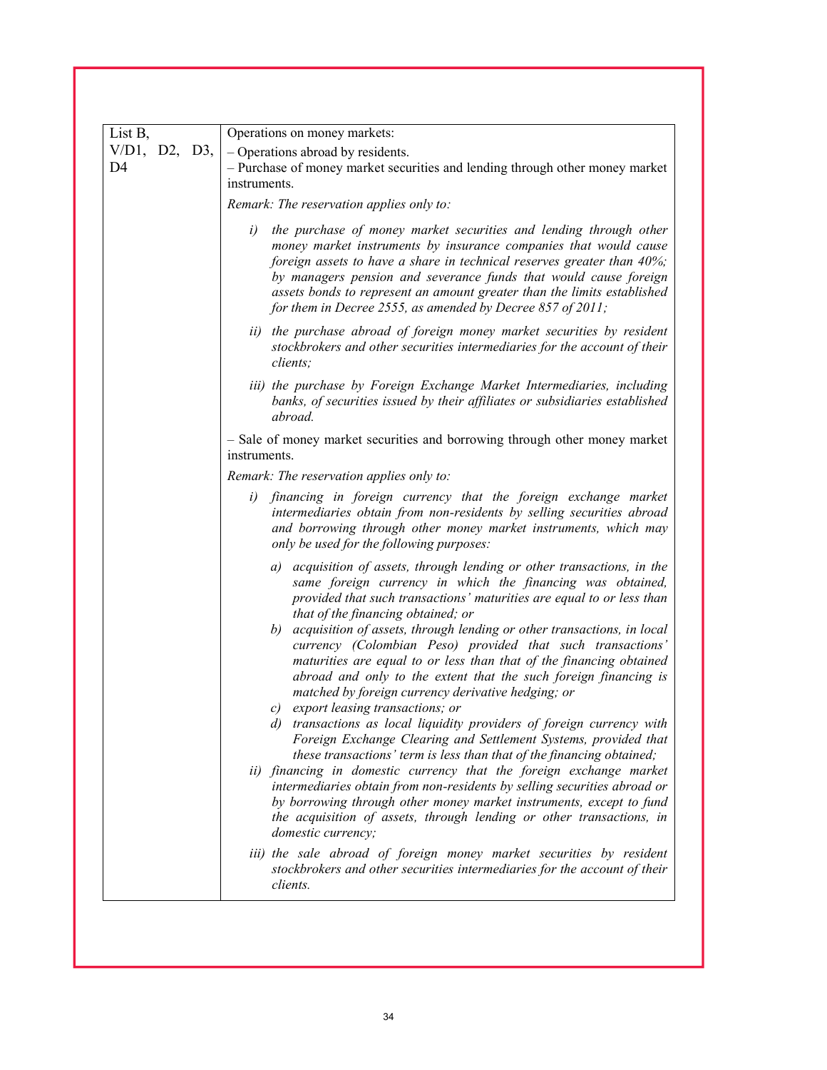| List B, V/D1, D2, D3, D4 | Operations on money markets:<br>– Operations abroad by residents.<br>– Purchase of money market securities and lending through other money market instruments.<br>*Remark: The reservation applies only to:*<br>*i) the purchase of money market securities and lending through other money market instruments by insurance companies that would cause foreign assets to have a share in technical reserves greater than 40%; by managers pension and severance funds that would cause foreign assets bonds to represent an amount greater than the limits established for them in Decree 2555, as amended by Decree 857 of 2011;*<br>*ii) the purchase abroad of foreign money market securities by resident stockbrokers and other securities intermediaries for the account of their clients;*<br>*iii) the purchase by Foreign Exchange Market Intermediaries, including banks, of securities issued by their affiliates or subsidiaries established abroad.*<br>– Sale of money market securities and borrowing through other money market instruments.<br>*Remark: The reservation applies only to:*<br>*i) financing in foreign currency that the foreign exchange market intermediaries obtain from non-residents by selling securities abroad and borrowing through other money market instruments, which may only be used for the following purposes:*<br>*a) acquisition of assets, through lending or other transactions, in the same foreign currency in which the financing was obtained, provided that such transactions' maturities are equal to or less than that of the financing obtained; or*<br>*b) acquisition of assets, through lending or other transactions, in local currency (Colombian Peso) provided that such transactions' maturities are equal to or less than that of the financing obtained abroad and only to the extent that the such foreign financing is matched by foreign currency derivative hedging; or*<br>*c) export leasing transactions; or*<br>*d) transactions as local liquidity providers of foreign currency with Foreign Exchange Clearing and Settlement Systems, provided that these transactions' term is less than that of the financing obtained;*<br>*ii) financing in domestic currency that the foreign exchange market intermediaries obtain from non-residents by selling securities abroad or by borrowing through other money market instruments, except to fund the acquisition of assets, through lending or other transactions, in domestic currency;*<br>*iii) the sale abroad of foreign money market securities by resident stockbrokers and other securities intermediaries for the account of their clients.* |
|---|---|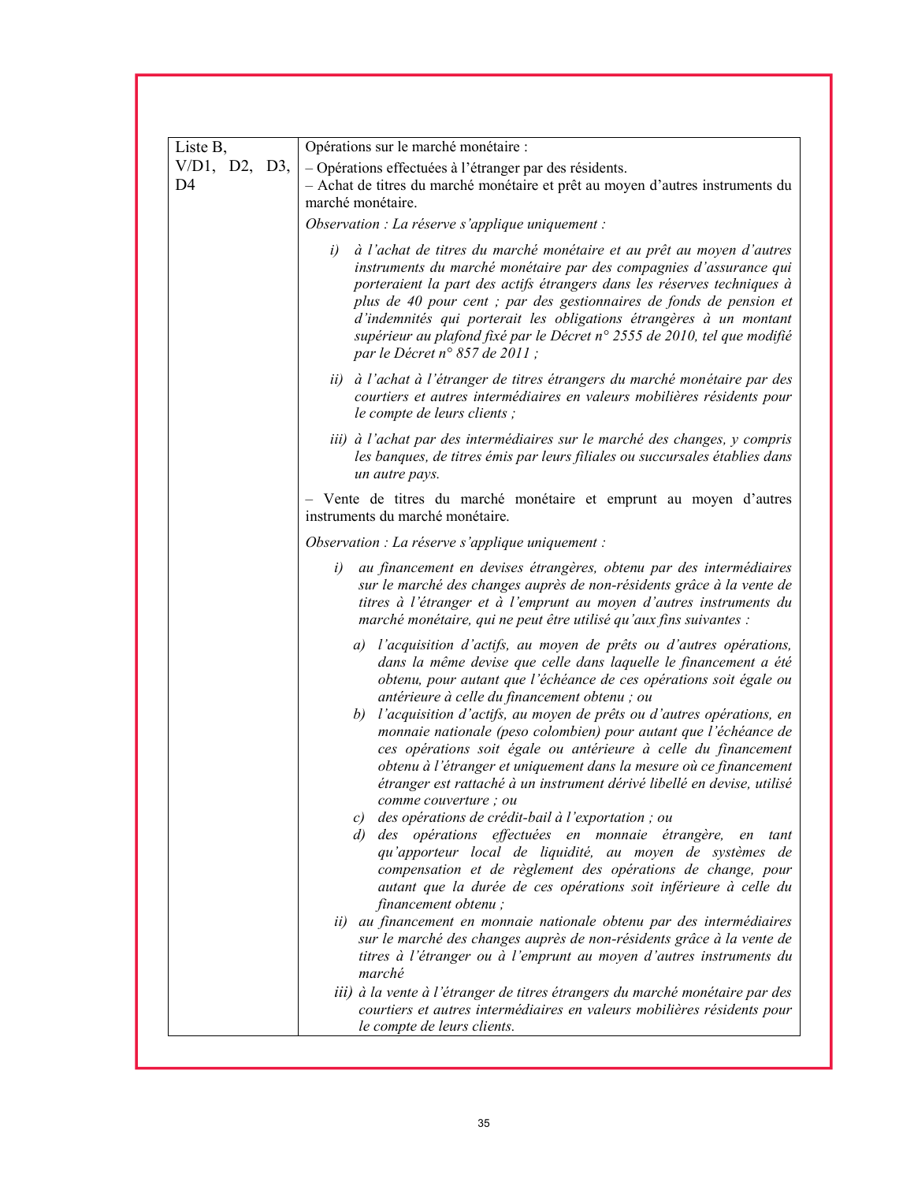| Liste B, V/D1, D2, D3, D4 | Opérations sur le marché monétaire :<br>– Opérations effectuées à l'étranger par des résidents.<br>– Achat de titres du marché monétaire et prêt au moyen d'autres instruments du marché monétaire.<br>*Observation : La réserve s'applique uniquement :*<br>*i) à l'achat de titres du marché monétaire et au prêt au moyen d'autres instruments du marché monétaire par des compagnies d'assurance qui porteraient la part des actifs étrangers dans les réserves techniques à plus de 40 pour cent ; par des gestionnaires de fonds de pension et d'indemnités qui porterait les obligations étrangères à un montant supérieur au plafond fixé par le Décret n° 2555 de 2010, tel que modifié par le Décret n° 857 de 2011 ;*<br>*ii) à l'achat à l'étranger de titres étrangers du marché monétaire par des courtiers et autres intermédiaires en valeurs mobilières résidents pour le compte de leurs clients ;*<br>*iii) à l'achat par des intermédiaires sur le marché des changes, y compris les banques, de titres émis par leurs filiales ou succursales établies dans un autre pays.*<br>– Vente de titres du marché monétaire et emprunt au moyen d'autres instruments du marché monétaire.<br>*Observation : La réserve s'applique uniquement :*<br>*i) au financement en devises étrangères, obtenu par des intermédiaires sur le marché des changes auprès de non-résidents grâce à la vente de titres à l'étranger et à l'emprunt au moyen d'autres instruments du marché monétaire, qui ne peut être utilisé qu'aux fins suivantes :*<br>*a) l'acquisition d'actifs, au moyen de prêts ou d'autres opérations, dans la même devise que celle dans laquelle le financement a été obtenu, pour autant que l'échéance de ces opérations soit égale ou antérieure à celle du financement obtenu ; ou*<br>*b) l'acquisition d'actifs, au moyen de prêts ou d'autres opérations, en monnaie nationale (peso colombien) pour autant que l'échéance de ces opérations soit égale ou antérieure à celle du financement obtenu à l'étranger et uniquement dans la mesure où ce financement étranger est rattaché à un instrument dérivé libellé en devise, utilisé comme couverture ; ou*<br>*c) des opérations de crédit-bail à l'exportation ; ou*<br>*d) des opérations effectuées en monnaie étrangère, en tant qu'apporteur local de liquidité, au moyen de systèmes de compensation et de règlement des opérations de change, pour autant que la durée de ces opérations soit inférieure à celle du financement obtenu ;*<br>*ii) au financement en monnaie nationale obtenu par des intermédiaires sur le marché des changes auprès de non-résidents grâce à la vente de titres à l'étranger ou à l'emprunt au moyen d'autres instruments du marché*<br>*iii) à la vente à l'étranger de titres étrangers du marché monétaire par des courtiers et autres intermédiaires en valeurs mobilières résidents pour le compte de leurs clients.* |
|---|---|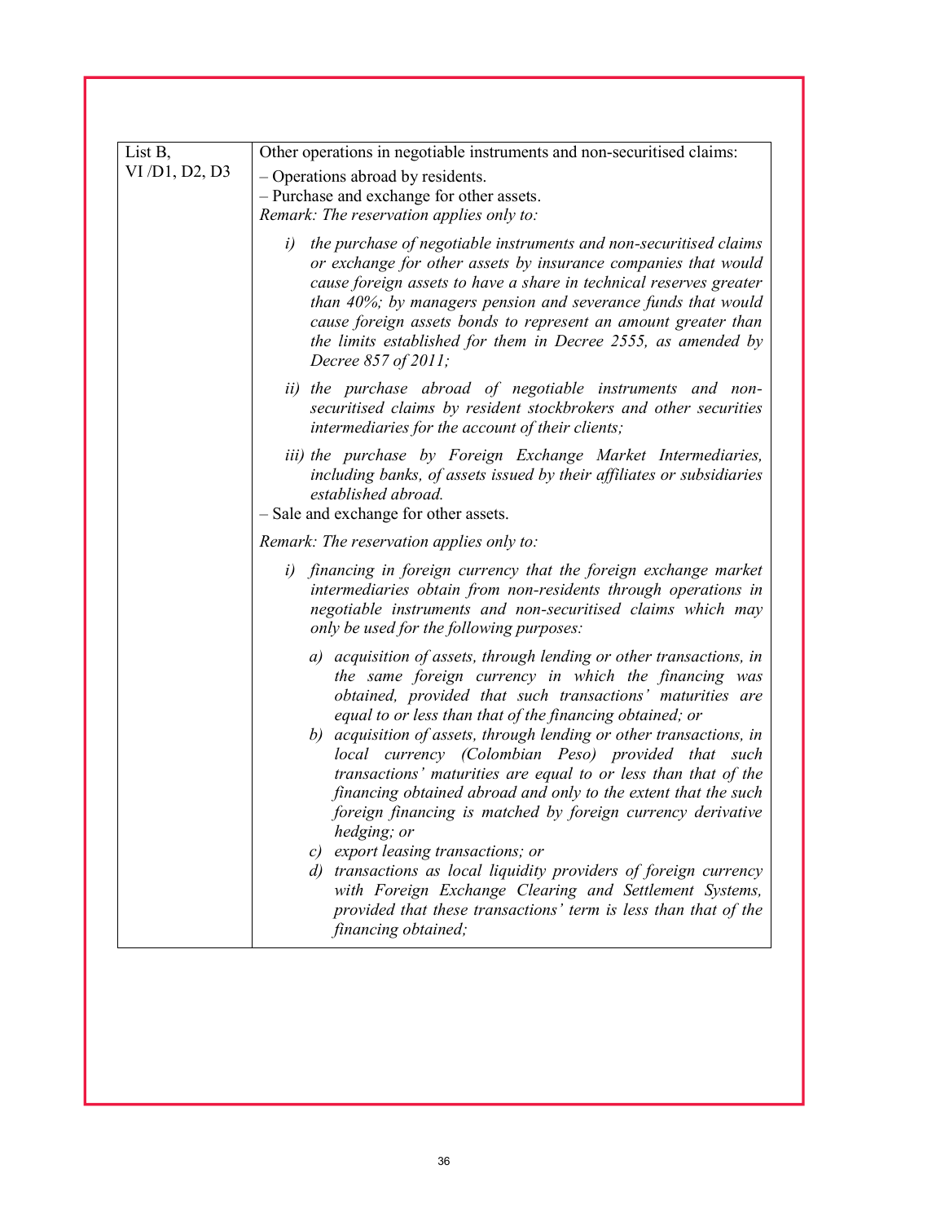| List B, VI /D1, D2, D3 | Other operations in negotiable instruments and non-securitised claims:<br>– Operations abroad by residents.<br>– Purchase and exchange for other assets.<br>*Remark: The reservation applies only to:*<br>*i) the purchase of negotiable instruments and non-securitised claims or exchange for other assets by insurance companies that would cause foreign assets to have a share in technical reserves greater than 40%; by managers pension and severance funds that would cause foreign assets bonds to represent an amount greater than the limits established for them in Decree 2555, as amended by Decree 857 of 2011;*<br>*ii) the purchase abroad of negotiable instruments and non-securitised claims by resident stockbrokers and other securities intermediaries for the account of their clients;*<br>*iii) the purchase by Foreign Exchange Market Intermediaries, including banks, of assets issued by their affiliates or subsidiaries established abroad.*<br>– Sale and exchange for other assets.<br>*Remark: The reservation applies only to:*<br>*i) financing in foreign currency that the foreign exchange market intermediaries obtain from non-residents through operations in negotiable instruments and non-securitised claims which may only be used for the following purposes:*<br>*a) acquisition of assets, through lending or other transactions, in the same foreign currency in which the financing was obtained, provided that such transactions' maturities are equal to or less than that of the financing obtained; or*<br>*b) acquisition of assets, through lending or other transactions, in local currency (Colombian Peso) provided that such transactions' maturities are equal to or less than that of the financing obtained abroad and only to the extent that the such foreign financing is matched by foreign currency derivative hedging; or*<br>*c) export leasing transactions; or*<br>*d) transactions as local liquidity providers of foreign currency with Foreign Exchange Clearing and Settlement Systems, provided that these transactions' term is less than that of the financing obtained;* |
|---|---|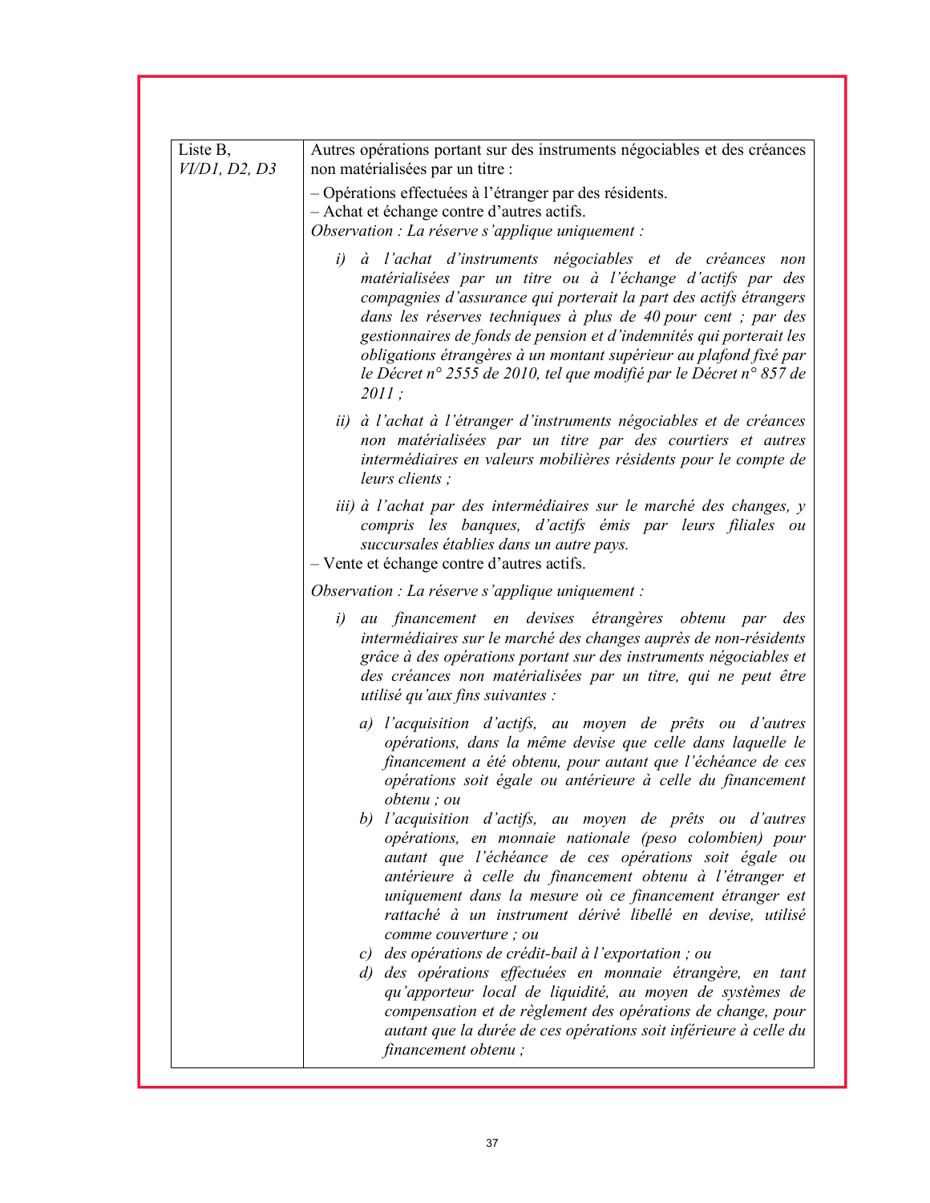| Liste B, *VI/D1, D2, D3* | Autres opérations portant sur des instruments négociables et des créances non matérialisées par un titre :<br><br>– Opérations effectuées à l'étranger par des résidents.<br>– Achat et échange contre d'autres actifs.<br>*Observation : La réserve s'applique uniquement :*<br><br>*i) à l'achat d'instruments négociables et de créances non matérialisées par un titre ou à l'échange d'actifs par des compagnies d'assurance qui porterait la part des actifs étrangers dans les réserves techniques à plus de 40 pour cent ; par des gestionnaires de fonds de pension et d'indemnités qui porterait les obligations étrangères à un montant supérieur au plafond fixé par le Décret n° 2555 de 2010, tel que modifié par le Décret n° 857 de 2011 ;*<br><br>*ii) à l'achat à l'étranger d'instruments négociables et de créances non matérialisées par un titre par des courtiers et autres intermédiaires en valeurs mobilières résidents pour le compte de leurs clients ;*<br><br>*iii) à l'achat par des intermédiaires sur le marché des changes, y compris les banques, d'actifs émis par leurs filiales ou succursales établies dans un autre pays.*<br>– Vente et échange contre d'autres actifs.<br><br>*Observation : La réserve s'applique uniquement :*<br><br>*i) au financement en devises étrangères obtenu par des intermédiaires sur le marché des changes auprès de non-résidents grâce à des opérations portant sur des instruments négociables et des créances non matérialisées par un titre, qui ne peut être utilisé qu'aux fins suivantes :*<br><br>*a) l'acquisition d'actifs, au moyen de prêts ou d'autres opérations, dans la même devise que celle dans laquelle le financement a été obtenu, pour autant que l'échéance de ces opérations soit égale ou antérieure à celle du financement obtenu ; ou*<br>*b) l'acquisition d'actifs, au moyen de prêts ou d'autres opérations, en monnaie nationale (peso colombien) pour autant que l'échéance de ces opérations soit égale ou antérieure à celle du financement obtenu à l'étranger et uniquement dans la mesure où ce financement étranger est rattaché à un instrument dérivé libellé en devise, utilisé comme couverture ; ou*<br>*c) des opérations de crédit-bail à l'exportation ; ou*<br>*d) des opérations effectuées en monnaie étrangère, en tant qu'apporteur local de liquidité, au moyen de systèmes de compensation et de règlement des opérations de change, pour autant que la durée de ces opérations soit inférieure à celle du financement obtenu ;* |
|---|---|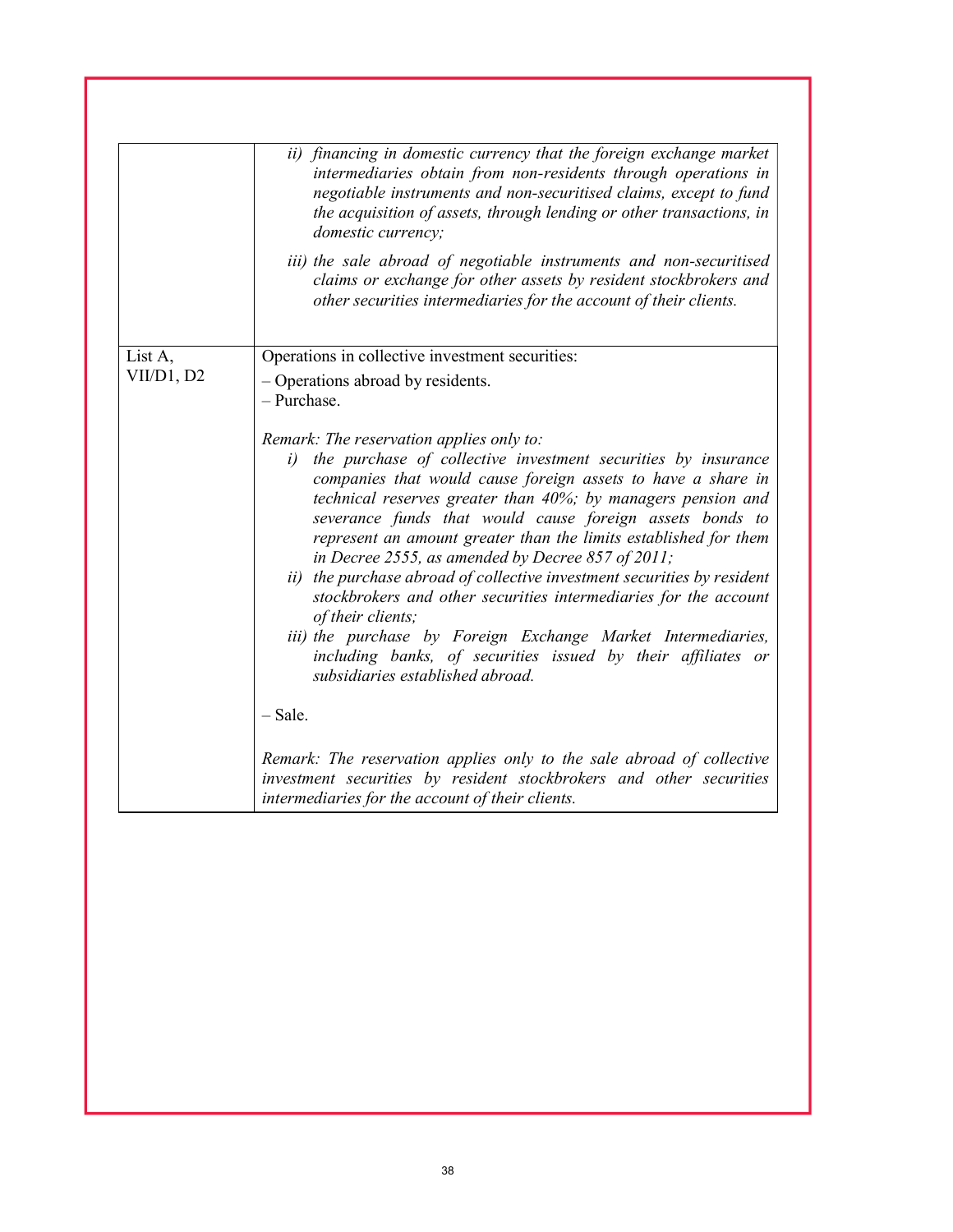| | |
|---|---|
| | *ii) financing in domestic currency that the foreign exchange market intermediaries obtain from non-residents through operations in negotiable instruments and non-securitised claims, except to fund the acquisition of assets, through lending or other transactions, in domestic currency;*<br><br>*iii) the sale abroad of negotiable instruments and non-securitised claims or exchange for other assets by resident stockbrokers and other securities intermediaries for the account of their clients.* |
| List A, VII/D1, D2 | Operations in collective investment securities:<br><br>– Operations abroad by residents.<br>– Purchase.<br><br>*Remark: The reservation applies only to:*<br>*i) the purchase of collective investment securities by insurance companies that would cause foreign assets to have a share in technical reserves greater than 40%; by managers pension and severance funds that would cause foreign assets bonds to represent an amount greater than the limits established for them in Decree 2555, as amended by Decree 857 of 2011;*<br>*ii) the purchase abroad of collective investment securities by resident stockbrokers and other securities intermediaries for the account of their clients;*<br>*iii) the purchase by Foreign Exchange Market Intermediaries, including banks, of securities issued by their affiliates or subsidiaries established abroad.*<br><br>– Sale.<br><br>*Remark: The reservation applies only to the sale abroad of collective investment securities by resident stockbrokers and other securities intermediaries for the account of their clients.* |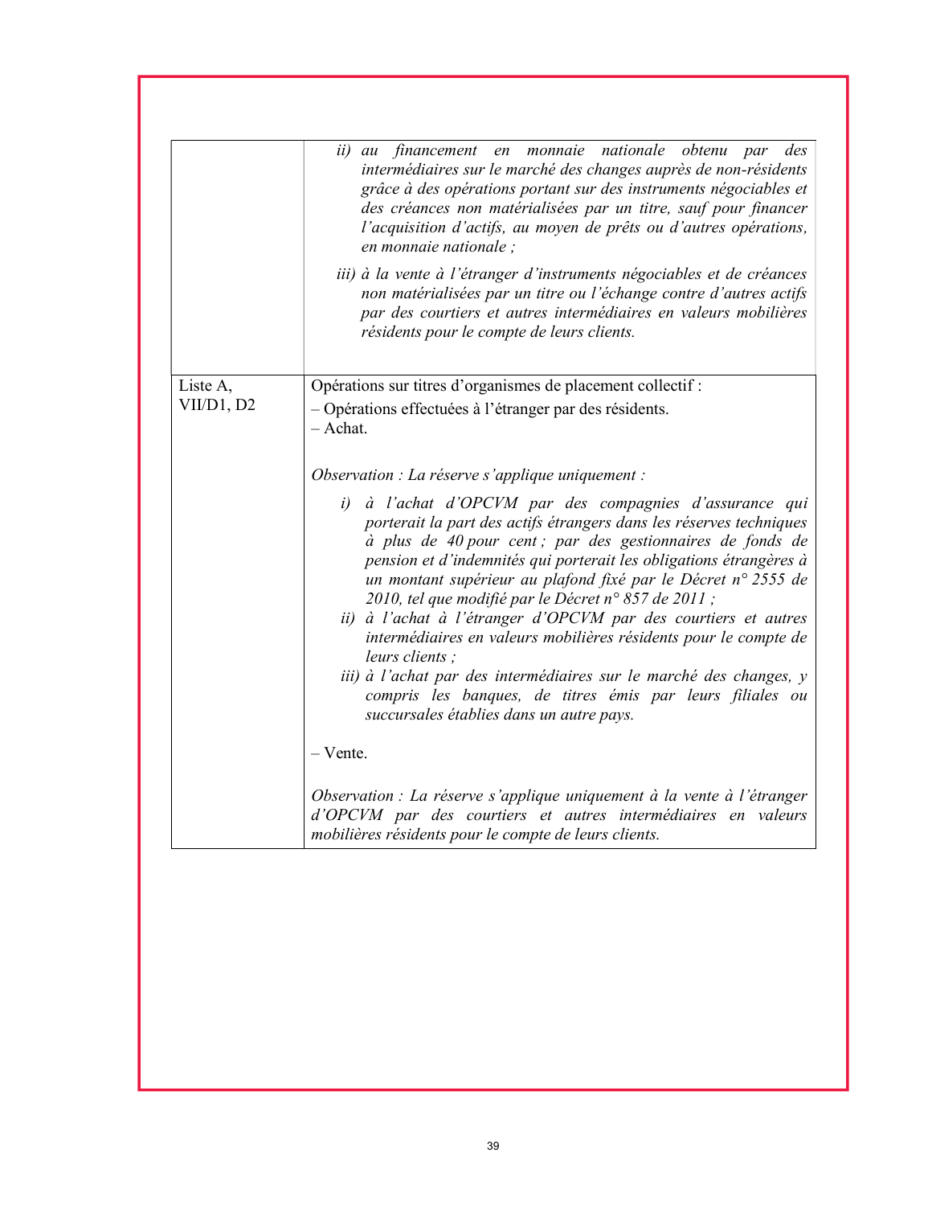| | |
|---|---|
| | *ii) au financement en monnaie nationale obtenu par des intermédiaires sur le marché des changes auprès de non-résidents grâce à des opérations portant sur des instruments négociables et des créances non matérialisées par un titre, sauf pour financer l'acquisition d'actifs, au moyen de prêts ou d'autres opérations, en monnaie nationale ;*<br><br>*iii) à la vente à l'étranger d'instruments négociables et de créances non matérialisées par un titre ou l'échange contre d'autres actifs par des courtiers et autres intermédiaires en valeurs mobilières résidents pour le compte de leurs clients.* |
| Liste A, VII/D1, D2 | Opérations sur titres d'organismes de placement collectif :<br>– Opérations effectuées à l'étranger par des résidents.<br>– Achat.<br><br>*Observation : La réserve s'applique uniquement :*<br><br>*i) à l'achat d'OPCVM par des compagnies d'assurance qui porterait la part des actifs étrangers dans les réserves techniques à plus de 40 pour cent ; par des gestionnaires de fonds de pension et d'indemnités qui porterait les obligations étrangères à un montant supérieur au plafond fixé par le Décret n° 2555 de 2010, tel que modifié par le Décret n° 857 de 2011 ;*<br>*ii) à l'achat à l'étranger d'OPCVM par des courtiers et autres intermédiaires en valeurs mobilières résidents pour le compte de leurs clients ;*<br>*iii) à l'achat par des intermédiaires sur le marché des changes, y compris les banques, de titres émis par leurs filiales ou succursales établies dans un autre pays.*<br><br>– Vente.<br><br>*Observation : La réserve s'applique uniquement à la vente à l'étranger d'OPCVM par des courtiers et autres intermédiaires en valeurs mobilières résidents pour le compte de leurs clients.* |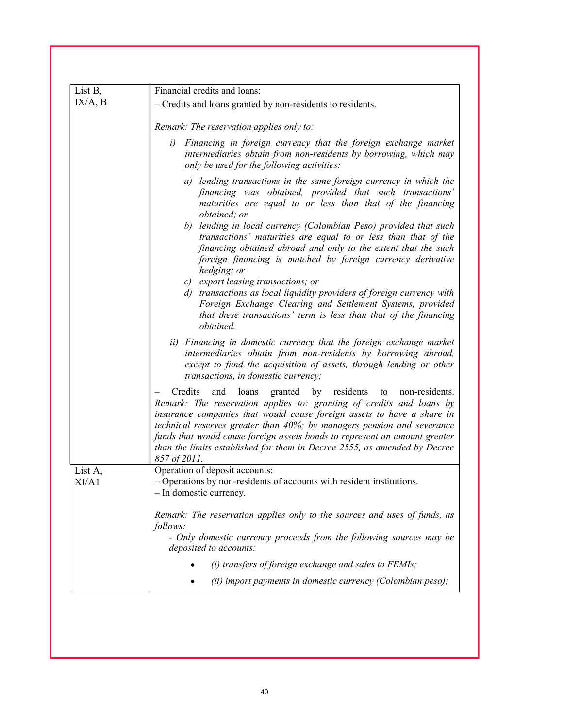| List B, IX/A, B | Financial credits and loans:<br>– Credits and loans granted by non-residents to residents.<br><br>*Remark: The reservation applies only to:*<br>*i) Financing in foreign currency that the foreign exchange market intermediaries obtain from non-residents by borrowing, which may only be used for the following activities:*<br>*a) lending transactions in the same foreign currency in which the financing was obtained, provided that such transactions' maturities are equal to or less than that of the financing obtained; or*<br>*b) lending in local currency (Colombian Peso) provided that such transactions' maturities are equal to or less than that of the financing obtained abroad and only to the extent that the such foreign financing is matched by foreign currency derivative hedging; or*<br>*c) export leasing transactions; or*<br>*d) transactions as local liquidity providers of foreign currency with Foreign Exchange Clearing and Settlement Systems, provided that these transactions' term is less than that of the financing obtained.*<br>*ii) Financing in domestic currency that the foreign exchange market intermediaries obtain from non-residents by borrowing abroad, except to fund the acquisition of assets, through lending or other transactions, in domestic currency;*<br><br>– Credits and loans granted by residents to non-residents.<br>*Remark: The reservation applies to: granting of credits and loans by insurance companies that would cause foreign assets to have a share in technical reserves greater than 40%; by managers pension and severance funds that would cause foreign assets bonds to represent an amount greater than the limits established for them in Decree 2555, as amended by Decree 857 of 2011.* |
|---|---|
| List A, XI/A1 | Operation of deposit accounts:<br>– Operations by non-residents of accounts with resident institutions.<br>– In domestic currency.<br><br>*Remark: The reservation applies only to the sources and uses of funds, as follows:*<br>*- Only domestic currency proceeds from the following sources may be deposited to accounts:*<br>• *(i) transfers of foreign exchange and sales to FEMIs;*<br>• *(ii) import payments in domestic currency (Colombian peso);* |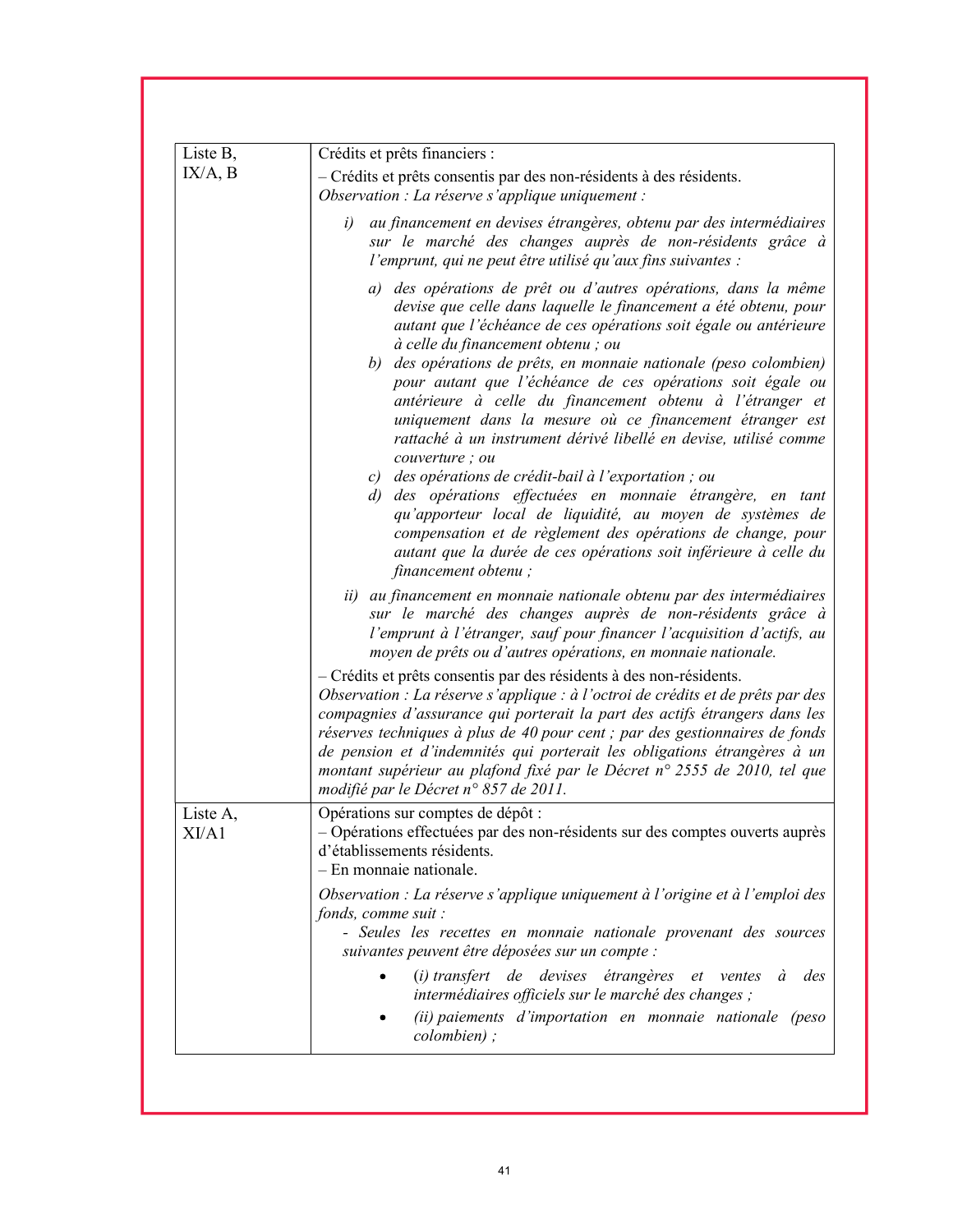| | |
|---|---|
| Liste B, IX/A, B | Crédits et prêts financiers :<br>– Crédits et prêts consentis par des non-résidents à des résidents.<br>*Observation : La réserve s'applique uniquement :*<br>*i) au financement en devises étrangères, obtenu par des intermédiaires sur le marché des changes auprès de non-résidents grâce à l'emprunt, qui ne peut être utilisé qu'aux fins suivantes :*<br>*a) des opérations de prêt ou d'autres opérations, dans la même devise que celle dans laquelle le financement a été obtenu, pour autant que l'échéance de ces opérations soit égale ou antérieure à celle du financement obtenu ; ou*<br>*b) des opérations de prêts, en monnaie nationale (peso colombien) pour autant que l'échéance de ces opérations soit égale ou antérieure à celle du financement obtenu à l'étranger et uniquement dans la mesure où ce financement étranger est rattaché à un instrument dérivé libellé en devise, utilisé comme couverture ; ou*<br>*c) des opérations de crédit-bail à l'exportation ; ou*<br>*d) des opérations effectuées en monnaie étrangère, en tant qu'apporteur local de liquidité, au moyen de systèmes de compensation et de règlement des opérations de change, pour autant que la durée de ces opérations soit inférieure à celle du financement obtenu ;*<br>*ii) au financement en monnaie nationale obtenu par des intermédiaires sur le marché des changes auprès de non-résidents grâce à l'emprunt à l'étranger, sauf pour financer l'acquisition d'actifs, au moyen de prêts ou d'autres opérations, en monnaie nationale.*<br>– Crédits et prêts consentis par des résidents à des non-résidents.<br>*Observation : La réserve s'applique : à l'octroi de crédits et de prêts par des compagnies d'assurance qui porterait la part des actifs étrangers dans les réserves techniques à plus de 40 pour cent ; par des gestionnaires de fonds de pension et d'indemnités qui porterait les obligations étrangères à un montant supérieur au plafond fixé par le Décret n° 2555 de 2010, tel que modifié par le Décret n° 857 de 2011.* |
| Liste A, XI/A1 | Opérations sur comptes de dépôt :<br>– Opérations effectuées par des non-résidents sur des comptes ouverts auprès d'établissements résidents.<br>– En monnaie nationale.<br>*Observation : La réserve s'applique uniquement à l'origine et à l'emploi des fonds, comme suit :*<br>*- Seules les recettes en monnaie nationale provenant des sources suivantes peuvent être déposées sur un compte :*<br>• *(i) transfert de devises étrangères et ventes à des intermédiaires officiels sur le marché des changes ;*<br>• *(ii) paiements d'importation en monnaie nationale (peso colombien) ;* |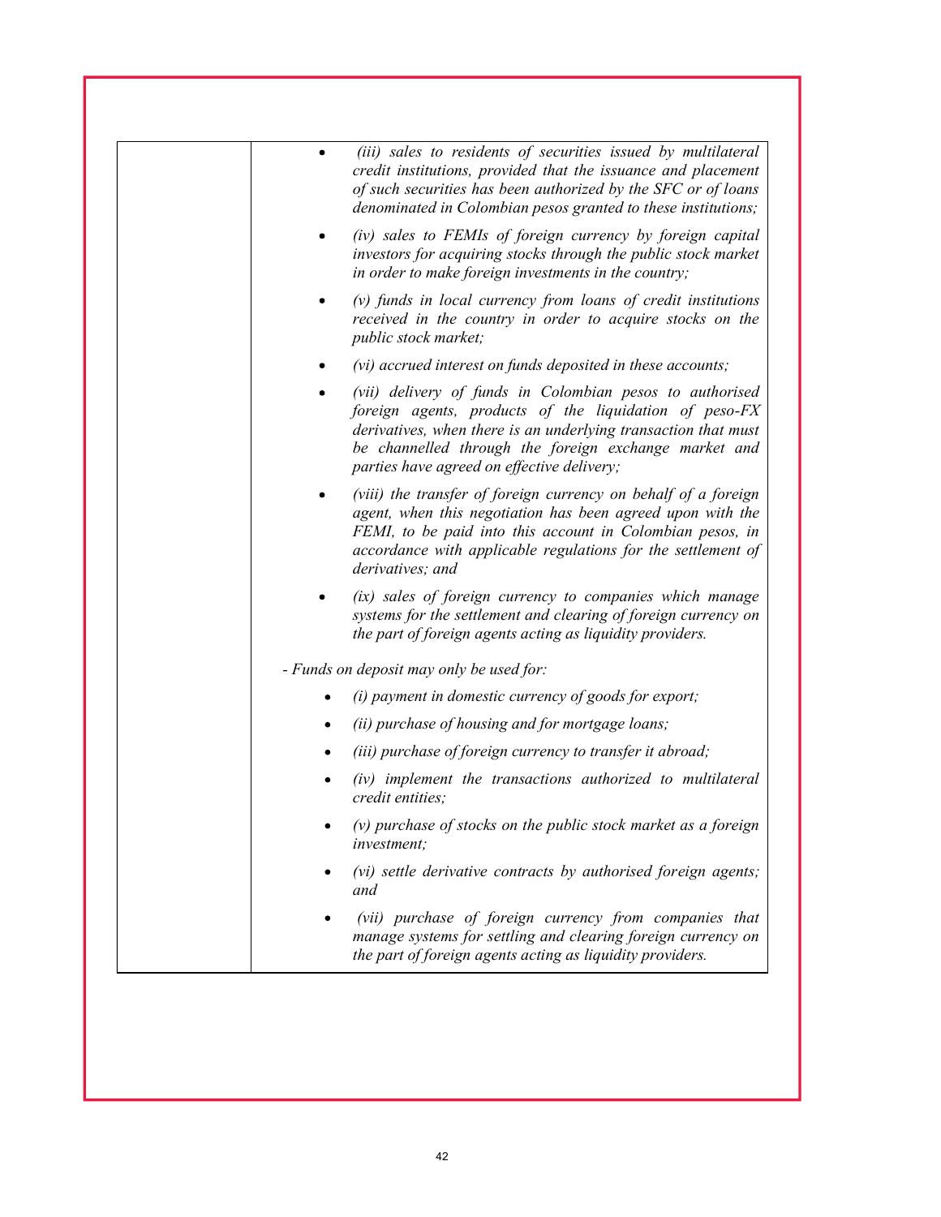| | *(iii) sales to residents of securities issued by multilateral credit institutions, provided that the issuance and placement of such securities has been authorized by the SFC or of loans denominated in Colombian pesos granted to these institutions;*<br>• *(iv) sales to FEMIs of foreign currency by foreign capital investors for acquiring stocks through the public stock market in order to make foreign investments in the country;*<br>• *(v) funds in local currency from loans of credit institutions received in the country in order to acquire stocks on the public stock market;*<br>• *(vi) accrued interest on funds deposited in these accounts;*<br>• *(vii) delivery of funds in Colombian pesos to authorised foreign agents, products of the liquidation of peso-FX derivatives, when there is an underlying transaction that must be channelled through the foreign exchange market and parties have agreed on effective delivery;*<br>• *(viii) the transfer of foreign currency on behalf of a foreign agent, when this negotiation has been agreed upon with the FEMI, to be paid into this account in Colombian pesos, in accordance with applicable regulations for the settlement of derivatives; and*<br>• *(ix) sales of foreign currency to companies which manage systems for the settlement and clearing of foreign currency on the part of foreign agents acting as liquidity providers.*<br><br>*- Funds on deposit may only be used for:*<br>• *(i) payment in domestic currency of goods for export;*<br>• *(ii) purchase of housing and for mortgage loans;*<br>• *(iii) purchase of foreign currency to transfer it abroad;*<br>• *(iv) implement the transactions authorized to multilateral credit entities;*<br>• *(v) purchase of stocks on the public stock market as a foreign investment;*<br>• *(vi) settle derivative contracts by authorised foreign agents; and*<br>• *(vii) purchase of foreign currency from companies that manage systems for settling and clearing foreign currency on the part of foreign agents acting as liquidity providers.* |
|---|---|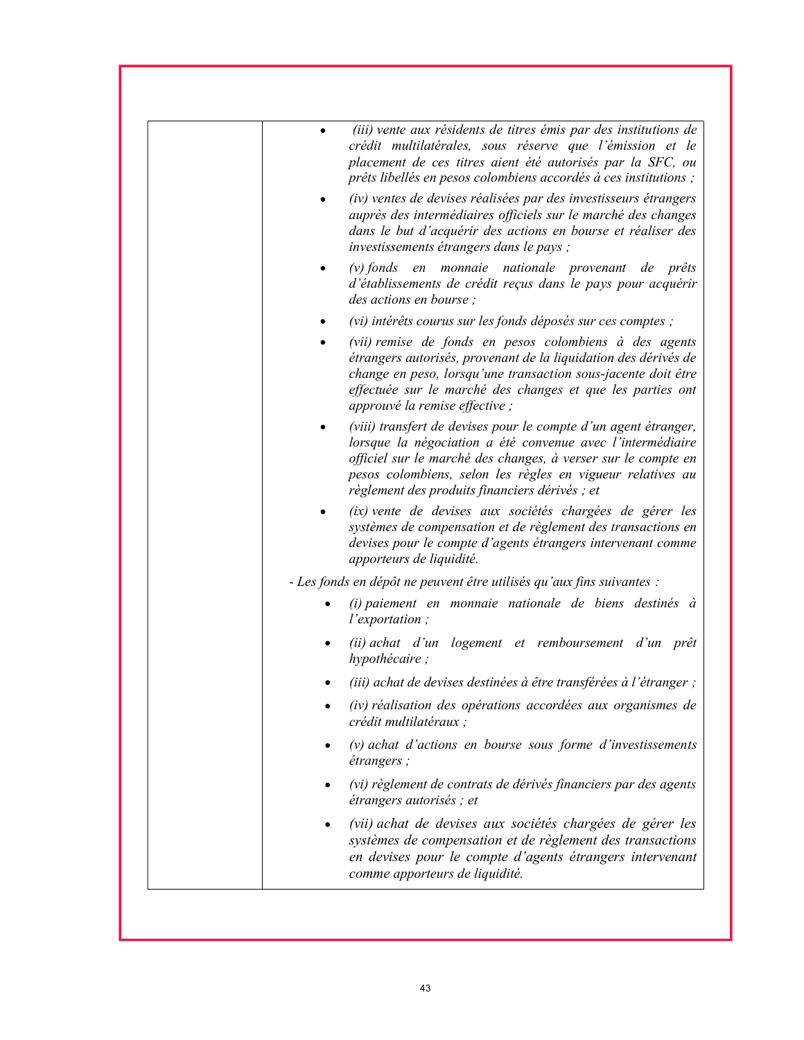| | |
|---|---|
| | - *(iii) vente aux résidents de titres émis par des institutions de crédit multilatérales, sous réserve que l'émission et le placement de ces titres aient été autorisés par la SFC, ou prêts libellés en pesos colombiens accordés à ces institutions ;*<br>- *(iv) ventes de devises réalisées par des investisseurs étrangers auprès des intermédiaires officiels sur le marché des changes dans le but d'acquérir des actions en bourse et réaliser des investissements étrangers dans le pays ;*<br>- *(v) fonds en monnaie nationale provenant de prêts d'établissements de crédit reçus dans le pays pour acquérir des actions en bourse ;*<br>- *(vi) intérêts courus sur les fonds déposés sur ces comptes ;*<br>- *(vii) remise de fonds en pesos colombiens à des agents étrangers autorisés, provenant de la liquidation des dérivés de change en peso, lorsqu'une transaction sous-jacente doit être effectuée sur le marché des changes et que les parties ont approuvé la remise effective ;*<br>- *(viii) transfert de devises pour le compte d'un agent étranger, lorsque la négociation a été convenue avec l'intermédiaire officiel sur le marché des changes, à verser sur le compte en pesos colombiens, selon les règles en vigueur relatives au règlement des produits financiers dérivés ; et*<br>- *(ix) vente de devises aux sociétés chargées de gérer les systèmes de compensation et de règlement des transactions en devises pour le compte d'agents étrangers intervenant comme apporteurs de liquidité.*<br><br>*- Les fonds en dépôt ne peuvent être utilisés qu'aux fins suivantes :*<br><br>- *(i) paiement en monnaie nationale de biens destinés à l'exportation ;*<br>- *(ii) achat d'un logement et remboursement d'un prêt hypothécaire ;*<br>- *(iii) achat de devises destinées à être transférées à l'étranger ;*<br>- *(iv) réalisation des opérations accordées aux organismes de crédit multilatéraux ;*<br>- *(v) achat d'actions en bourse sous forme d'investissements étrangers ;*<br>- *(vi) règlement de contrats de dérivés financiers par des agents étrangers autorisés ; et*<br>- *(vii) achat de devises aux sociétés chargées de gérer les systèmes de compensation et de règlement des transactions en devises pour le compte d'agents étrangers intervenant comme apporteurs de liquidité.* |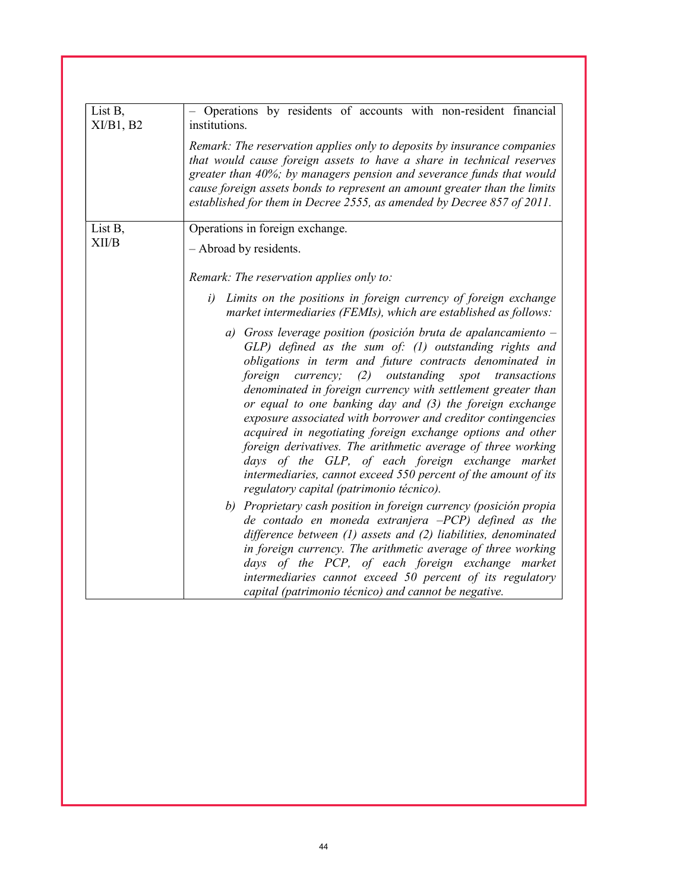| List B, XI/B1, B2 | – Operations by residents of accounts with non-resident financial institutions.<br><br>*Remark: The reservation applies only to deposits by insurance companies that would cause foreign assets to have a share in technical reserves greater than 40%; by managers pension and severance funds that would cause foreign assets bonds to represent an amount greater than the limits established for them in Decree 2555, as amended by Decree 857 of 2011.* |
|---|---|
| List B, XII/B | Operations in foreign exchange.<br><br>– Abroad by residents.<br><br>*Remark: The reservation applies only to:*<br><br>*i) Limits on the positions in foreign currency of foreign exchange market intermediaries (FEMIs), which are established as follows:*<br><br>*a) Gross leverage position (posición bruta de apalancamiento – GLP) defined as the sum of: (1) outstanding rights and obligations in term and future contracts denominated in foreign currency; (2) outstanding spot transactions denominated in foreign currency with settlement greater than or equal to one banking day and (3) the foreign exchange exposure associated with borrower and creditor contingencies acquired in negotiating foreign exchange options and other foreign derivatives. The arithmetic average of three working days of the GLP, of each foreign exchange market intermediaries, cannot exceed 550 percent of the amount of its regulatory capital (patrimonio técnico).*<br><br>*b) Proprietary cash position in foreign currency (posición propia de contado en moneda extranjera –PCP) defined as the difference between (1) assets and (2) liabilities, denominated in foreign currency. The arithmetic average of three working days of the PCP, of each foreign exchange market intermediaries cannot exceed 50 percent of its regulatory capital (patrimonio técnico) and cannot be negative.* |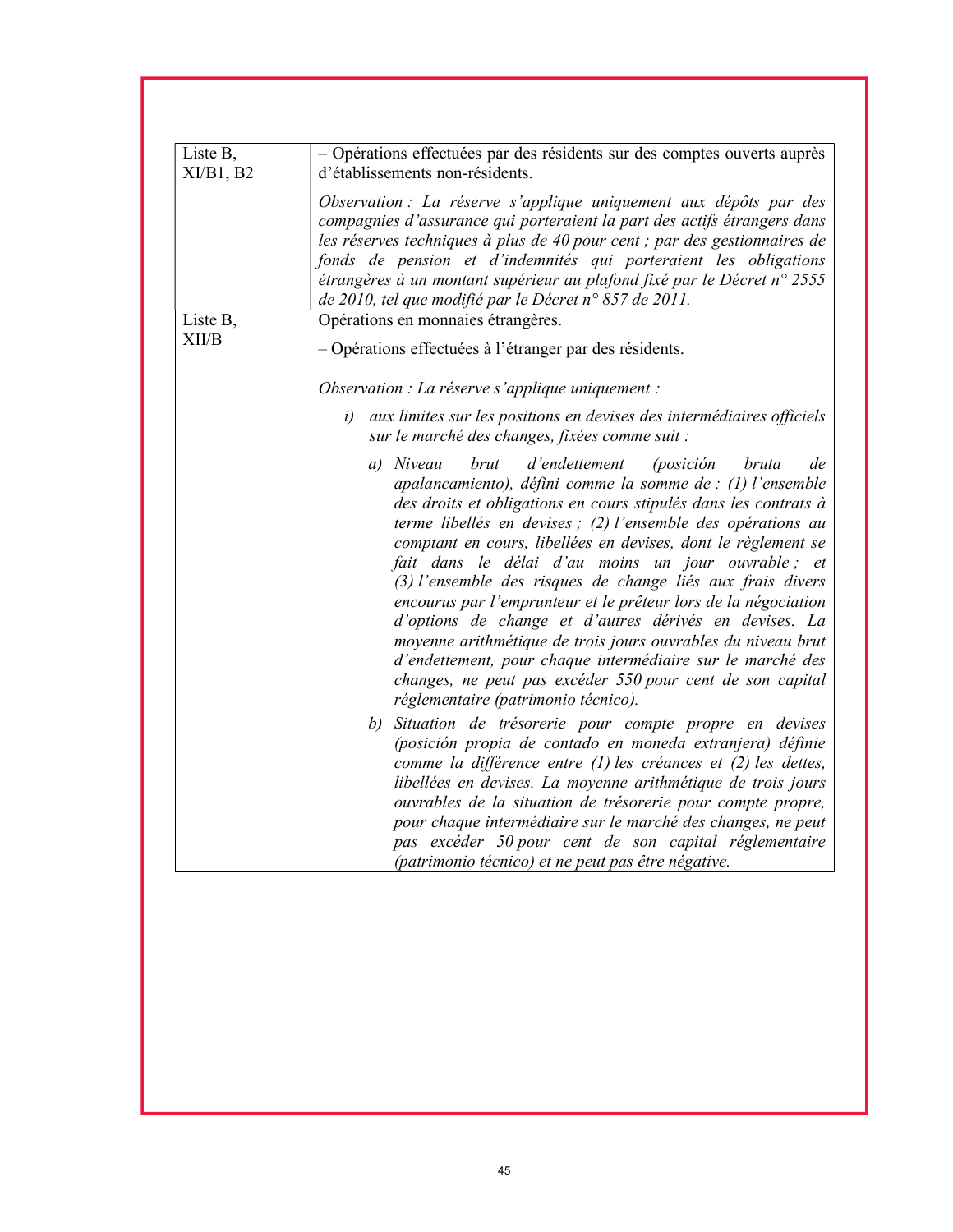| | |
|---|---|
| Liste B, XI/B1, B2 | – Opérations effectuées par des résidents sur des comptes ouverts auprès d'établissements non-résidents.<br><br>*Observation : La réserve s'applique uniquement aux dépôts par des compagnies d'assurance qui porteraient la part des actifs étrangers dans les réserves techniques à plus de 40 pour cent ; par des gestionnaires de fonds de pension et d'indemnités qui porteraient les obligations étrangères à un montant supérieur au plafond fixé par le Décret n° 2555 de 2010, tel que modifié par le Décret n° 857 de 2011.* |
| Liste B, XII/B | Opérations en monnaies étrangères.<br><br>– Opérations effectuées à l'étranger par des résidents.<br><br>*Observation : La réserve s'applique uniquement :*<br><br>*i) aux limites sur les positions en devises des intermédiaires officiels sur le marché des changes, fixées comme suit :*<br><br>*a) Niveau brut d'endettement (posición bruta de apalancamiento), défini comme la somme de : (1) l'ensemble des droits et obligations en cours stipulés dans les contrats à terme libellés en devises ; (2) l'ensemble des opérations au comptant en cours, libellées en devises, dont le règlement se fait dans le délai d'au moins un jour ouvrable ; et (3) l'ensemble des risques de change liés aux frais divers encourus par l'emprunteur et le prêteur lors de la négociation d'options de change et d'autres dérivés en devises. La moyenne arithmétique de trois jours ouvrables du niveau brut d'endettement, pour chaque intermédiaire sur le marché des changes, ne peut pas excéder 550 pour cent de son capital réglementaire (patrimonio técnico).*<br><br>*b) Situation de trésorerie pour compte propre en devises (posición propia de contado en moneda extranjera) définie comme la différence entre (1) les créances et (2) les dettes, libellées en devises. La moyenne arithmétique de trois jours ouvrables de la situation de trésorerie pour compte propre, pour chaque intermédiaire sur le marché des changes, ne peut pas excéder 50 pour cent de son capital réglementaire (patrimonio técnico) et ne peut pas être négative.* |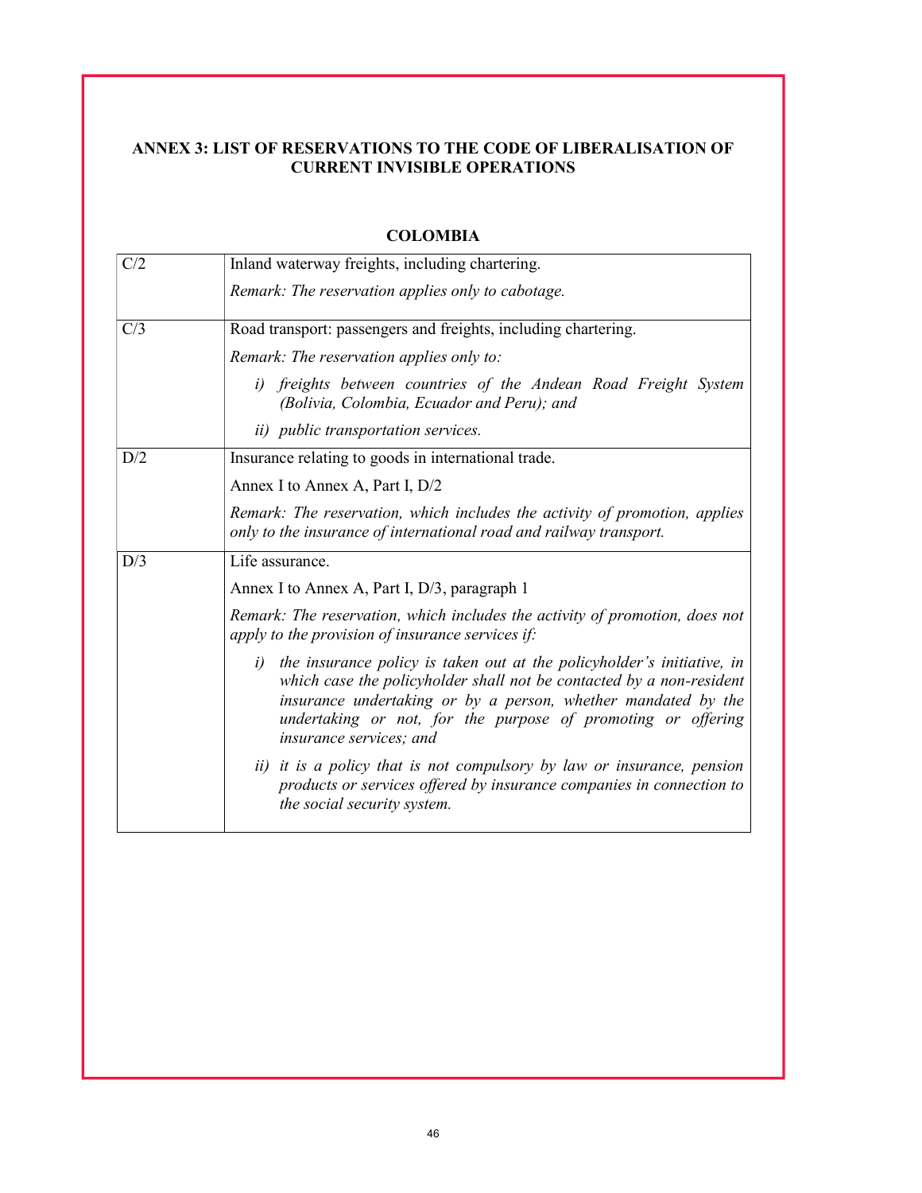## ANNEX 3: LIST OF RESERVATIONS TO THE CODE OF LIBERALISATION OF CURRENT INVISIBLE OPERATIONS

### COLOMBIA

| | |
|---|---|
| C/2 | Inland waterway freights, including chartering.<br><br>*Remark: The reservation applies only to cabotage.* |
| C/3 | Road transport: passengers and freights, including chartering.<br><br>*Remark: The reservation applies only to:*<br><br>*i) freights between countries of the Andean Road Freight System (Bolivia, Colombia, Ecuador and Peru); and*<br><br>*ii) public transportation services.* |
| D/2 | Insurance relating to goods in international trade.<br><br>Annex I to Annex A, Part I, D/2<br><br>*Remark: The reservation, which includes the activity of promotion, applies only to the insurance of international road and railway transport.* |
| D/3 | Life assurance.<br><br>Annex I to Annex A, Part I, D/3, paragraph 1<br><br>*Remark: The reservation, which includes the activity of promotion, does not apply to the provision of insurance services if:*<br><br>*i) the insurance policy is taken out at the policyholder's initiative, in which case the policyholder shall not be contacted by a non-resident insurance undertaking or by a person, whether mandated by the undertaking or not, for the purpose of promoting or offering insurance services; and*<br><br>*ii) it is a policy that is not compulsory by law or insurance, pension products or services offered by insurance companies in connection to the social security system.* |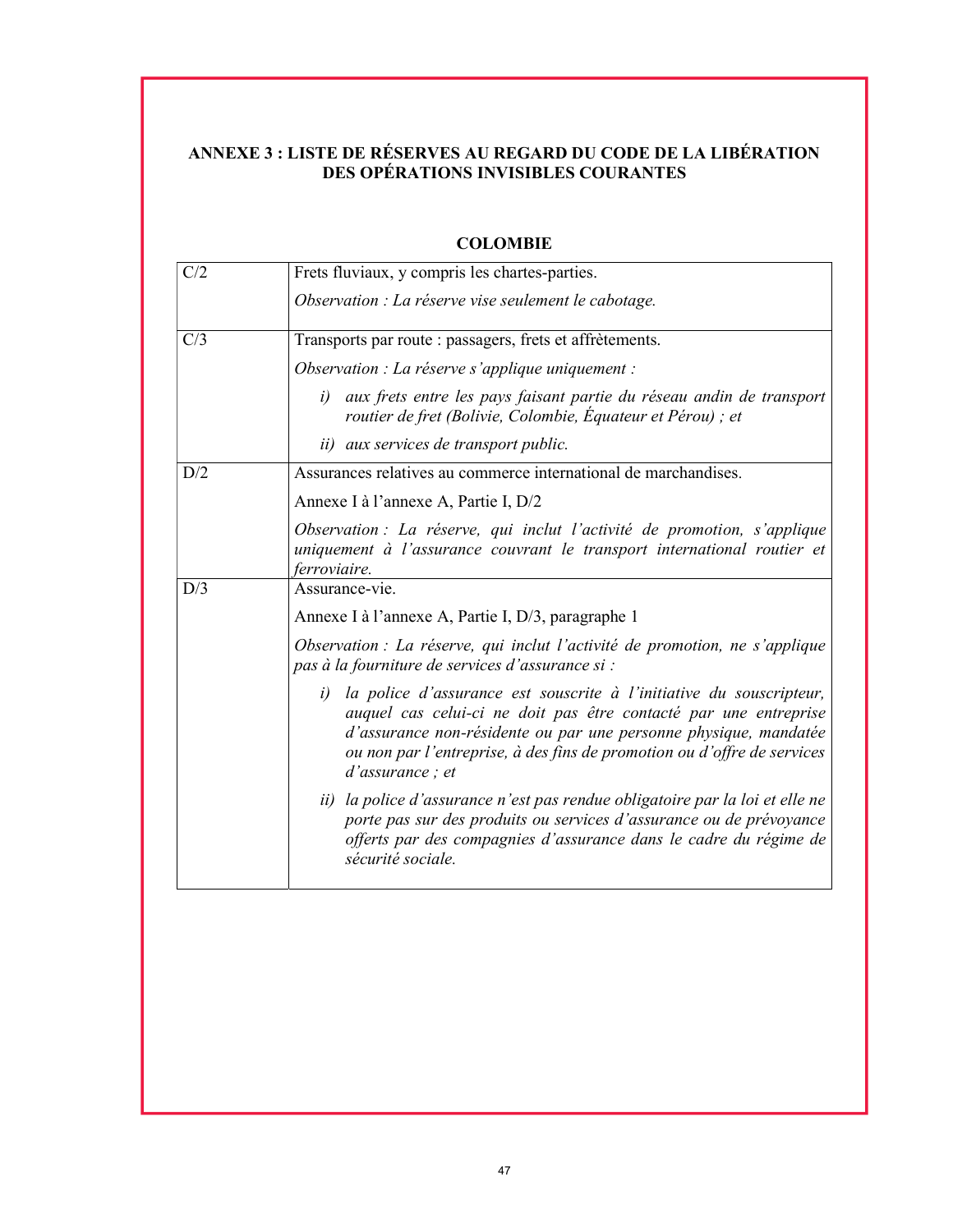## ANNEXE 3 : LISTE DE RÉSERVES AU REGARD DU CODE DE LA LIBÉRATION DES OPÉRATIONS INVISIBLES COURANTES

### COLOMBIE

| | |
|---|---|
| C/2 | Frets fluviaux, y compris les chartes-parties.<br><br>*Observation : La réserve vise seulement le cabotage.* |
| C/3 | Transports par route : passagers, frets et affrètements.<br><br>*Observation : La réserve s'applique uniquement :*<br><br>*i) aux frets entre les pays faisant partie du réseau andin de transport routier de fret (Bolivie, Colombie, Équateur et Pérou) ; et*<br><br>*ii) aux services de transport public.* |
| D/2 | Assurances relatives au commerce international de marchandises.<br><br>Annexe I à l'annexe A, Partie I, D/2<br><br>*Observation : La réserve, qui inclut l'activité de promotion, s'applique uniquement à l'assurance couvrant le transport international routier et ferroviaire.* |
| D/3 | Assurance-vie.<br><br>Annexe I à l'annexe A, Partie I, D/3, paragraphe 1<br><br>*Observation : La réserve, qui inclut l'activité de promotion, ne s'applique pas à la fourniture de services d'assurance si :*<br><br>*i) la police d'assurance est souscrite à l'initiative du souscripteur, auquel cas celui-ci ne doit pas être contacté par une entreprise d'assurance non-résidente ou par une personne physique, mandatée ou non par l'entreprise, à des fins de promotion ou d'offre de services d'assurance ; et*<br><br>*ii) la police d'assurance n'est pas rendue obligatoire par la loi et elle ne porte pas sur des produits ou services d'assurance ou de prévoyance offerts par des compagnies d'assurance dans le cadre du régime de sécurité sociale.* |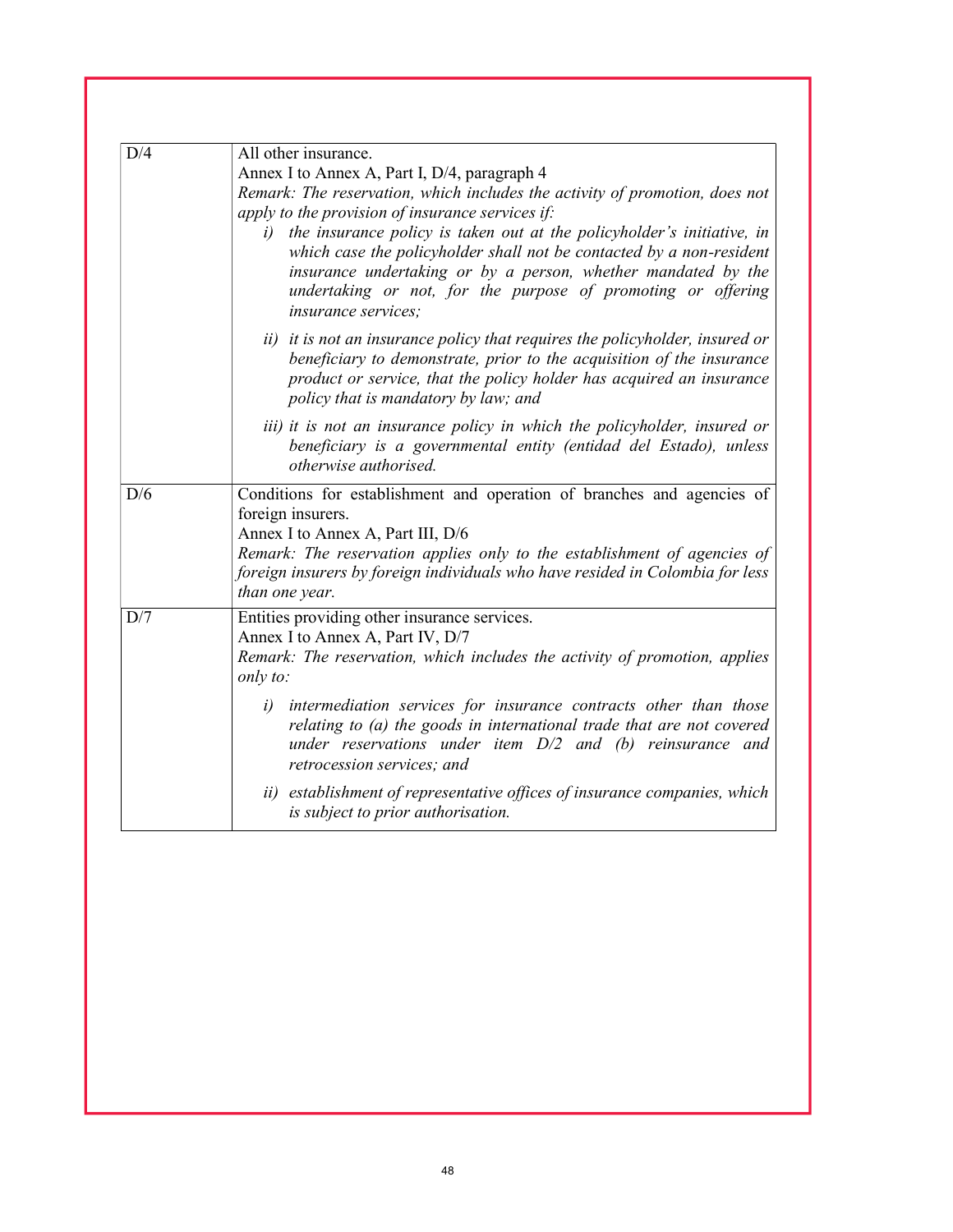| | |
|---|---|
| D/4 | All other insurance.<br>Annex I to Annex A, Part I, D/4, paragraph 4<br>*Remark: The reservation, which includes the activity of promotion, does not apply to the provision of insurance services if:*<br>*i) the insurance policy is taken out at the policyholder's initiative, in which case the policyholder shall not be contacted by a non-resident insurance undertaking or by a person, whether mandated by the undertaking or not, for the purpose of promoting or offering insurance services;*<br>*ii) it is not an insurance policy that requires the policyholder, insured or beneficiary to demonstrate, prior to the acquisition of the insurance product or service, that the policy holder has acquired an insurance policy that is mandatory by law; and*<br>*iii) it is not an insurance policy in which the policyholder, insured or beneficiary is a governmental entity (entidad del Estado), unless otherwise authorised.* |
| D/6 | Conditions for establishment and operation of branches and agencies of foreign insurers.<br>Annex I to Annex A, Part III, D/6<br>*Remark: The reservation applies only to the establishment of agencies of foreign insurers by foreign individuals who have resided in Colombia for less than one year.* |
| D/7 | Entities providing other insurance services.<br>Annex I to Annex A, Part IV, D/7<br>*Remark: The reservation, which includes the activity of promotion, applies only to:*<br>*i) intermediation services for insurance contracts other than those relating to (a) the goods in international trade that are not covered under reservations under item D/2 and (b) reinsurance and retrocession services; and*<br>*ii) establishment of representative offices of insurance companies, which is subject to prior authorisation.* |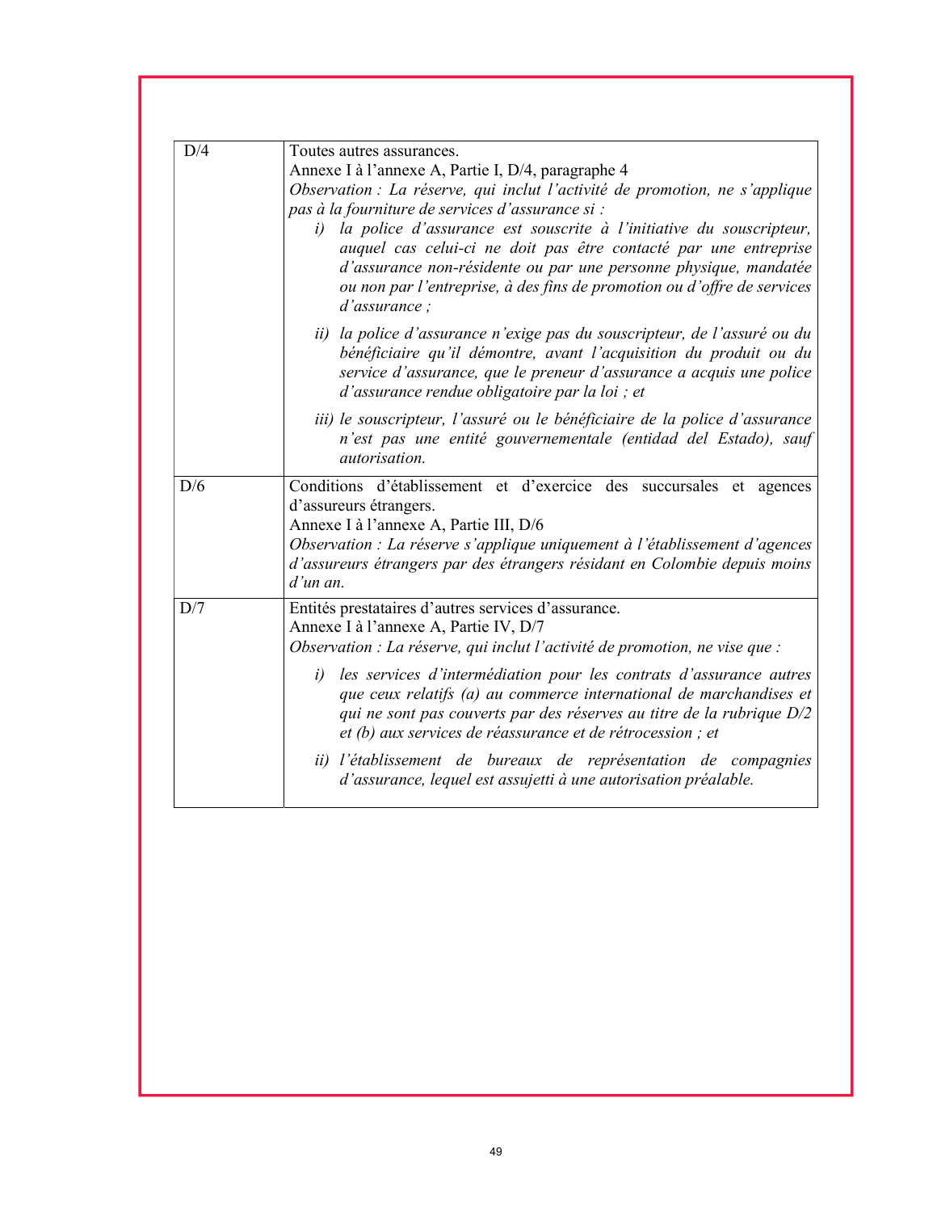| | |
|---|---|
| D/4 | Toutes autres assurances.<br>Annexe I à l'annexe A, Partie I, D/4, paragraphe 4<br>*Observation : La réserve, qui inclut l'activité de promotion, ne s'applique pas à la fourniture de services d'assurance si :*<br>*i) la police d'assurance est souscrite à l'initiative du souscripteur, auquel cas celui-ci ne doit pas être contacté par une entreprise d'assurance non-résidente ou par une personne physique, mandatée ou non par l'entreprise, à des fins de promotion ou d'offre de services d'assurance ;*<br>*ii) la police d'assurance n'exige pas du souscripteur, de l'assuré ou du bénéficiaire qu'il démontre, avant l'acquisition du produit ou du service d'assurance, que le preneur d'assurance a acquis une police d'assurance rendue obligatoire par la loi ; et*<br>*iii) le souscripteur, l'assuré ou le bénéficiaire de la police d'assurance n'est pas une entité gouvernementale (entidad del Estado), sauf autorisation.* |
| D/6 | Conditions d'établissement et d'exercice des succursales et agences d'assureurs étrangers.<br>Annexe I à l'annexe A, Partie III, D/6<br>*Observation : La réserve s'applique uniquement à l'établissement d'agences d'assureurs étrangers par des étrangers résidant en Colombie depuis moins d'un an.* |
| D/7 | Entités prestataires d'autres services d'assurance.<br>Annexe I à l'annexe A, Partie IV, D/7<br>*Observation : La réserve, qui inclut l'activité de promotion, ne vise que :*<br>*i) les services d'intermédiation pour les contrats d'assurance autres que ceux relatifs (a) au commerce international de marchandises et qui ne sont pas couverts par des réserves au titre de la rubrique D/2 et (b) aux services de réassurance et de rétrocession ; et*<br>*ii) l'établissement de bureaux de représentation de compagnies d'assurance, lequel est assujetti à une autorisation préalable.* |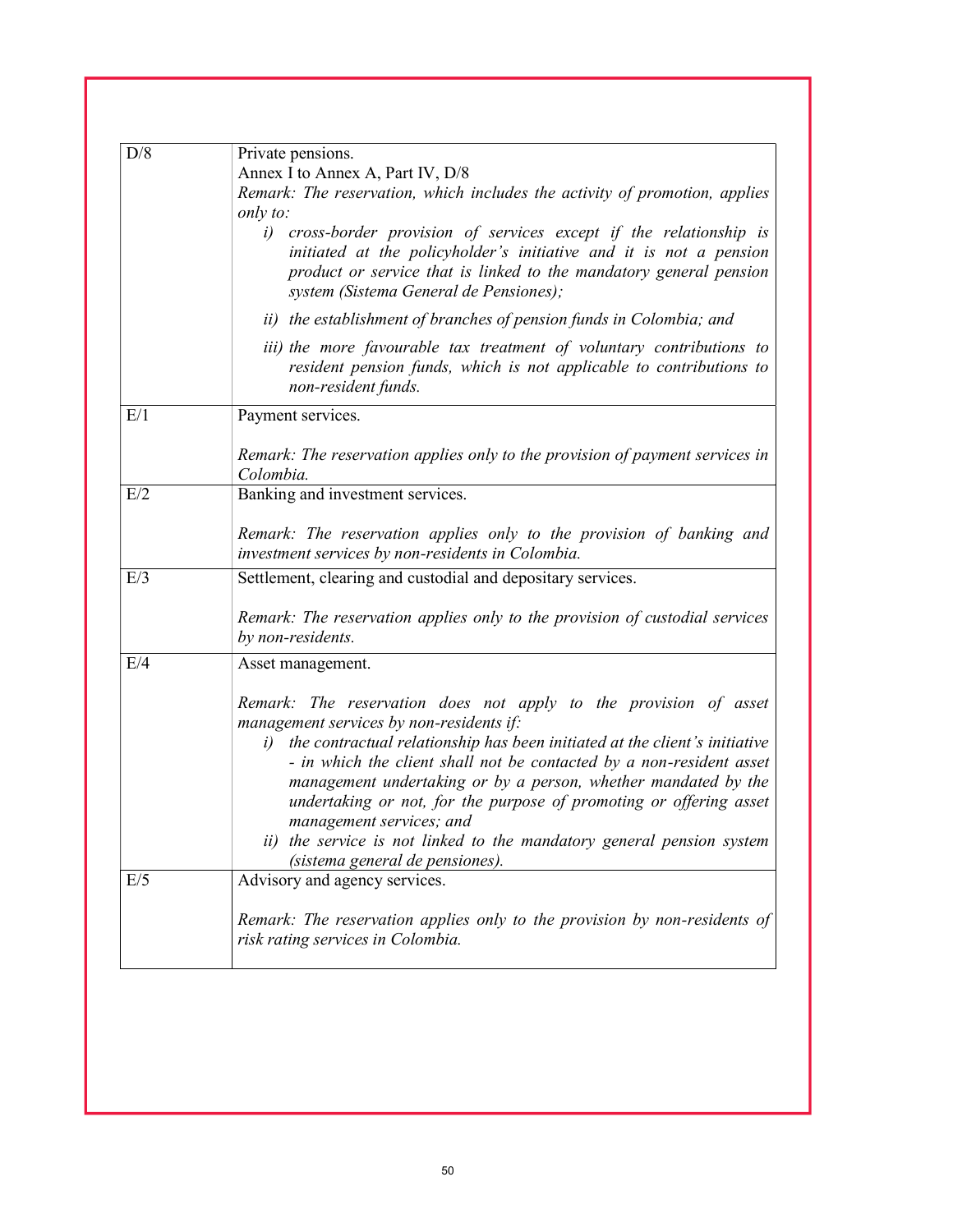| | |
|---|---|
| D/8 | Private pensions.<br>Annex I to Annex A, Part IV, D/8<br>*Remark: The reservation, which includes the activity of promotion, applies only to:*<br>*i) cross-border provision of services except if the relationship is initiated at the policyholder's initiative and it is not a pension product or service that is linked to the mandatory general pension system (Sistema General de Pensiones);*<br>*ii) the establishment of branches of pension funds in Colombia; and*<br>*iii) the more favourable tax treatment of voluntary contributions to resident pension funds, which is not applicable to contributions to non-resident funds.* |
| E/1 | Payment services.<br><br>*Remark: The reservation applies only to the provision of payment services in Colombia.* |
| E/2 | Banking and investment services.<br><br>*Remark: The reservation applies only to the provision of banking and investment services by non-residents in Colombia.* |
| E/3 | Settlement, clearing and custodial and depositary services.<br><br>*Remark: The reservation applies only to the provision of custodial services by non-residents.* |
| E/4 | Asset management.<br><br>*Remark: The reservation does not apply to the provision of asset management services by non-residents if:*<br>*i) the contractual relationship has been initiated at the client's initiative - in which the client shall not be contacted by a non-resident asset management undertaking or by a person, whether mandated by the undertaking or not, for the purpose of promoting or offering asset management services; and*<br>*ii) the service is not linked to the mandatory general pension system (sistema general de pensiones).* |
| E/5 | Advisory and agency services.<br><br>*Remark: The reservation applies only to the provision by non-residents of risk rating services in Colombia.* |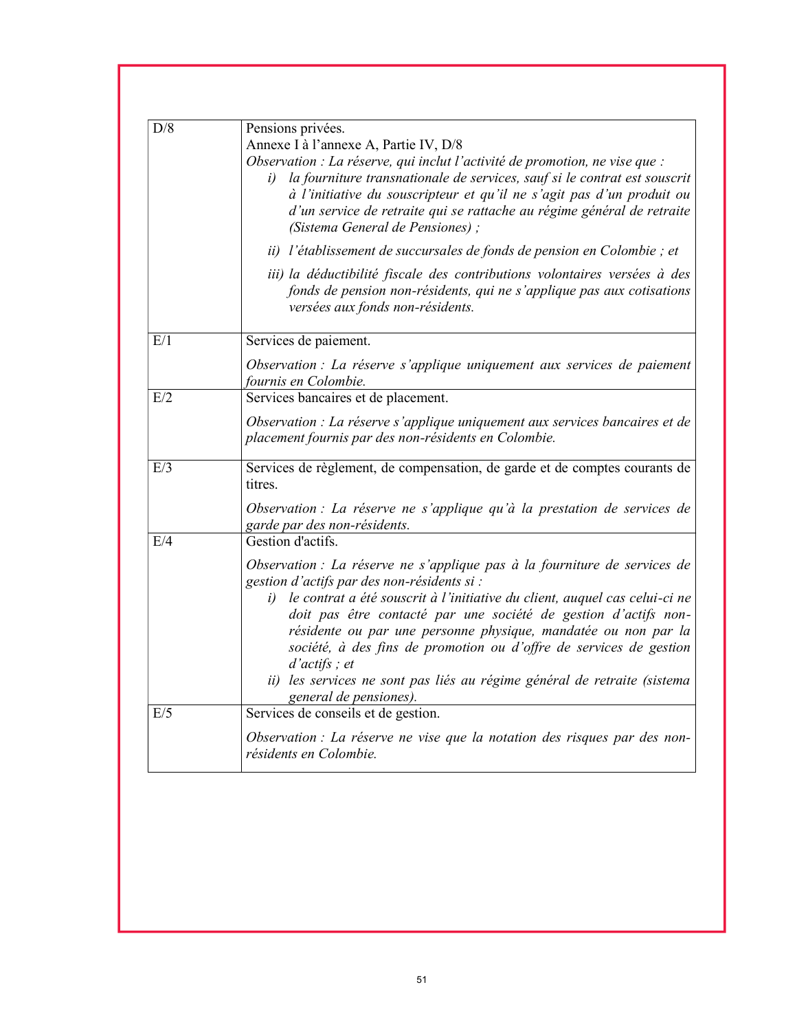| | |
|---|---|
| D/8 | Pensions privées.<br>Annexe I à l'annexe A, Partie IV, D/8<br>*Observation : La réserve, qui inclut l'activité de promotion, ne vise que :*<br>*i) la fourniture transnationale de services, sauf si le contrat est souscrit à l'initiative du souscripteur et qu'il ne s'agit pas d'un produit ou d'un service de retraite qui se rattache au régime général de retraite (Sistema General de Pensiones) ;*<br>*ii) l'établissement de succursales de fonds de pension en Colombie ; et*<br>*iii) la déductibilité fiscale des contributions volontaires versées à des fonds de pension non-résidents, qui ne s'applique pas aux cotisations versées aux fonds non-résidents.* |
| E/1 | Services de paiement.<br>*Observation : La réserve s'applique uniquement aux services de paiement fournis en Colombie.* |
| E/2 | Services bancaires et de placement.<br>*Observation : La réserve s'applique uniquement aux services bancaires et de placement fournis par des non-résidents en Colombie.* |
| E/3 | Services de règlement, de compensation, de garde et de comptes courants de titres.<br>*Observation : La réserve ne s'applique qu'à la prestation de services de garde par des non-résidents.* |
| E/4 | Gestion d'actifs.<br>*Observation : La réserve ne s'applique pas à la fourniture de services de gestion d'actifs par des non-résidents si :*<br>*i) le contrat a été souscrit à l'initiative du client, auquel cas celui-ci ne doit pas être contacté par une société de gestion d'actifs non-résidente ou par une personne physique, mandatée ou non par la société, à des fins de promotion ou d'offre de services de gestion d'actifs ; et*<br>*ii) les services ne sont pas liés au régime général de retraite (sistema general de pensiones).* |
| E/5 | Services de conseils et de gestion.<br>*Observation : La réserve ne vise que la notation des risques par des non-résidents en Colombie.* |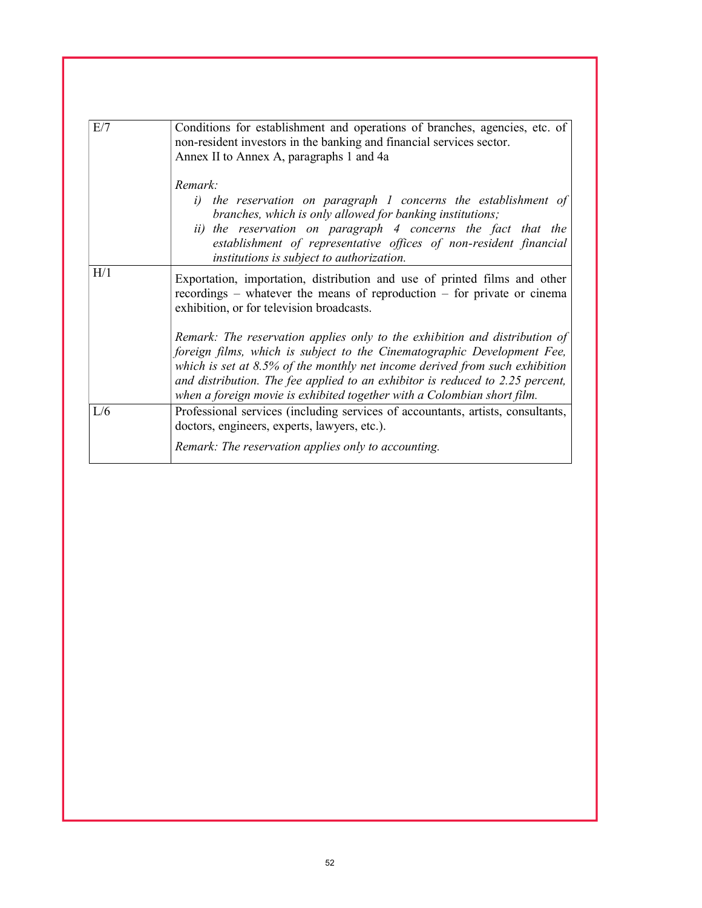| | |
|---|---|
| E/7 | Conditions for establishment and operations of branches, agencies, etc. of non-resident investors in the banking and financial services sector.<br>Annex II to Annex A, paragraphs 1 and 4a<br><br>*Remark:*<br>*i) the reservation on paragraph 1 concerns the establishment of branches, which is only allowed for banking institutions;*<br>*ii) the reservation on paragraph 4 concerns the fact that the establishment of representative offices of non-resident financial institutions is subject to authorization.* |
| H/1 | Exportation, importation, distribution and use of printed films and other recordings – whatever the means of reproduction – for private or cinema exhibition, or for television broadcasts.<br><br>*Remark: The reservation applies only to the exhibition and distribution of foreign films, which is subject to the Cinematographic Development Fee, which is set at 8.5% of the monthly net income derived from such exhibition and distribution. The fee applied to an exhibitor is reduced to 2.25 percent, when a foreign movie is exhibited together with a Colombian short film.* |
| L/6 | Professional services (including services of accountants, artists, consultants, doctors, engineers, experts, lawyers, etc.).<br><br>*Remark: The reservation applies only to accounting.* |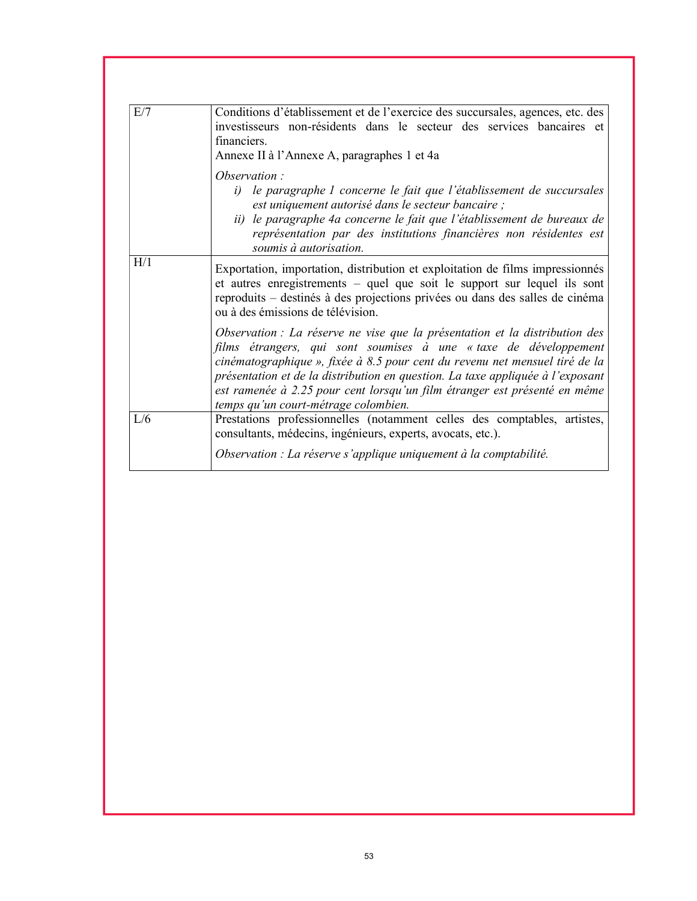| | |
|---|---|
| E/7 | Conditions d'établissement et de l'exercice des succursales, agences, etc. des investisseurs non-résidents dans le secteur des services bancaires et financiers.<br>Annexe II à l'Annexe A, paragraphes 1 et 4a<br><br>*Observation :*<br>*i) le paragraphe 1 concerne le fait que l'établissement de succursales est uniquement autorisé dans le secteur bancaire ;*<br>*ii) le paragraphe 4a concerne le fait que l'établissement de bureaux de représentation par des institutions financières non résidentes est soumis à autorisation.* |
| H/1 | Exportation, importation, distribution et exploitation de films impressionnés et autres enregistrements – quel que soit le support sur lequel ils sont reproduits – destinés à des projections privées ou dans des salles de cinéma ou à des émissions de télévision.<br><br>*Observation : La réserve ne vise que la présentation et la distribution des films étrangers, qui sont soumises à une « taxe de développement cinématographique », fixée à 8.5 pour cent du revenu net mensuel tiré de la présentation et de la distribution en question. La taxe appliquée à l'exposant est ramenée à 2.25 pour cent lorsqu'un film étranger est présenté en même temps qu'un court-métrage colombien.* |
| L/6 | Prestations professionnelles (notamment celles des comptables, artistes, consultants, médecins, ingénieurs, experts, avocats, etc.).<br><br>*Observation : La réserve s'applique uniquement à la comptabilité.* |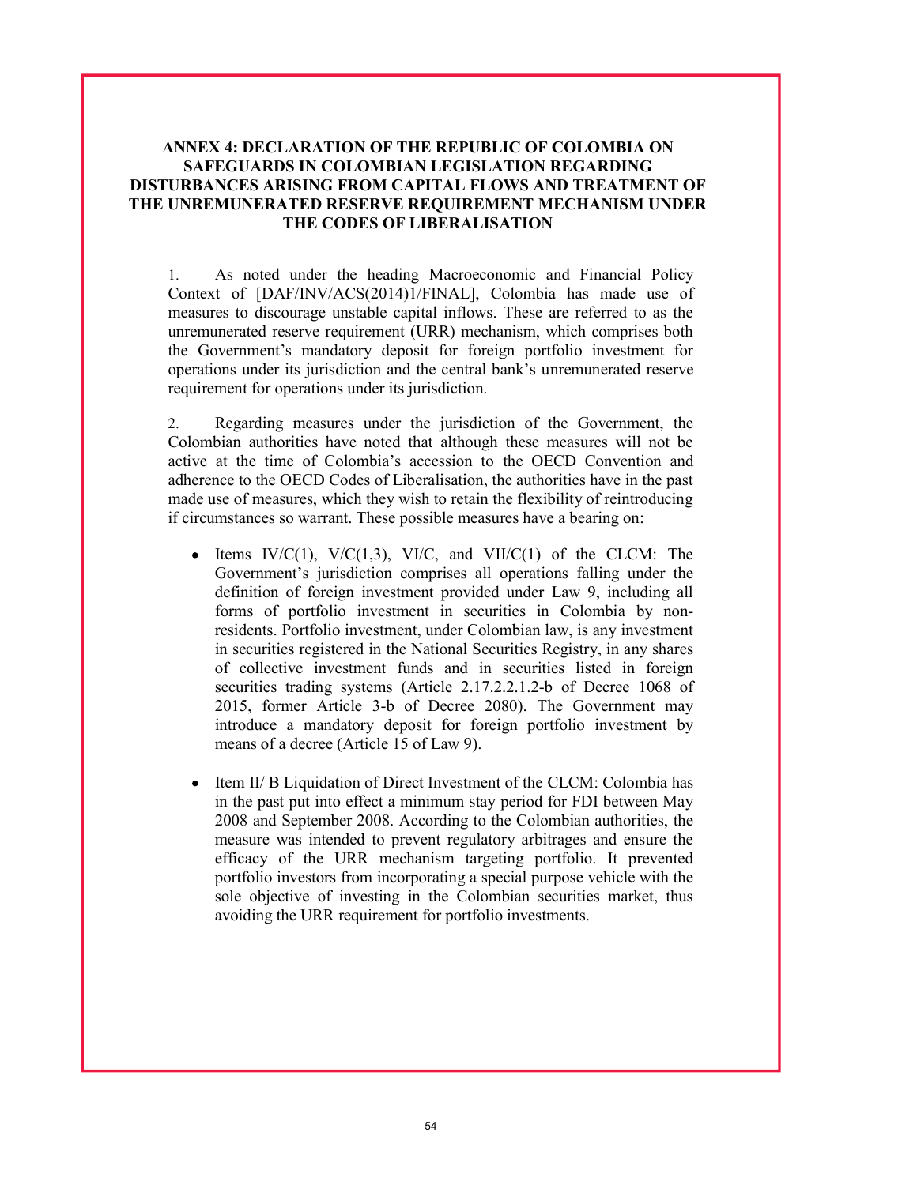## ANNEX 4: DECLARATION OF THE REPUBLIC OF COLOMBIA ON SAFEGUARDS IN COLOMBIAN LEGISLATION REGARDING DISTURBANCES ARISING FROM CAPITAL FLOWS AND TREATMENT OF THE UNREMUNERATED RESERVE REQUIREMENT MECHANISM UNDER THE CODES OF LIBERALISATION

1. As noted under the heading Macroeconomic and Financial Policy Context of [DAF/INV/ACS(2014)1/FINAL], Colombia has made use of measures to discourage unstable capital inflows. These are referred to as the unremunerated reserve requirement (URR) mechanism, which comprises both the Government's mandatory deposit for foreign portfolio investment for operations under its jurisdiction and the central bank's unremunerated reserve requirement for operations under its jurisdiction.

2. Regarding measures under the jurisdiction of the Government, the Colombian authorities have noted that although these measures will not be active at the time of Colombia's accession to the OECD Convention and adherence to the OECD Codes of Liberalisation, the authorities have in the past made use of measures, which they wish to retain the flexibility of reintroducing if circumstances so warrant. These possible measures have a bearing on:

- Items IV/C(1), V/C(1,3), VI/C, and VII/C(1) of the CLCM: The Government's jurisdiction comprises all operations falling under the definition of foreign investment provided under Law 9, including all forms of portfolio investment in securities in Colombia by non-residents. Portfolio investment, under Colombian law, is any investment in securities registered in the National Securities Registry, in any shares of collective investment funds and in securities listed in foreign securities trading systems (Article 2.17.2.2.1.2-b of Decree 1068 of 2015, former Article 3-b of Decree 2080). The Government may introduce a mandatory deposit for foreign portfolio investment by means of a decree (Article 15 of Law 9).

- Item II/ B Liquidation of Direct Investment of the CLCM: Colombia has in the past put into effect a minimum stay period for FDI between May 2008 and September 2008. According to the Colombian authorities, the measure was intended to prevent regulatory arbitrages and ensure the efficacy of the URR mechanism targeting portfolio. It prevented portfolio investors from incorporating a special purpose vehicle with the sole objective of investing in the Colombian securities market, thus avoiding the URR requirement for portfolio investments.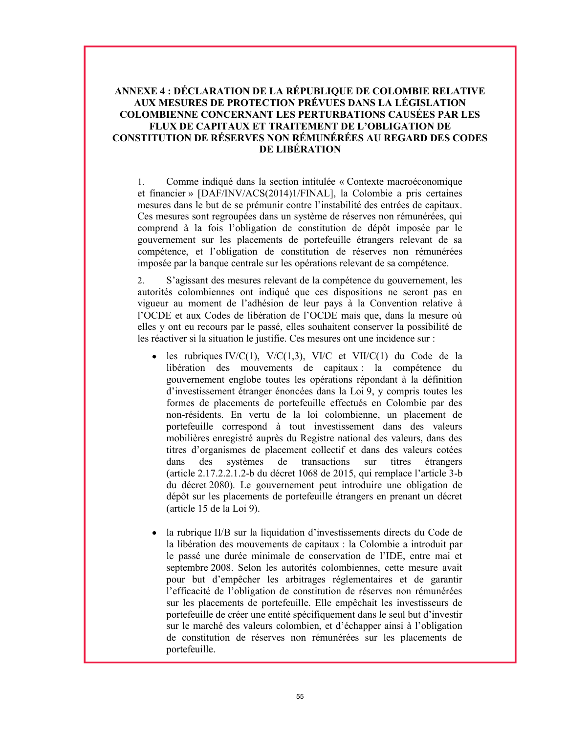## ANNEXE 4 : DÉCLARATION DE LA RÉPUBLIQUE DE COLOMBIE RELATIVE AUX MESURES DE PROTECTION PRÉVUES DANS LA LÉGISLATION COLOMBIENNE CONCERNANT LES PERTURBATIONS CAUSÉES PAR LES FLUX DE CAPITAUX ET TRAITEMENT DE L'OBLIGATION DE CONSTITUTION DE RÉSERVES NON RÉMUNÉRÉES AU REGARD DES CODES DE LIBÉRATION

1. Comme indiqué dans la section intitulée « Contexte macroéconomique et financier » [DAF/INV/ACS(2014)1/FINAL], la Colombie a pris certaines mesures dans le but de se prémunir contre l'instabilité des entrées de capitaux. Ces mesures sont regroupées dans un système de réserves non rémunérées, qui comprend à la fois l'obligation de constitution de dépôt imposée par le gouvernement sur les placements de portefeuille étrangers relevant de sa compétence, et l'obligation de constitution de réserves non rémunérées imposée par la banque centrale sur les opérations relevant de sa compétence.

2. S'agissant des mesures relevant de la compétence du gouvernement, les autorités colombiennes ont indiqué que ces dispositions ne seront pas en vigueur au moment de l'adhésion de leur pays à la Convention relative à l'OCDE et aux Codes de libération de l'OCDE mais que, dans la mesure où elles y ont eu recours par le passé, elles souhaitent conserver la possibilité de les réactiver si la situation le justifie. Ces mesures ont une incidence sur :

- les rubriques IV/C(1), V/C(1,3), VI/C et VII/C(1) du Code de la libération des mouvements de capitaux : la compétence du gouvernement englobe toutes les opérations répondant à la définition d'investissement étranger énoncées dans la Loi 9, y compris toutes les formes de placements de portefeuille effectués en Colombie par des non-résidents. En vertu de la loi colombienne, un placement de portefeuille correspond à tout investissement dans des valeurs mobilières enregistré auprès du Registre national des valeurs, dans des titres d'organismes de placement collectif et dans des valeurs cotées dans des systèmes de transactions sur titres étrangers (article 2.17.2.2.1.2-b du décret 1068 de 2015, qui remplace l'article 3-b du décret 2080). Le gouvernement peut introduire une obligation de dépôt sur les placements de portefeuille étrangers en prenant un décret (article 15 de la Loi 9).

- la rubrique II/B sur la liquidation d'investissements directs du Code de la libération des mouvements de capitaux : la Colombie a introduit par le passé une durée minimale de conservation de l'IDE, entre mai et septembre 2008. Selon les autorités colombiennes, cette mesure avait pour but d'empêcher les arbitrages réglementaires et de garantir l'efficacité de l'obligation de constitution de réserves non rémunérées sur les placements de portefeuille. Elle empêchait les investisseurs de portefeuille de créer une entité spécifiquement dans le seul but d'investir sur le marché des valeurs colombien, et d'échapper ainsi à l'obligation de constitution de réserves non rémunérées sur les placements de portefeuille.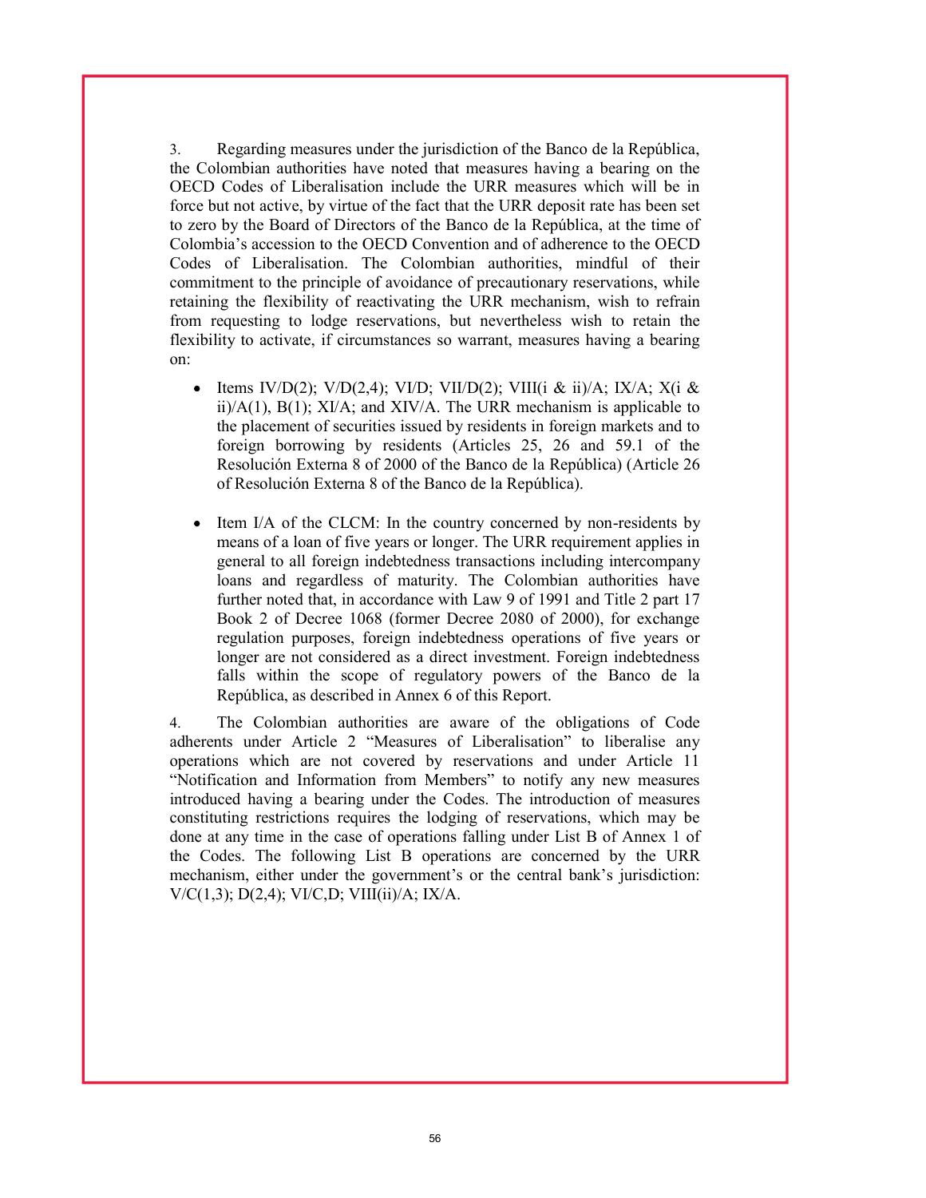3. Regarding measures under the jurisdiction of the Banco de la República, the Colombian authorities have noted that measures having a bearing on the OECD Codes of Liberalisation include the URR measures which will be in force but not active, by virtue of the fact that the URR deposit rate has been set to zero by the Board of Directors of the Banco de la República, at the time of Colombia's accession to the OECD Convention and of adherence to the OECD Codes of Liberalisation. The Colombian authorities, mindful of their commitment to the principle of avoidance of precautionary reservations, while retaining the flexibility of reactivating the URR mechanism, wish to refrain from requesting to lodge reservations, but nevertheless wish to retain the flexibility to activate, if circumstances so warrant, measures having a bearing on:

- Items IV/D(2); V/D(2,4); VI/D; VII/D(2); VIII(i & ii)/A; IX/A; X(i & ii)/A(1), B(1); XI/A; and XIV/A. The URR mechanism is applicable to the placement of securities issued by residents in foreign markets and to foreign borrowing by residents (Articles 25, 26 and 59.1 of the Resolución Externa 8 of 2000 of the Banco de la República) (Article 26 of Resolución Externa 8 of the Banco de la República).

- Item I/A of the CLCM: In the country concerned by non-residents by means of a loan of five years or longer. The URR requirement applies in general to all foreign indebtedness transactions including intercompany loans and regardless of maturity. The Colombian authorities have further noted that, in accordance with Law 9 of 1991 and Title 2 part 17 Book 2 of Decree 1068 (former Decree 2080 of 2000), for exchange regulation purposes, foreign indebtedness operations of five years or longer are not considered as a direct investment. Foreign indebtedness falls within the scope of regulatory powers of the Banco de la República, as described in Annex 6 of this Report.

4. The Colombian authorities are aware of the obligations of Code adherents under Article 2 "Measures of Liberalisation" to liberalise any operations which are not covered by reservations and under Article 11 "Notification and Information from Members" to notify any new measures introduced having a bearing under the Codes. The introduction of measures constituting restrictions requires the lodging of reservations, which may be done at any time in the case of operations falling under List B of Annex 1 of the Codes. The following List B operations are concerned by the URR mechanism, either under the government's or the central bank's jurisdiction: V/C(1,3); D(2,4); VI/C,D; VIII(ii)/A; IX/A.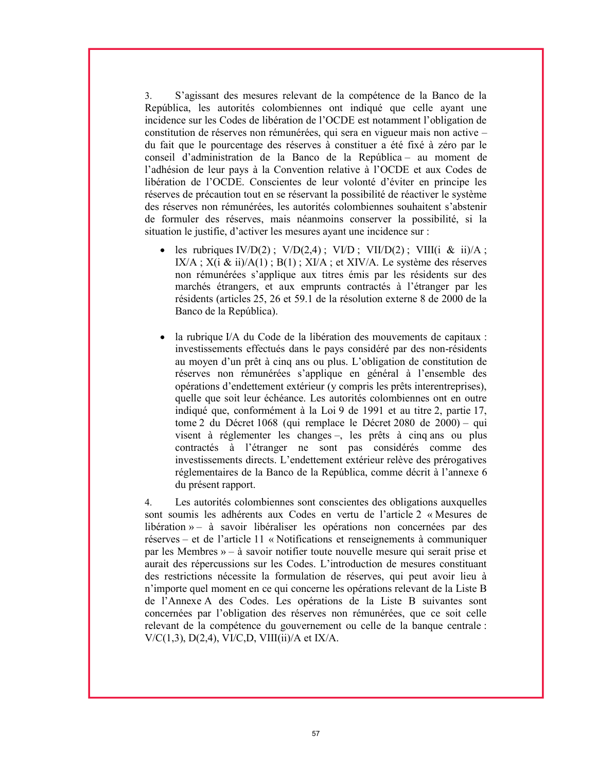3. S'agissant des mesures relevant de la compétence de la Banco de la República, les autorités colombiennes ont indiqué que celle ayant une incidence sur les Codes de libération de l'OCDE est notamment l'obligation de constitution de réserves non rémunérées, qui sera en vigueur mais non active – du fait que le pourcentage des réserves à constituer a été fixé à zéro par le conseil d'administration de la Banco de la República – au moment de l'adhésion de leur pays à la Convention relative à l'OCDE et aux Codes de libération de l'OCDE. Conscientes de leur volonté d'éviter en principe les réserves de précaution tout en se réservant la possibilité de réactiver le système des réserves non rémunérées, les autorités colombiennes souhaitent s'abstenir de formuler des réserves, mais néanmoins conserver la possibilité, si la situation le justifie, d'activer les mesures ayant une incidence sur :

- les rubriques IV/D(2) ; V/D(2,4) ; VI/D ; VII/D(2) ; VIII(i & ii)/A ; IX/A ; X(i & ii)/A(1) ; B(1) ; XI/A ; et XIV/A. Le système des réserves non rémunérées s'applique aux titres émis par les résidents sur des marchés étrangers, et aux emprunts contractés à l'étranger par les résidents (articles 25, 26 et 59.1 de la résolution externe 8 de 2000 de la Banco de la República).

- la rubrique I/A du Code de la libération des mouvements de capitaux : investissements effectués dans le pays considéré par des non-résidents au moyen d'un prêt à cinq ans ou plus. L'obligation de constitution de réserves non rémunérées s'applique en général à l'ensemble des opérations d'endettement extérieur (y compris les prêts interentreprises), quelle que soit leur échéance. Les autorités colombiennes ont en outre indiqué que, conformément à la Loi 9 de 1991 et au titre 2, partie 17, tome 2 du Décret 1068 (qui remplace le Décret 2080 de 2000) – qui visent à réglementer les changes –, les prêts à cinq ans ou plus contractés à l'étranger ne sont pas considérés comme des investissements directs. L'endettement extérieur relève des prérogatives réglementaires de la Banco de la República, comme décrit à l'annexe 6 du présent rapport.

4. Les autorités colombiennes sont conscientes des obligations auxquelles sont soumis les adhérents aux Codes en vertu de l'article 2 « Mesures de libération » – à savoir libéraliser les opérations non concernées par des réserves – et de l'article 11 « Notifications et renseignements à communiquer par les Membres » – à savoir notifier toute nouvelle mesure qui serait prise et aurait des répercussions sur les Codes. L'introduction de mesures constituant des restrictions nécessite la formulation de réserves, qui peut avoir lieu à n'importe quel moment en ce qui concerne les opérations relevant de la Liste B de l'Annexe A des Codes. Les opérations de la Liste B suivantes sont concernées par l'obligation des réserves non rémunérées, que ce soit celle relevant de la compétence du gouvernement ou celle de la banque centrale : V/C(1,3), D(2,4), VI/C,D, VIII(ii)/A et IX/A.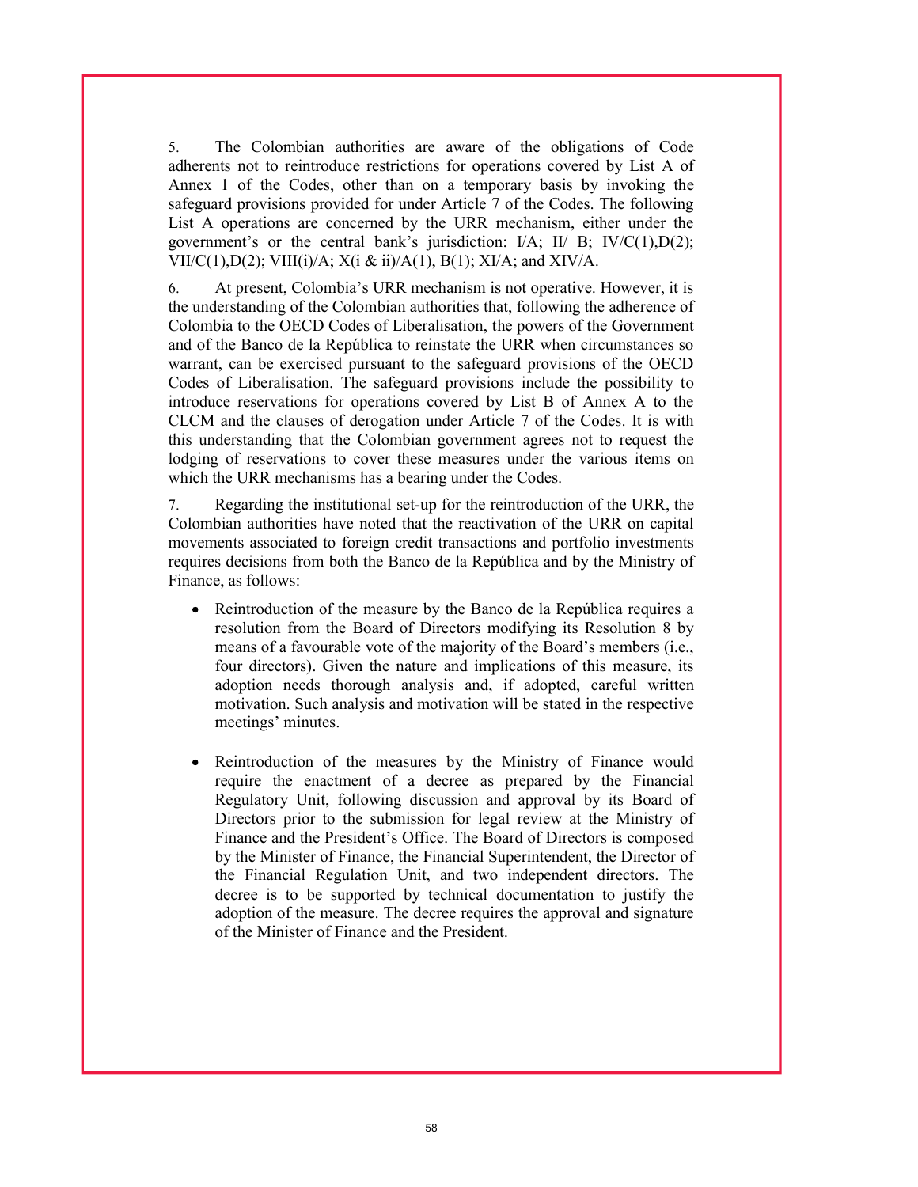5. The Colombian authorities are aware of the obligations of Code adherents not to reintroduce restrictions for operations covered by List A of Annex 1 of the Codes, other than on a temporary basis by invoking the safeguard provisions provided for under Article 7 of the Codes. The following List A operations are concerned by the URR mechanism, either under the government's or the central bank's jurisdiction: I/A; II/ B; IV/C(1),D(2); VII/C(1),D(2); VIII(i)/A; X(i & ii)/A(1), B(1); XI/A; and XIV/A.

6. At present, Colombia's URR mechanism is not operative. However, it is the understanding of the Colombian authorities that, following the adherence of Colombia to the OECD Codes of Liberalisation, the powers of the Government and of the Banco de la República to reinstate the URR when circumstances so warrant, can be exercised pursuant to the safeguard provisions of the OECD Codes of Liberalisation. The safeguard provisions include the possibility to introduce reservations for operations covered by List B of Annex A to the CLCM and the clauses of derogation under Article 7 of the Codes. It is with this understanding that the Colombian government agrees not to request the lodging of reservations to cover these measures under the various items on which the URR mechanisms has a bearing under the Codes.

7. Regarding the institutional set-up for the reintroduction of the URR, the Colombian authorities have noted that the reactivation of the URR on capital movements associated to foreign credit transactions and portfolio investments requires decisions from both the Banco de la República and by the Ministry of Finance, as follows:

- Reintroduction of the measure by the Banco de la República requires a resolution from the Board of Directors modifying its Resolution 8 by means of a favourable vote of the majority of the Board's members (i.e., four directors). Given the nature and implications of this measure, its adoption needs thorough analysis and, if adopted, careful written motivation. Such analysis and motivation will be stated in the respective meetings' minutes.

- Reintroduction of the measures by the Ministry of Finance would require the enactment of a decree as prepared by the Financial Regulatory Unit, following discussion and approval by its Board of Directors prior to the submission for legal review at the Ministry of Finance and the President's Office. The Board of Directors is composed by the Minister of Finance, the Financial Superintendent, the Director of the Financial Regulation Unit, and two independent directors. The decree is to be supported by technical documentation to justify the adoption of the measure. The decree requires the approval and signature of the Minister of Finance and the President.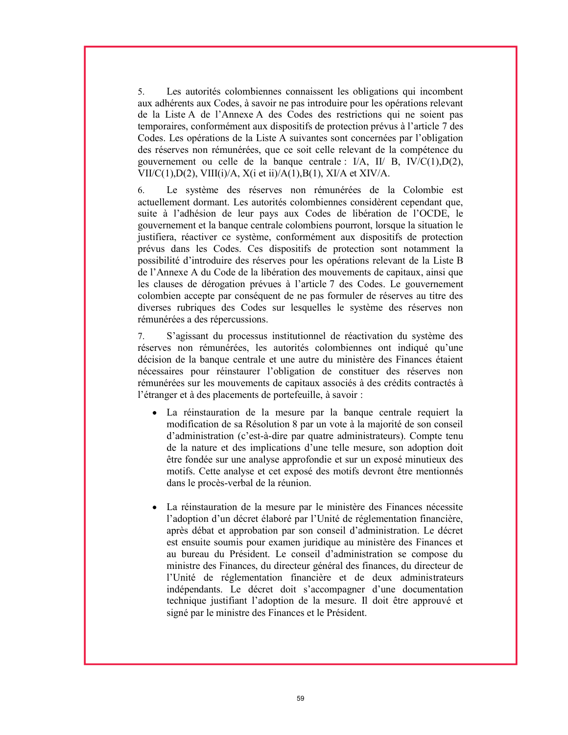5. Les autorités colombiennes connaissent les obligations qui incombent aux adhérents aux Codes, à savoir ne pas introduire pour les opérations relevant de la Liste A de l'Annexe A des Codes des restrictions qui ne soient pas temporaires, conformément aux dispositifs de protection prévus à l'article 7 des Codes. Les opérations de la Liste A suivantes sont concernées par l'obligation des réserves non rémunérées, que ce soit celle relevant de la compétence du gouvernement ou celle de la banque centrale : I/A, II/ B, IV/C(1),D(2), VII/C(1),D(2), VIII(i)/A, X(i et ii)/A(1),B(1), XI/A et XIV/A.

6. Le système des réserves non rémunérées de la Colombie est actuellement dormant. Les autorités colombiennes considèrent cependant que, suite à l'adhésion de leur pays aux Codes de libération de l'OCDE, le gouvernement et la banque centrale colombiens pourront, lorsque la situation le justifiera, réactiver ce système, conformément aux dispositifs de protection prévus dans les Codes. Ces dispositifs de protection sont notamment la possibilité d'introduire des réserves pour les opérations relevant de la Liste B de l'Annexe A du Code de la libération des mouvements de capitaux, ainsi que les clauses de dérogation prévues à l'article 7 des Codes. Le gouvernement colombien accepte par conséquent de ne pas formuler de réserves au titre des diverses rubriques des Codes sur lesquelles le système des réserves non rémunérées a des répercussions.

7. S'agissant du processus institutionnel de réactivation du système des réserves non rémunérées, les autorités colombiennes ont indiqué qu'une décision de la banque centrale et une autre du ministère des Finances étaient nécessaires pour réinstaurer l'obligation de constituer des réserves non rémunérées sur les mouvements de capitaux associés à des crédits contractés à l'étranger et à des placements de portefeuille, à savoir :

- La réinstauration de la mesure par la banque centrale requiert la modification de sa Résolution 8 par un vote à la majorité de son conseil d'administration (c'est-à-dire par quatre administrateurs). Compte tenu de la nature et des implications d'une telle mesure, son adoption doit être fondée sur une analyse approfondie et sur un exposé minutieux des motifs. Cette analyse et cet exposé des motifs devront être mentionnés dans le procès-verbal de la réunion.

- La réinstauration de la mesure par le ministère des Finances nécessite l'adoption d'un décret élaboré par l'Unité de réglementation financière, après débat et approbation par son conseil d'administration. Le décret est ensuite soumis pour examen juridique au ministère des Finances et au bureau du Président. Le conseil d'administration se compose du ministre des Finances, du directeur général des finances, du directeur de l'Unité de réglementation financière et de deux administrateurs indépendants. Le décret doit s'accompagner d'une documentation technique justifiant l'adoption de la mesure. Il doit être approuvé et signé par le ministre des Finances et le Président.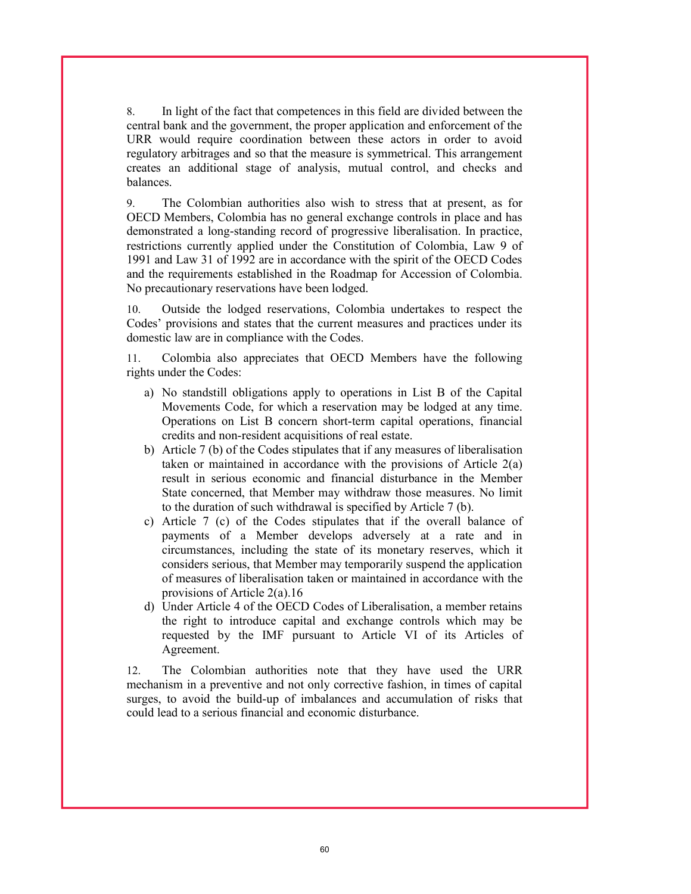8. In light of the fact that competences in this field are divided between the central bank and the government, the proper application and enforcement of the URR would require coordination between these actors in order to avoid regulatory arbitrages and so that the measure is symmetrical. This arrangement creates an additional stage of analysis, mutual control, and checks and balances.

9. The Colombian authorities also wish to stress that at present, as for OECD Members, Colombia has no general exchange controls in place and has demonstrated a long-standing record of progressive liberalisation. In practice, restrictions currently applied under the Constitution of Colombia, Law 9 of 1991 and Law 31 of 1992 are in accordance with the spirit of the OECD Codes and the requirements established in the Roadmap for Accession of Colombia. No precautionary reservations have been lodged.

10. Outside the lodged reservations, Colombia undertakes to respect the Codes' provisions and states that the current measures and practices under its domestic law are in compliance with the Codes.

11. Colombia also appreciates that OECD Members have the following rights under the Codes:

a) No standstill obligations apply to operations in List B of the Capital Movements Code, for which a reservation may be lodged at any time. Operations on List B concern short-term capital operations, financial credits and non-resident acquisitions of real estate.
b) Article 7 (b) of the Codes stipulates that if any measures of liberalisation taken or maintained in accordance with the provisions of Article 2(a) result in serious economic and financial disturbance in the Member State concerned, that Member may withdraw those measures. No limit to the duration of such withdrawal is specified by Article 7 (b).
c) Article 7 (c) of the Codes stipulates that if the overall balance of payments of a Member develops adversely at a rate and in circumstances, including the state of its monetary reserves, which it considers serious, that Member may temporarily suspend the application of measures of liberalisation taken or maintained in accordance with the provisions of Article 2(a).[16]
d) Under Article 4 of the OECD Codes of Liberalisation, a member retains the right to introduce capital and exchange controls which may be requested by the IMF pursuant to Article VI of its Articles of Agreement.

12. The Colombian authorities note that they have used the URR mechanism in a preventive and not only corrective fashion, in times of capital surges, to avoid the build-up of imbalances and accumulation of risks that could lead to a serious financial and economic disturbance.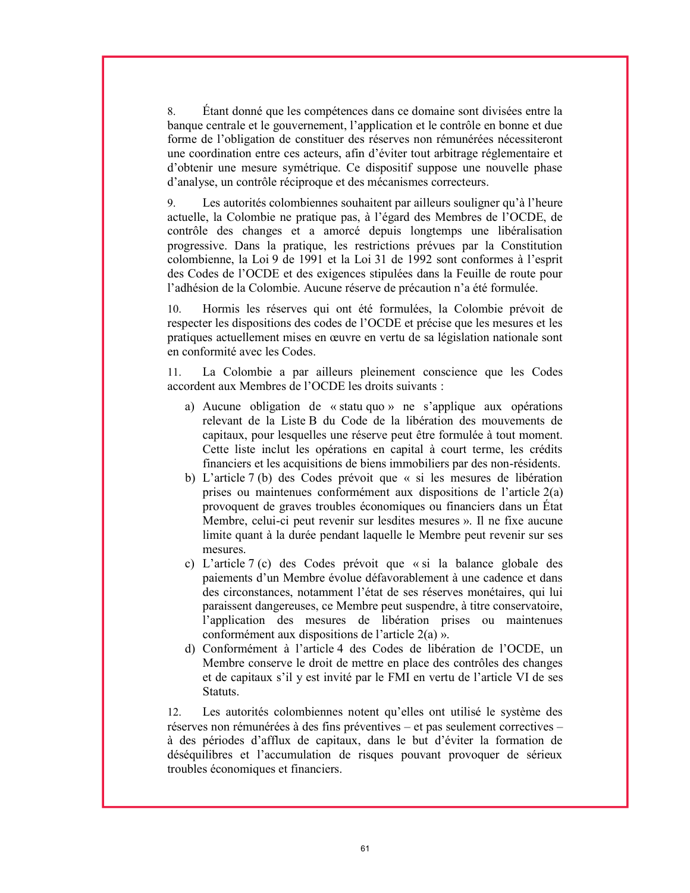8. Étant donné que les compétences dans ce domaine sont divisées entre la banque centrale et le gouvernement, l'application et le contrôle en bonne et due forme de l'obligation de constituer des réserves non rémunérées nécessiteront une coordination entre ces acteurs, afin d'éviter tout arbitrage réglementaire et d'obtenir une mesure symétrique. Ce dispositif suppose une nouvelle phase d'analyse, un contrôle réciproque et des mécanismes correcteurs.

9. Les autorités colombiennes souhaitent par ailleurs souligner qu'à l'heure actuelle, la Colombie ne pratique pas, à l'égard des Membres de l'OCDE, de contrôle des changes et a amorcé depuis longtemps une libéralisation progressive. Dans la pratique, les restrictions prévues par la Constitution colombienne, la Loi 9 de 1991 et la Loi 31 de 1992 sont conformes à l'esprit des Codes de l'OCDE et des exigences stipulées dans la Feuille de route pour l'adhésion de la Colombie. Aucune réserve de précaution n'a été formulée.

10. Hormis les réserves qui ont été formulées, la Colombie prévoit de respecter les dispositions des codes de l'OCDE et précise que les mesures et les pratiques actuellement mises en œuvre en vertu de sa législation nationale sont en conformité avec les Codes.

11. La Colombie a par ailleurs pleinement conscience que les Codes accordent aux Membres de l'OCDE les droits suivants :

a) Aucune obligation de « statu quo » ne s'applique aux opérations relevant de la Liste B du Code de la libération des mouvements de capitaux, pour lesquelles une réserve peut être formulée à tout moment. Cette liste inclut les opérations en capital à court terme, les crédits financiers et les acquisitions de biens immobiliers par des non-résidents.
b) L'article 7 (b) des Codes prévoit que « si les mesures de libération prises ou maintenues conformément aux dispositions de l'article 2(a) provoquent de graves troubles économiques ou financiers dans un État Membre, celui-ci peut revenir sur lesdites mesures ». Il ne fixe aucune limite quant à la durée pendant laquelle le Membre peut revenir sur ses mesures.
c) L'article 7 (c) des Codes prévoit que « si la balance globale des paiements d'un Membre évolue défavorablement à une cadence et dans des circonstances, notamment l'état de ses réserves monétaires, qui lui paraissent dangereuses, ce Membre peut suspendre, à titre conservatoire, l'application des mesures de libération prises ou maintenues conformément aux dispositions de l'article 2(a) ».
d) Conformément à l'article 4 des Codes de libération de l'OCDE, un Membre conserve le droit de mettre en place des contrôles des changes et de capitaux s'il y est invité par le FMI en vertu de l'article VI de ses Statuts.

12. Les autorités colombiennes notent qu'elles ont utilisé le système des réserves non rémunérées à des fins préventives – et pas seulement correctives – à des périodes d'afflux de capitaux, dans le but d'éviter la formation de déséquilibres et l'accumulation de risques pouvant provoquer de sérieux troubles économiques et financiers.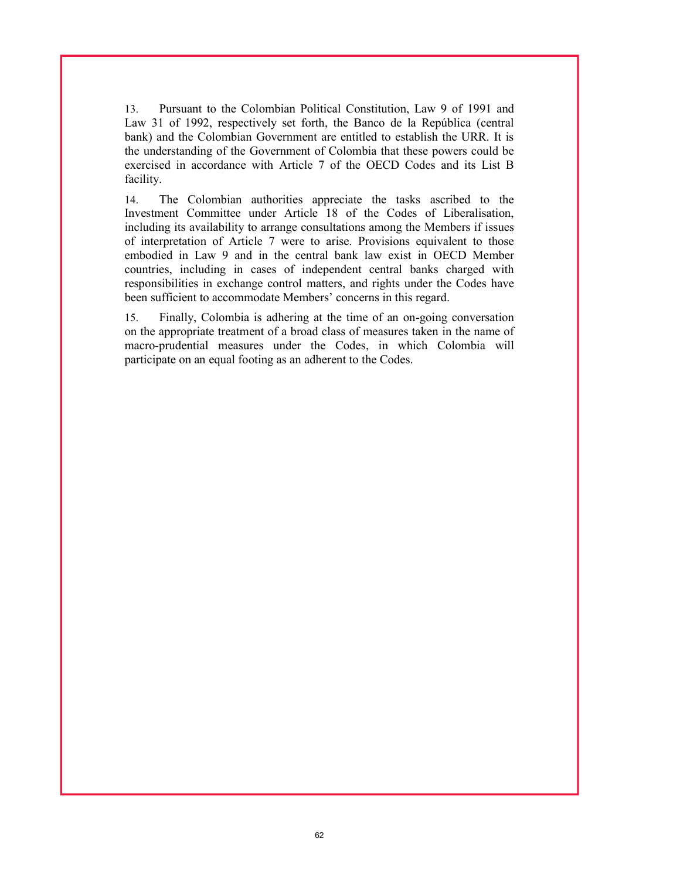13. Pursuant to the Colombian Political Constitution, Law 9 of 1991 and Law 31 of 1992, respectively set forth, the Banco de la República (central bank) and the Colombian Government are entitled to establish the URR. It is the understanding of the Government of Colombia that these powers could be exercised in accordance with Article 7 of the OECD Codes and its List B facility.

14. The Colombian authorities appreciate the tasks ascribed to the Investment Committee under Article 18 of the Codes of Liberalisation, including its availability to arrange consultations among the Members if issues of interpretation of Article 7 were to arise. Provisions equivalent to those embodied in Law 9 and in the central bank law exist in OECD Member countries, including in cases of independent central banks charged with responsibilities in exchange control matters, and rights under the Codes have been sufficient to accommodate Members' concerns in this regard.

15. Finally, Colombia is adhering at the time of an on-going conversation on the appropriate treatment of a broad class of measures taken in the name of macro-prudential measures under the Codes, in which Colombia will participate on an equal footing as an adherent to the Codes.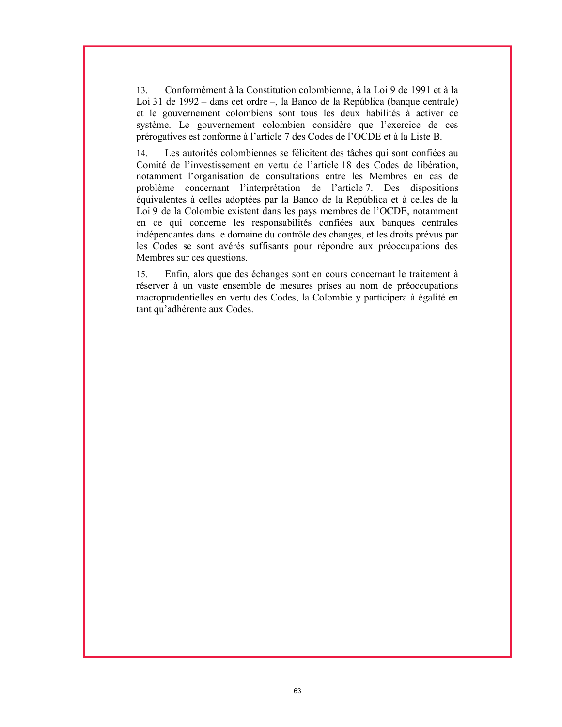13. Conformément à la Constitution colombienne, à la Loi 9 de 1991 et à la Loi 31 de 1992 – dans cet ordre –, la Banco de la República (banque centrale) et le gouvernement colombiens sont tous les deux habilités à activer ce système. Le gouvernement colombien considère que l'exercice de ces prérogatives est conforme à l'article 7 des Codes de l'OCDE et à la Liste B.

14. Les autorités colombiennes se félicitent des tâches qui sont confiées au Comité de l'investissement en vertu de l'article 18 des Codes de libération, notamment l'organisation de consultations entre les Membres en cas de problème concernant l'interprétation de l'article 7. Des dispositions équivalentes à celles adoptées par la Banco de la República et à celles de la Loi 9 de la Colombie existent dans les pays membres de l'OCDE, notamment en ce qui concerne les responsabilités confiées aux banques centrales indépendantes dans le domaine du contrôle des changes, et les droits prévus par les Codes se sont avérés suffisants pour répondre aux préoccupations des Membres sur ces questions.

15. Enfin, alors que des échanges sont en cours concernant le traitement à réserver à un vaste ensemble de mesures prises au nom de préoccupations macroprudentielles en vertu des Codes, la Colombie y participera à égalité en tant qu'adhérente aux Codes.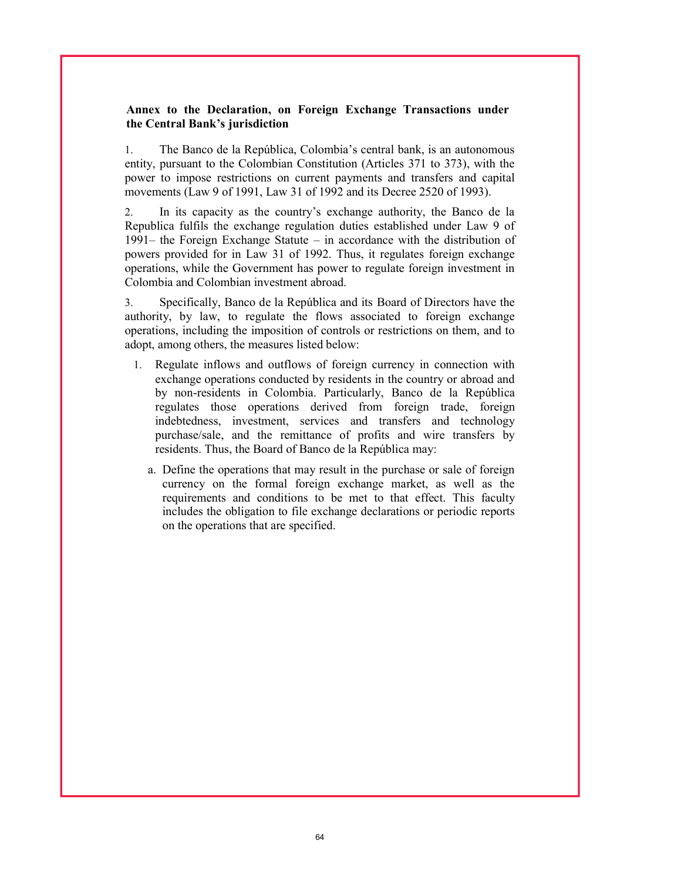**Annex to the Declaration, on Foreign Exchange Transactions under the Central Bank's jurisdiction**

1. The Banco de la República, Colombia's central bank, is an autonomous entity, pursuant to the Colombian Constitution (Articles 371 to 373), with the power to impose restrictions on current payments and transfers and capital movements (Law 9 of 1991, Law 31 of 1992 and its Decree 2520 of 1993).

2. In its capacity as the country's exchange authority, the Banco de la Republica fulfils the exchange regulation duties established under Law 9 of 1991– the Foreign Exchange Statute – in accordance with the distribution of powers provided for in Law 31 of 1992. Thus, it regulates foreign exchange operations, while the Government has power to regulate foreign investment in Colombia and Colombian investment abroad.

3. Specifically, Banco de la República and its Board of Directors have the authority, by law, to regulate the flows associated to foreign exchange operations, including the imposition of controls or restrictions on them, and to adopt, among others, the measures listed below:

1. Regulate inflows and outflows of foreign currency in connection with exchange operations conducted by residents in the country or abroad and by non-residents in Colombia. Particularly, Banco de la República regulates those operations derived from foreign trade, foreign indebtedness, investment, services and transfers and technology purchase/sale, and the remittance of profits and wire transfers by residents. Thus, the Board of Banco de la República may:

   a. Define the operations that may result in the purchase or sale of foreign currency on the formal foreign exchange market, as well as the requirements and conditions to be met to that effect. This faculty includes the obligation to file exchange declarations or periodic reports on the operations that are specified.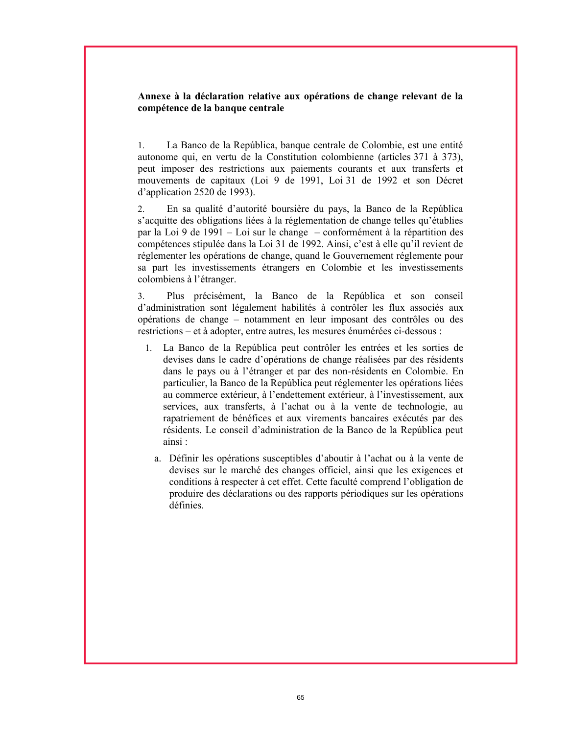**Annexe à la déclaration relative aux opérations de change relevant de la compétence de la banque centrale**

1. La Banco de la República, banque centrale de Colombie, est une entité autonome qui, en vertu de la Constitution colombienne (articles 371 à 373), peut imposer des restrictions aux paiements courants et aux transferts et mouvements de capitaux (Loi 9 de 1991, Loi 31 de 1992 et son Décret d'application 2520 de 1993).

2. En sa qualité d'autorité boursière du pays, la Banco de la República s'acquitte des obligations liées à la réglementation de change telles qu'établies par la Loi 9 de 1991 – Loi sur le change – conformément à la répartition des compétences stipulée dans la Loi 31 de 1992. Ainsi, c'est à elle qu'il revient de réglementer les opérations de change, quand le Gouvernement réglemente pour sa part les investissements étrangers en Colombie et les investissements colombiens à l'étranger.

3. Plus précisément, la Banco de la República et son conseil d'administration sont légalement habilités à contrôler les flux associés aux opérations de change – notamment en leur imposant des contrôles ou des restrictions – et à adopter, entre autres, les mesures énumérées ci-dessous :

   1. La Banco de la República peut contrôler les entrées et les sorties de devises dans le cadre d'opérations de change réalisées par des résidents dans le pays ou à l'étranger et par des non-résidents en Colombie. En particulier, la Banco de la República peut réglementer les opérations liées au commerce extérieur, à l'endettement extérieur, à l'investissement, aux services, aux transferts, à l'achat ou à la vente de technologie, au rapatriement de bénéfices et aux virements bancaires exécutés par des résidents. Le conseil d'administration de la Banco de la República peut ainsi :

      a. Définir les opérations susceptibles d'aboutir à l'achat ou à la vente de devises sur le marché des changes officiel, ainsi que les exigences et conditions à respecter à cet effet. Cette faculté comprend l'obligation de produire des déclarations ou des rapports périodiques sur les opérations définies.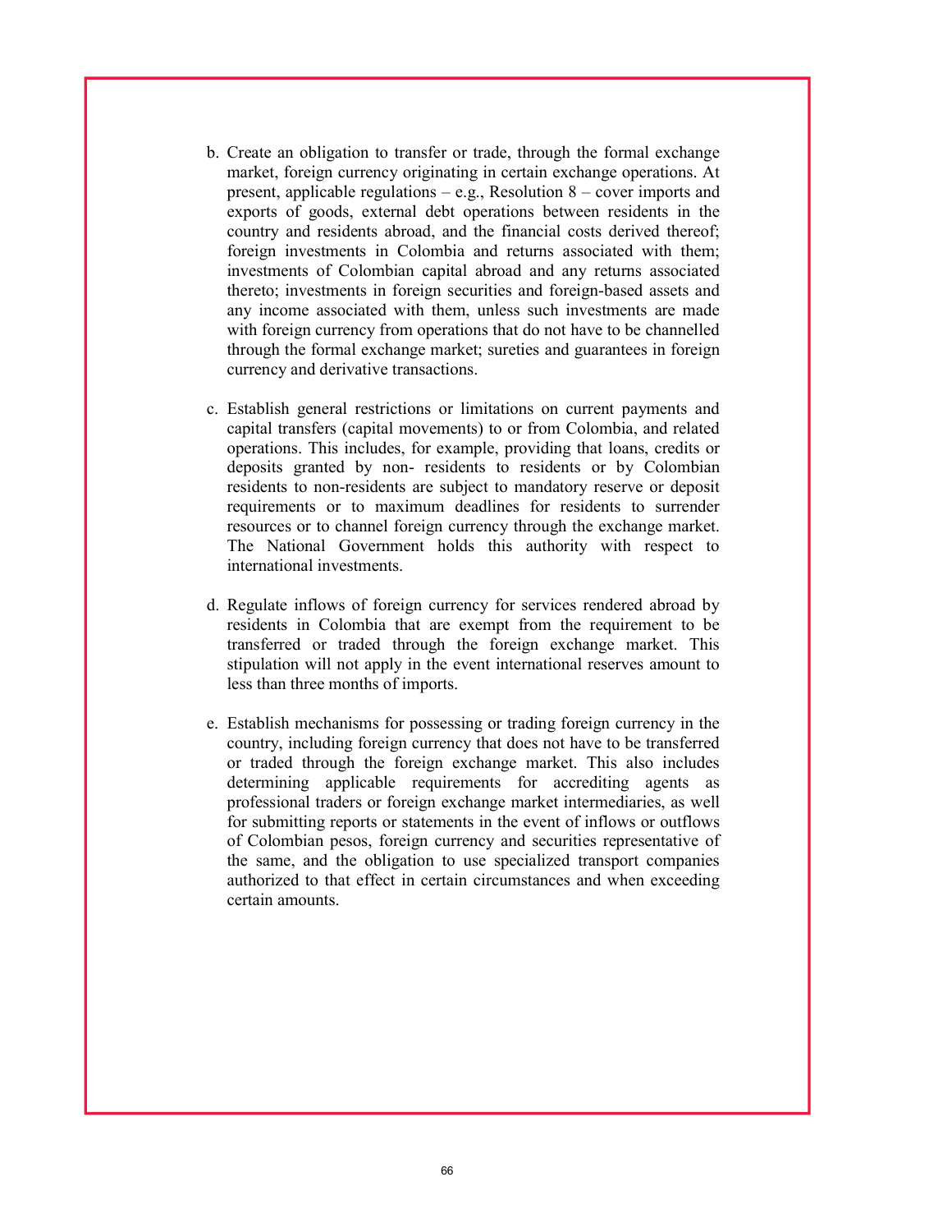b. Create an obligation to transfer or trade, through the formal exchange market, foreign currency originating in certain exchange operations. At present, applicable regulations – e.g., Resolution 8 – cover imports and exports of goods, external debt operations between residents in the country and residents abroad, and the financial costs derived thereof; foreign investments in Colombia and returns associated with them; investments of Colombian capital abroad and any returns associated thereto; investments in foreign securities and foreign-based assets and any income associated with them, unless such investments are made with foreign currency from operations that do not have to be channelled through the formal exchange market; sureties and guarantees in foreign currency and derivative transactions.

c. Establish general restrictions or limitations on current payments and capital transfers (capital movements) to or from Colombia, and related operations. This includes, for example, providing that loans, credits or deposits granted by non- residents to residents or by Colombian residents to non-residents are subject to mandatory reserve or deposit requirements or to maximum deadlines for residents to surrender resources or to channel foreign currency through the exchange market. The National Government holds this authority with respect to international investments.

d. Regulate inflows of foreign currency for services rendered abroad by residents in Colombia that are exempt from the requirement to be transferred or traded through the foreign exchange market. This stipulation will not apply in the event international reserves amount to less than three months of imports.

e. Establish mechanisms for possessing or trading foreign currency in the country, including foreign currency that does not have to be transferred or traded through the foreign exchange market. This also includes determining applicable requirements for accrediting agents as professional traders or foreign exchange market intermediaries, as well for submitting reports or statements in the event of inflows or outflows of Colombian pesos, foreign currency and securities representative of the same, and the obligation to use specialized transport companies authorized to that effect in certain circumstances and when exceeding certain amounts.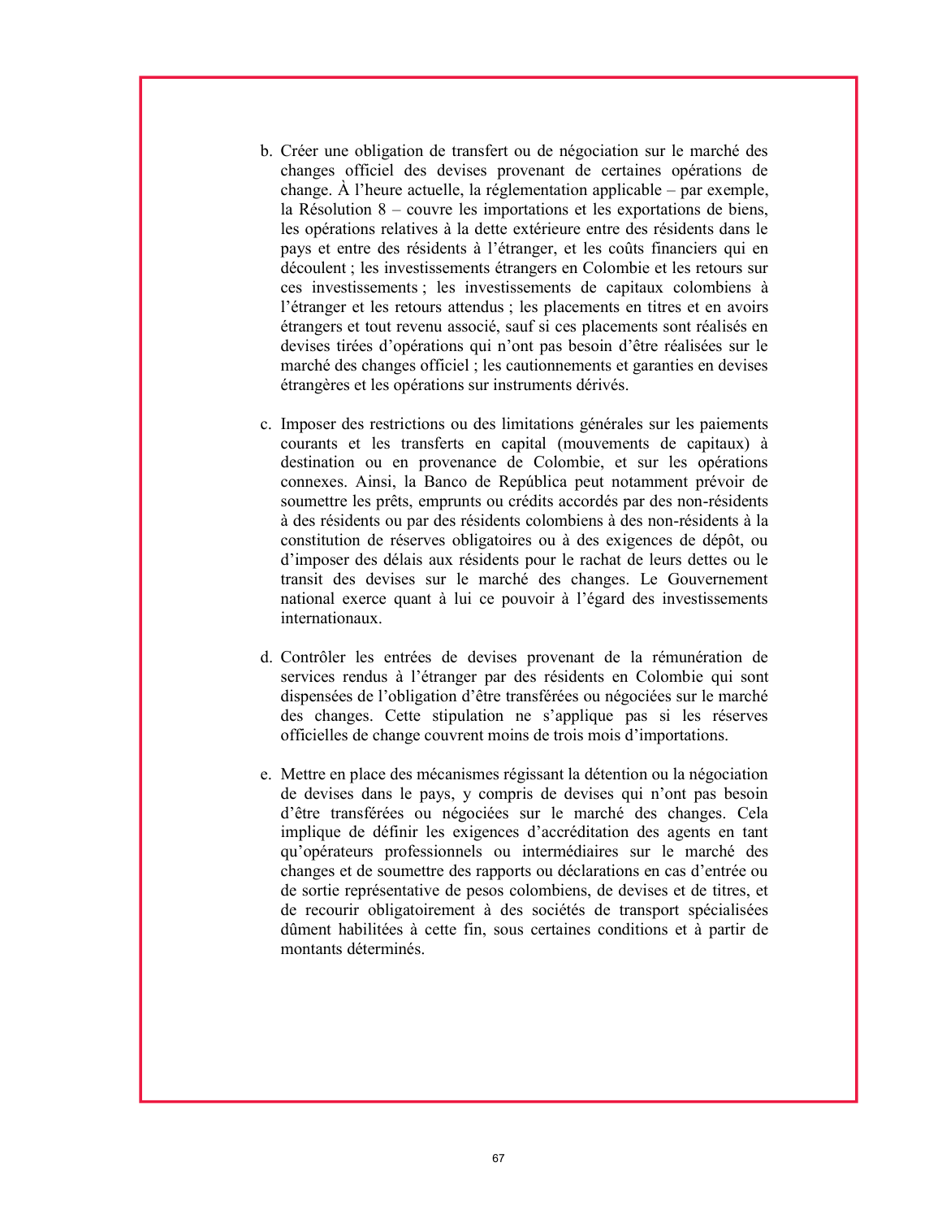b. Créer une obligation de transfert ou de négociation sur le marché des changes officiel des devises provenant de certaines opérations de change. À l'heure actuelle, la réglementation applicable – par exemple, la Résolution 8 – couvre les importations et les exportations de biens, les opérations relatives à la dette extérieure entre des résidents dans le pays et entre des résidents à l'étranger, et les coûts financiers qui en découlent ; les investissements étrangers en Colombie et les retours sur ces investissements ; les investissements de capitaux colombiens à l'étranger et les retours attendus ; les placements en titres et en avoirs étrangers et tout revenu associé, sauf si ces placements sont réalisés en devises tirées d'opérations qui n'ont pas besoin d'être réalisées sur le marché des changes officiel ; les cautionnements et garanties en devises étrangères et les opérations sur instruments dérivés.

c. Imposer des restrictions ou des limitations générales sur les paiements courants et les transferts en capital (mouvements de capitaux) à destination ou en provenance de Colombie, et sur les opérations connexes. Ainsi, la Banco de República peut notamment prévoir de soumettre les prêts, emprunts ou crédits accordés par des non-résidents à des résidents ou par des résidents colombiens à des non-résidents à la constitution de réserves obligatoires ou à des exigences de dépôt, ou d'imposer des délais aux résidents pour le rachat de leurs dettes ou le transit des devises sur le marché des changes. Le Gouvernement national exerce quant à lui ce pouvoir à l'égard des investissements internationaux.

d. Contrôler les entrées de devises provenant de la rémunération de services rendus à l'étranger par des résidents en Colombie qui sont dispensées de l'obligation d'être transférées ou négociées sur le marché des changes. Cette stipulation ne s'applique pas si les réserves officielles de change couvrent moins de trois mois d'importations.

e. Mettre en place des mécanismes régissant la détention ou la négociation de devises dans le pays, y compris de devises qui n'ont pas besoin d'être transférées ou négociées sur le marché des changes. Cela implique de définir les exigences d'accréditation des agents en tant qu'opérateurs professionnels ou intermédiaires sur le marché des changes et de soumettre des rapports ou déclarations en cas d'entrée ou de sortie représentative de pesos colombiens, de devises et de titres, et de recourir obligatoirement à des sociétés de transport spécialisées dûment habilitées à cette fin, sous certaines conditions et à partir de montants déterminés.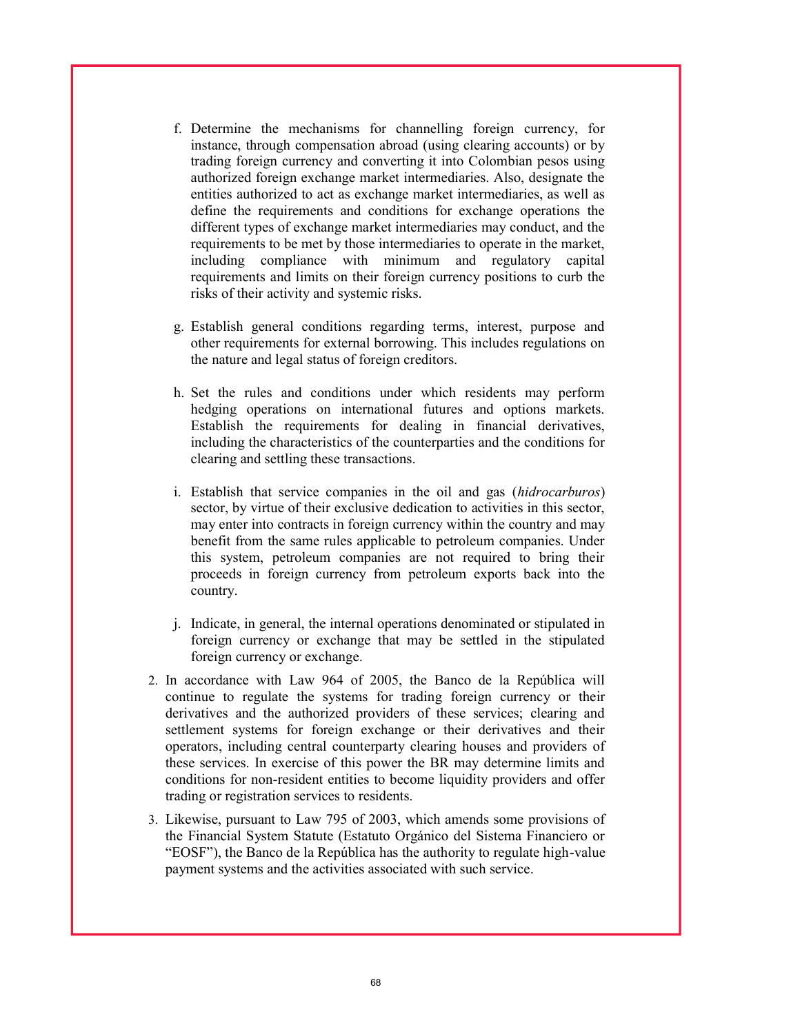f. Determine the mechanisms for channelling foreign currency, for instance, through compensation abroad (using clearing accounts) or by trading foreign currency and converting it into Colombian pesos using authorized foreign exchange market intermediaries. Also, designate the entities authorized to act as exchange market intermediaries, as well as define the requirements and conditions for exchange operations the different types of exchange market intermediaries may conduct, and the requirements to be met by those intermediaries to operate in the market, including compliance with minimum and regulatory capital requirements and limits on their foreign currency positions to curb the risks of their activity and systemic risks.

g. Establish general conditions regarding terms, interest, purpose and other requirements for external borrowing. This includes regulations on the nature and legal status of foreign creditors.

h. Set the rules and conditions under which residents may perform hedging operations on international futures and options markets. Establish the requirements for dealing in financial derivatives, including the characteristics of the counterparties and the conditions for clearing and settling these transactions.

i. Establish that service companies in the oil and gas (*hidrocarburos*) sector, by virtue of their exclusive dedication to activities in this sector, may enter into contracts in foreign currency within the country and may benefit from the same rules applicable to petroleum companies. Under this system, petroleum companies are not required to bring their proceeds in foreign currency from petroleum exports back into the country.

j. Indicate, in general, the internal operations denominated or stipulated in foreign currency or exchange that may be settled in the stipulated foreign currency or exchange.

2. In accordance with Law 964 of 2005, the Banco de la República will continue to regulate the systems for trading foreign currency or their derivatives and the authorized providers of these services; clearing and settlement systems for foreign exchange or their derivatives and their operators, including central counterparty clearing houses and providers of these services. In exercise of this power the BR may determine limits and conditions for non-resident entities to become liquidity providers and offer trading or registration services to residents.

3. Likewise, pursuant to Law 795 of 2003, which amends some provisions of the Financial System Statute (Estatuto Orgánico del Sistema Financiero or "EOSF"), the Banco de la República has the authority to regulate high-value payment systems and the activities associated with such service.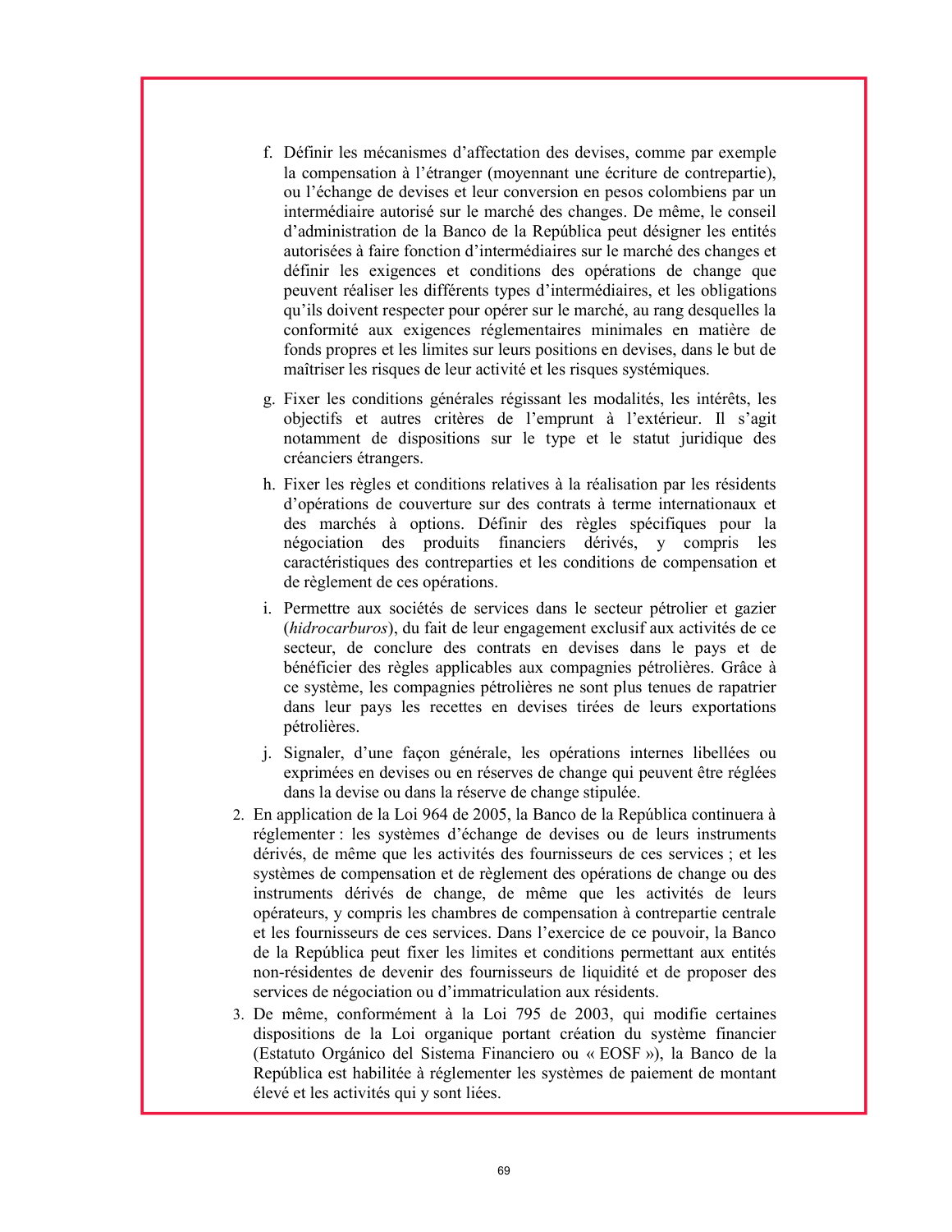f. Définir les mécanismes d'affectation des devises, comme par exemple la compensation à l'étranger (moyennant une écriture de contrepartie), ou l'échange de devises et leur conversion en pesos colombiens par un intermédiaire autorisé sur le marché des changes. De même, le conseil d'administration de la Banco de la República peut désigner les entités autorisées à faire fonction d'intermédiaires sur le marché des changes et définir les exigences et conditions des opérations de change que peuvent réaliser les différents types d'intermédiaires, et les obligations qu'ils doivent respecter pour opérer sur le marché, au rang desquelles la conformité aux exigences réglementaires minimales en matière de fonds propres et les limites sur leurs positions en devises, dans le but de maîtriser les risques de leur activité et les risques systémiques.

g. Fixer les conditions générales régissant les modalités, les intérêts, les objectifs et autres critères de l'emprunt à l'extérieur. Il s'agit notamment de dispositions sur le type et le statut juridique des créanciers étrangers.

h. Fixer les règles et conditions relatives à la réalisation par les résidents d'opérations de couverture sur des contrats à terme internationaux et des marchés à options. Définir des règles spécifiques pour la négociation des produits financiers dérivés, y compris les caractéristiques des contreparties et les conditions de compensation et de règlement de ces opérations.

i. Permettre aux sociétés de services dans le secteur pétrolier et gazier (*hidrocarburos*), du fait de leur engagement exclusif aux activités de ce secteur, de conclure des contrats en devises dans le pays et de bénéficier des règles applicables aux compagnies pétrolières. Grâce à ce système, les compagnies pétrolières ne sont plus tenues de rapatrier dans leur pays les recettes en devises tirées de leurs exportations pétrolières.

j. Signaler, d'une façon générale, les opérations internes libellées ou exprimées en devises ou en réserves de change qui peuvent être réglées dans la devise ou dans la réserve de change stipulée.

2. En application de la Loi 964 de 2005, la Banco de la República continuera à réglementer : les systèmes d'échange de devises ou de leurs instruments dérivés, de même que les activités des fournisseurs de ces services ; et les systèmes de compensation et de règlement des opérations de change ou des instruments dérivés de change, de même que les activités de leurs opérateurs, y compris les chambres de compensation à contrepartie centrale et les fournisseurs de ces services. Dans l'exercice de ce pouvoir, la Banco de la República peut fixer les limites et conditions permettant aux entités non-résidentes de devenir des fournisseurs de liquidité et de proposer des services de négociation ou d'immatriculation aux résidents.

3. De même, conformément à la Loi 795 de 2003, qui modifie certaines dispositions de la Loi organique portant création du système financier (Estatuto Orgánico del Sistema Financiero ou « EOSF »), la Banco de la República est habilitée à réglementer les systèmes de paiement de montant élevé et les activités qui y sont liées.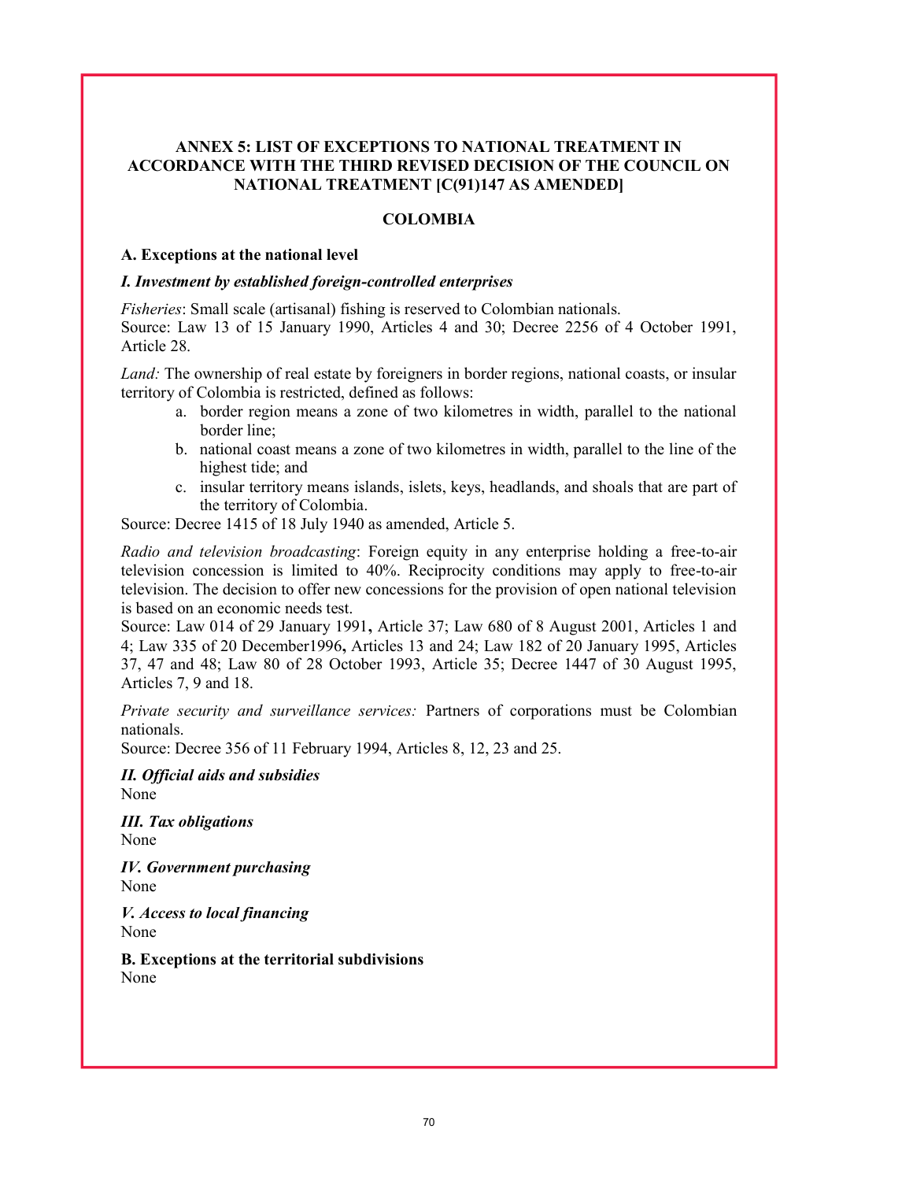## ANNEX 5: LIST OF EXCEPTIONS TO NATIONAL TREATMENT IN ACCORDANCE WITH THE THIRD REVISED DECISION OF THE COUNCIL ON NATIONAL TREATMENT [C(91)147 AS AMENDED]

### COLOMBIA

**A. Exceptions at the national level**

***I. Investment by established foreign-controlled enterprises***

*Fisheries*: Small scale (artisanal) fishing is reserved to Colombian nationals.
Source: Law 13 of 15 January 1990, Articles 4 and 30; Decree 2256 of 4 October 1991, Article 28.

*Land:* The ownership of real estate by foreigners in border regions, national coasts, or insular territory of Colombia is restricted, defined as follows:

a. border region means a zone of two kilometres in width, parallel to the national border line;
b. national coast means a zone of two kilometres in width, parallel to the line of the highest tide; and
c. insular territory means islands, islets, keys, headlands, and shoals that are part of the territory of Colombia.

Source: Decree 1415 of 18 July 1940 as amended, Article 5.

*Radio and television broadcasting*: Foreign equity in any enterprise holding a free-to-air television concession is limited to 40%. Reciprocity conditions may apply to free-to-air television. The decision to offer new concessions for the provision of open national television is based on an economic needs test.
Source: Law 014 of 29 January 1991**,** Article 37; Law 680 of 8 August 2001, Articles 1 and 4; Law 335 of 20 December1996**,** Articles 13 and 24; Law 182 of 20 January 1995, Articles 37, 47 and 48; Law 80 of 28 October 1993, Article 35; Decree 1447 of 30 August 1995, Articles 7, 9 and 18.

*Private security and surveillance services:* Partners of corporations must be Colombian nationals.
Source: Decree 356 of 11 February 1994, Articles 8, 12, 23 and 25.

***II. Official aids and subsidies***
None

***III. Tax obligations***
None

***IV. Government purchasing***
None

***V. Access to local financing***
None

**B. Exceptions at the territorial subdivisions**
None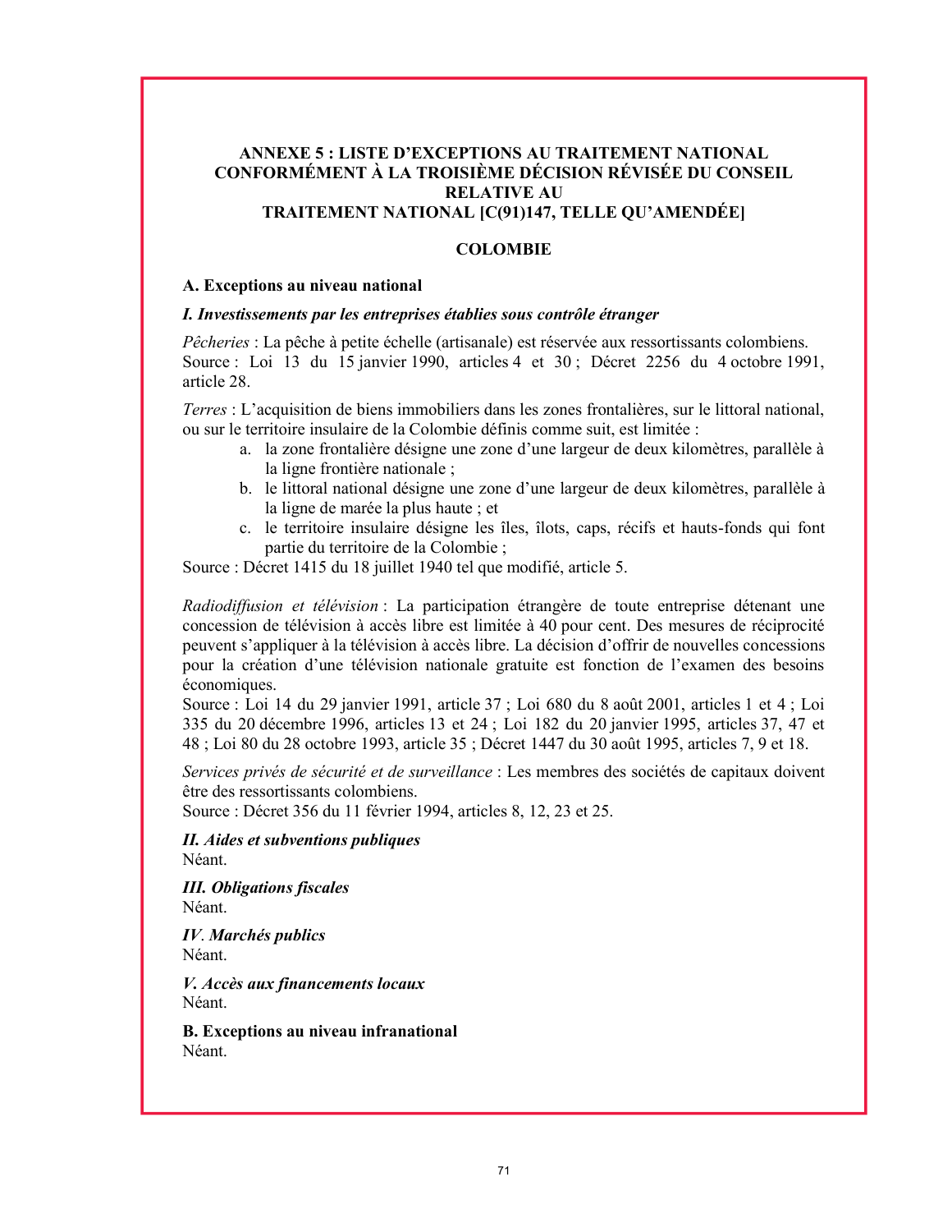## ANNEXE 5 : LISTE D'EXCEPTIONS AU TRAITEMENT NATIONAL CONFORMÉMENT À LA TROISIÈME DÉCISION RÉVISÉE DU CONSEIL RELATIVE AU TRAITEMENT NATIONAL [C(91)147, TELLE QU'AMENDÉE]

### COLOMBIE

#### A. Exceptions au niveau national

***I. Investissements par les entreprises établies sous contrôle étranger***

*Pêcheries* : La pêche à petite échelle (artisanale) est réservée aux ressortissants colombiens.
Source : Loi 13 du 15 janvier 1990, articles 4 et 30 ; Décret 2256 du 4 octobre 1991, article 28.

*Terres* : L'acquisition de biens immobiliers dans les zones frontalières, sur le littoral national, ou sur le territoire insulaire de la Colombie définis comme suit, est limitée :

a. la zone frontalière désigne une zone d'une largeur de deux kilomètres, parallèle à la ligne frontière nationale ;
b. le littoral national désigne une zone d'une largeur de deux kilomètres, parallèle à la ligne de marée la plus haute ; et
c. le territoire insulaire désigne les îles, îlots, caps, récifs et hauts-fonds qui font partie du territoire de la Colombie ;

Source : Décret 1415 du 18 juillet 1940 tel que modifié, article 5.

*Radiodiffusion et télévision* : La participation étrangère de toute entreprise détenant une concession de télévision à accès libre est limitée à 40 pour cent. Des mesures de réciprocité peuvent s'appliquer à la télévision à accès libre. La décision d'offrir de nouvelles concessions pour la création d'une télévision nationale gratuite est fonction de l'examen des besoins économiques.
Source : Loi 14 du 29 janvier 1991, article 37 ; Loi 680 du 8 août 2001, articles 1 et 4 ; Loi 335 du 20 décembre 1996, articles 13 et 24 ; Loi 182 du 20 janvier 1995, articles 37, 47 et 48 ; Loi 80 du 28 octobre 1993, article 35 ; Décret 1447 du 30 août 1995, articles 7, 9 et 18.

*Services privés de sécurité et de surveillance* : Les membres des sociétés de capitaux doivent être des ressortissants colombiens.
Source : Décret 356 du 11 février 1994, articles 8, 12, 23 et 25.

***II. Aides et subventions publiques***
Néant.

***III. Obligations fiscales***
Néant.

***IV. Marchés publics***
Néant.

***V. Accès aux financements locaux***
Néant.

#### B. Exceptions au niveau infranational
Néant.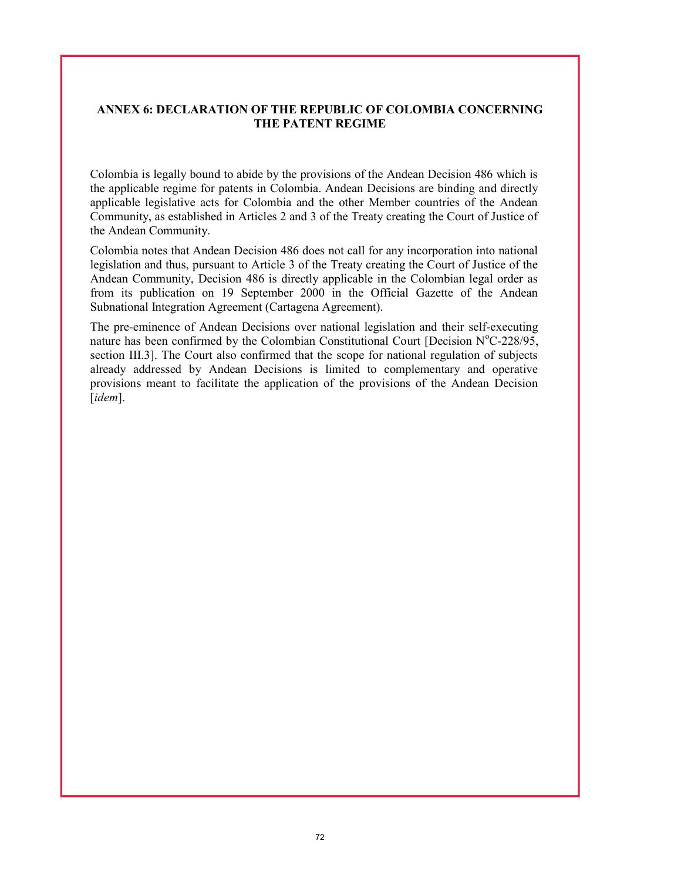## ANNEX 6: DECLARATION OF THE REPUBLIC OF COLOMBIA CONCERNING THE PATENT REGIME

Colombia is legally bound to abide by the provisions of the Andean Decision 486 which is the applicable regime for patents in Colombia. Andean Decisions are binding and directly applicable legislative acts for Colombia and the other Member countries of the Andean Community, as established in Articles 2 and 3 of the Treaty creating the Court of Justice of the Andean Community.

Colombia notes that Andean Decision 486 does not call for any incorporation into national legislation and thus, pursuant to Article 3 of the Treaty creating the Court of Justice of the Andean Community, Decision 486 is directly applicable in the Colombian legal order as from its publication on 19 September 2000 in the Official Gazette of the Andean Subnational Integration Agreement (Cartagena Agreement).

The pre-eminence of Andean Decisions over national legislation and their self-executing nature has been confirmed by the Colombian Constitutional Court [Decision N°C-228/95, section III.3]. The Court also confirmed that the scope for national regulation of subjects already addressed by Andean Decisions is limited to complementary and operative provisions meant to facilitate the application of the provisions of the Andean Decision [*idem*].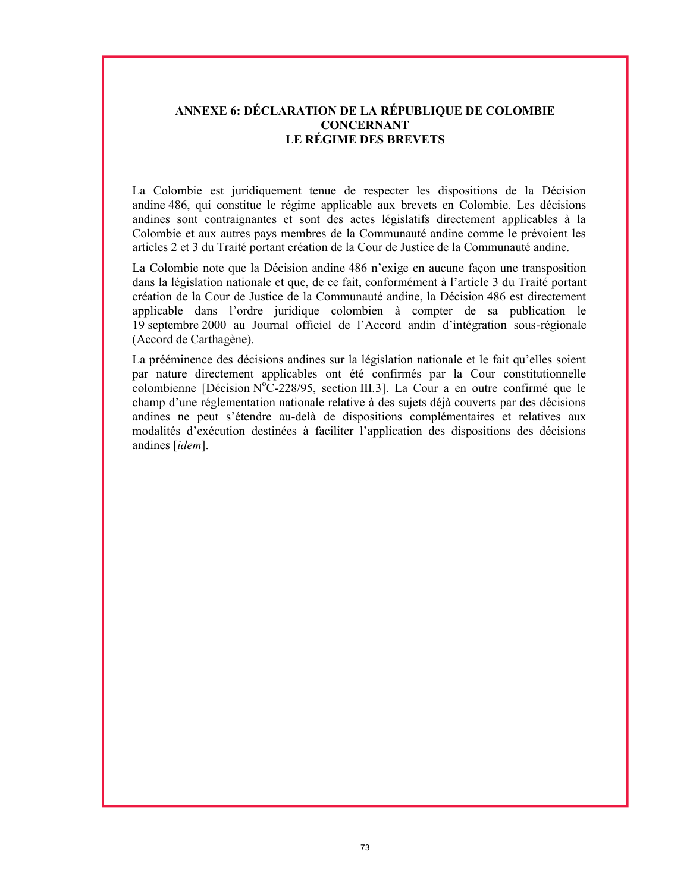# ANNEXE 6: DÉCLARATION DE LA RÉPUBLIQUE DE COLOMBIE CONCERNANT LE RÉGIME DES BREVETS

La Colombie est juridiquement tenue de respecter les dispositions de la Décision andine 486, qui constitue le régime applicable aux brevets en Colombie. Les décisions andines sont contraignantes et sont des actes législatifs directement applicables à la Colombie et aux autres pays membres de la Communauté andine comme le prévoient les articles 2 et 3 du Traité portant création de la Cour de Justice de la Communauté andine.

La Colombie note que la Décision andine 486 n'exige en aucune façon une transposition dans la législation nationale et que, de ce fait, conformément à l'article 3 du Traité portant création de la Cour de Justice de la Communauté andine, la Décision 486 est directement applicable dans l'ordre juridique colombien à compter de sa publication le 19 septembre 2000 au Journal officiel de l'Accord andin d'intégration sous-régionale (Accord de Carthagène).

La prééminence des décisions andines sur la législation nationale et le fait qu'elles soient par nature directement applicables ont été confirmés par la Cour constitutionnelle colombienne [Décision N°C-228/95, section III.3]. La Cour a en outre confirmé que le champ d'une réglementation nationale relative à des sujets déjà couverts par des décisions andines ne peut s'étendre au-delà de dispositions complémentaires et relatives aux modalités d'exécution destinées à faciliter l'application des dispositions des décisions andines [*idem*].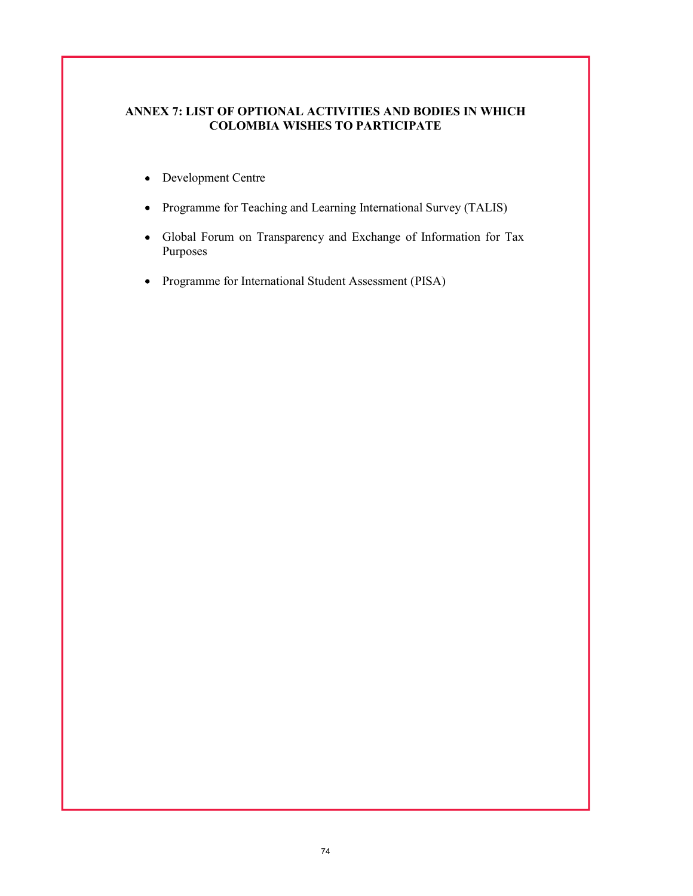## ANNEX 7: LIST OF OPTIONAL ACTIVITIES AND BODIES IN WHICH COLOMBIA WISHES TO PARTICIPATE

- Development Centre
- Programme for Teaching and Learning International Survey (TALIS)
- Global Forum on Transparency and Exchange of Information for Tax Purposes
- Programme for International Student Assessment (PISA)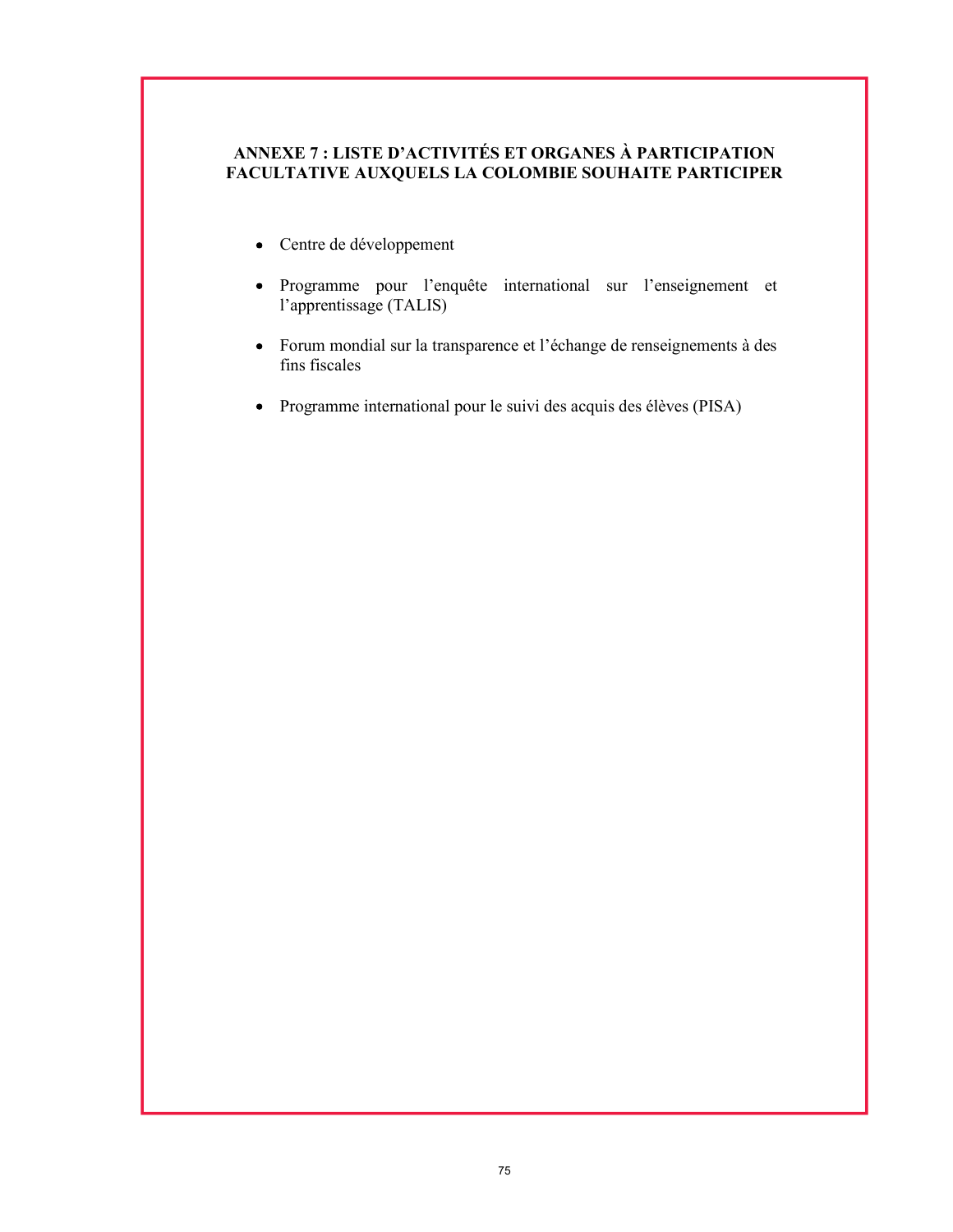## ANNEXE 7 : LISTE D'ACTIVITÉS ET ORGANES À PARTICIPATION FACULTATIVE AUXQUELS LA COLOMBIE SOUHAITE PARTICIPER

- Centre de développement
- Programme pour l'enquête international sur l'enseignement et l'apprentissage (TALIS)
- Forum mondial sur la transparence et l'échange de renseignements à des fins fiscales
- Programme international pour le suivi des acquis des élèves (PISA)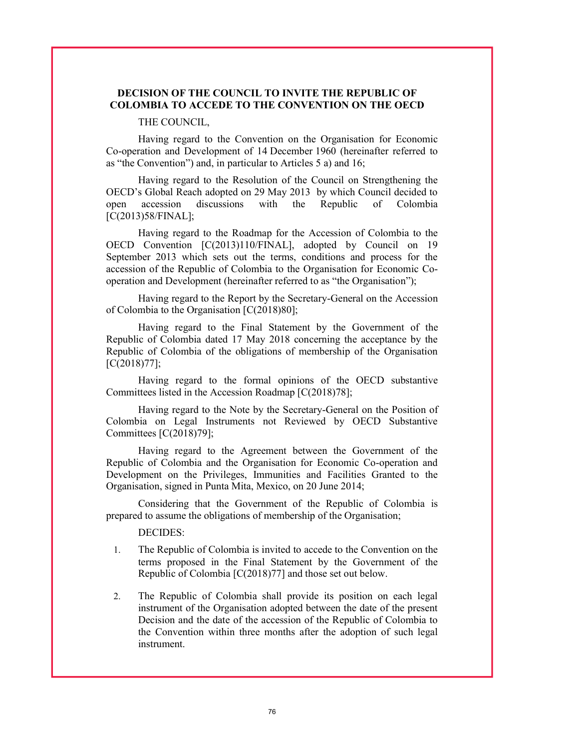## DECISION OF THE COUNCIL TO INVITE THE REPUBLIC OF COLOMBIA TO ACCEDE TO THE CONVENTION ON THE OECD

THE COUNCIL,

Having regard to the Convention on the Organisation for Economic Co-operation and Development of 14 December 1960 (hereinafter referred to as "the Convention") and, in particular to Articles 5 a) and 16;

Having regard to the Resolution of the Council on Strengthening the OECD's Global Reach adopted on 29 May 2013 by which Council decided to open accession discussions with the Republic of Colombia [C(2013)58/FINAL];

Having regard to the Roadmap for the Accession of Colombia to the OECD Convention [C(2013)110/FINAL], adopted by Council on 19 September 2013 which sets out the terms, conditions and process for the accession of the Republic of Colombia to the Organisation for Economic Co-operation and Development (hereinafter referred to as "the Organisation");

Having regard to the Report by the Secretary-General on the Accession of Colombia to the Organisation [C(2018)80];

Having regard to the Final Statement by the Government of the Republic of Colombia dated 17 May 2018 concerning the acceptance by the Republic of Colombia of the obligations of membership of the Organisation [C(2018)77];

Having regard to the formal opinions of the OECD substantive Committees listed in the Accession Roadmap [C(2018)78];

Having regard to the Note by the Secretary-General on the Position of Colombia on Legal Instruments not Reviewed by OECD Substantive Committees [C(2018)79];

Having regard to the Agreement between the Government of the Republic of Colombia and the Organisation for Economic Co-operation and Development on the Privileges, Immunities and Facilities Granted to the Organisation, signed in Punta Mita, Mexico, on 20 June 2014;

Considering that the Government of the Republic of Colombia is prepared to assume the obligations of membership of the Organisation;

DECIDES:

1. The Republic of Colombia is invited to accede to the Convention on the terms proposed in the Final Statement by the Government of the Republic of Colombia [C(2018)77] and those set out below.

2. The Republic of Colombia shall provide its position on each legal instrument of the Organisation adopted between the date of the present Decision and the date of the accession of the Republic of Colombia to the Convention within three months after the adoption of such legal instrument.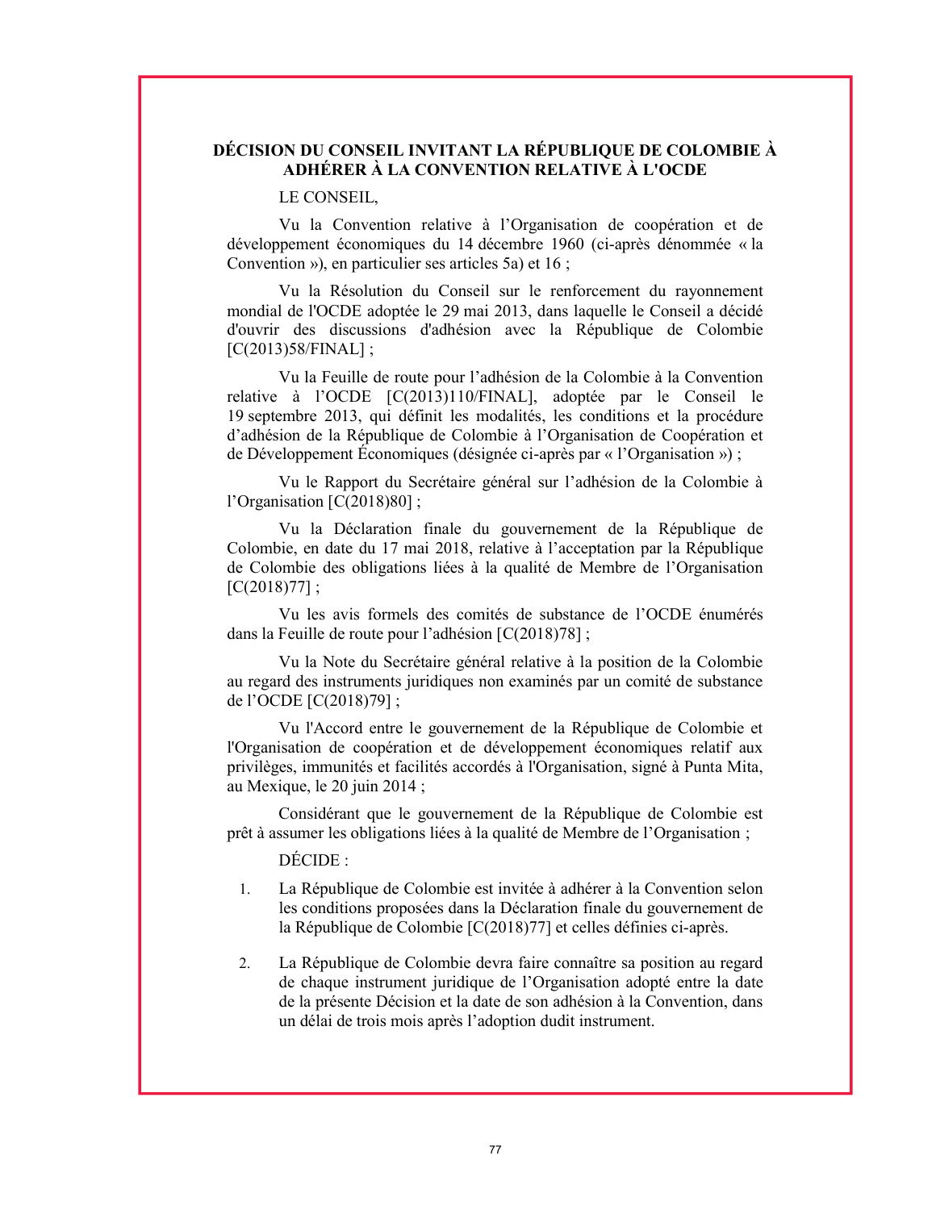**DÉCISION DU CONSEIL INVITANT LA RÉPUBLIQUE DE COLOMBIE À ADHÉRER À LA CONVENTION RELATIVE À L'OCDE**

LE CONSEIL,

Vu la Convention relative à l'Organisation de coopération et de développement économiques du 14 décembre 1960 (ci-après dénommée « la Convention »), en particulier ses articles 5a) et 16 ;

Vu la Résolution du Conseil sur le renforcement du rayonnement mondial de l'OCDE adoptée le 29 mai 2013, dans laquelle le Conseil a décidé d'ouvrir des discussions d'adhésion avec la République de Colombie [C(2013)58/FINAL] ;

Vu la Feuille de route pour l'adhésion de la Colombie à la Convention relative à l'OCDE [C(2013)110/FINAL], adoptée par le Conseil le 19 septembre 2013, qui définit les modalités, les conditions et la procédure d'adhésion de la République de Colombie à l'Organisation de Coopération et de Développement Économiques (désignée ci-après par « l'Organisation ») ;

Vu le Rapport du Secrétaire général sur l'adhésion de la Colombie à l'Organisation [C(2018)80] ;

Vu la Déclaration finale du gouvernement de la République de Colombie, en date du 17 mai 2018, relative à l'acceptation par la République de Colombie des obligations liées à la qualité de Membre de l'Organisation [C(2018)77] ;

Vu les avis formels des comités de substance de l'OCDE énumérés dans la Feuille de route pour l'adhésion [C(2018)78] ;

Vu la Note du Secrétaire général relative à la position de la Colombie au regard des instruments juridiques non examinés par un comité de substance de l'OCDE [C(2018)79] ;

Vu l'Accord entre le gouvernement de la République de Colombie et l'Organisation de coopération et de développement économiques relatif aux privilèges, immunités et facilités accordés à l'Organisation, signé à Punta Mita, au Mexique, le 20 juin 2014 ;

Considérant que le gouvernement de la République de Colombie est prêt à assumer les obligations liées à la qualité de Membre de l'Organisation ;

DÉCIDE :

1. La République de Colombie est invitée à adhérer à la Convention selon les conditions proposées dans la Déclaration finale du gouvernement de la République de Colombie [C(2018)77] et celles définies ci-après.

2. La République de Colombie devra faire connaître sa position au regard de chaque instrument juridique de l'Organisation adopté entre la date de la présente Décision et la date de son adhésion à la Convention, dans un délai de trois mois après l'adoption dudit instrument.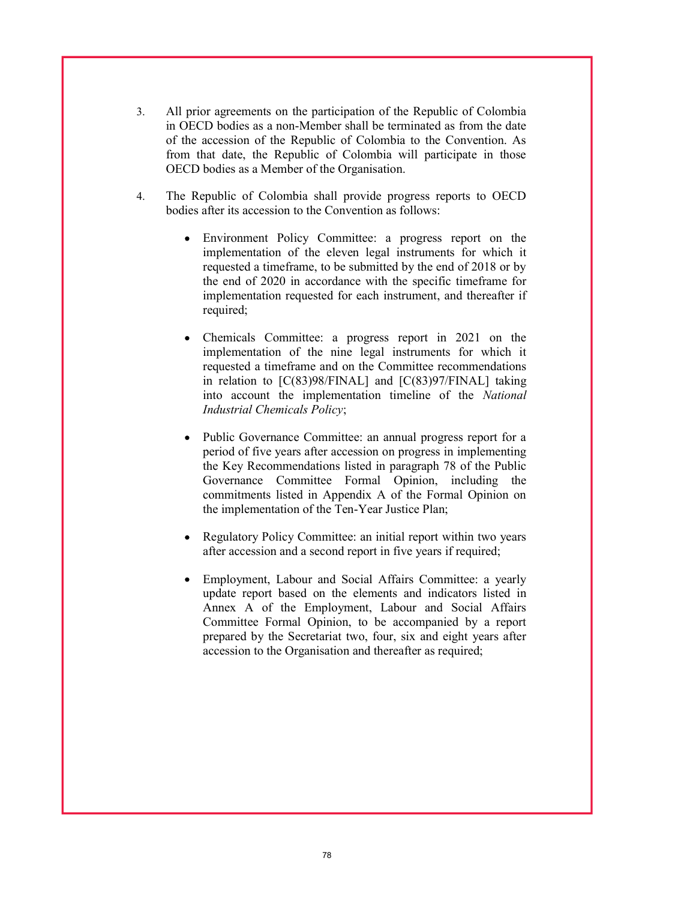3. All prior agreements on the participation of the Republic of Colombia in OECD bodies as a non-Member shall be terminated as from the date of the accession of the Republic of Colombia to the Convention. As from that date, the Republic of Colombia will participate in those OECD bodies as a Member of the Organisation.

4. The Republic of Colombia shall provide progress reports to OECD bodies after its accession to the Convention as follows:

   - Environment Policy Committee: a progress report on the implementation of the eleven legal instruments for which it requested a timeframe, to be submitted by the end of 2018 or by the end of 2020 in accordance with the specific timeframe for implementation requested for each instrument, and thereafter if required;

   - Chemicals Committee: a progress report in 2021 on the implementation of the nine legal instruments for which it requested a timeframe and on the Committee recommendations in relation to [C(83)98/FINAL] and [C(83)97/FINAL] taking into account the implementation timeline of the *National Industrial Chemicals Policy*;

   - Public Governance Committee: an annual progress report for a period of five years after accession on progress in implementing the Key Recommendations listed in paragraph 78 of the Public Governance Committee Formal Opinion, including the commitments listed in Appendix A of the Formal Opinion on the implementation of the Ten-Year Justice Plan;

   - Regulatory Policy Committee: an initial report within two years after accession and a second report in five years if required;

   - Employment, Labour and Social Affairs Committee: a yearly update report based on the elements and indicators listed in Annex A of the Employment, Labour and Social Affairs Committee Formal Opinion, to be accompanied by a report prepared by the Secretariat two, four, six and eight years after accession to the Organisation and thereafter as required;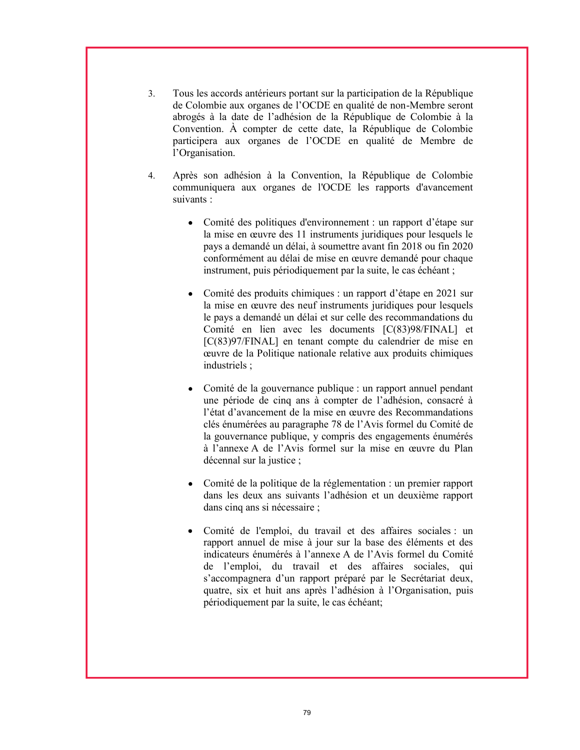3. Tous les accords antérieurs portant sur la participation de la République de Colombie aux organes de l'OCDE en qualité de non-Membre seront abrogés à la date de l'adhésion de la République de Colombie à la Convention. À compter de cette date, la République de Colombie participera aux organes de l'OCDE en qualité de Membre de l'Organisation.

4. Après son adhésion à la Convention, la République de Colombie communiquera aux organes de l'OCDE les rapports d'avancement suivants :

   - Comité des politiques d'environnement : un rapport d'étape sur la mise en œuvre des 11 instruments juridiques pour lesquels le pays a demandé un délai, à soumettre avant fin 2018 ou fin 2020 conformément au délai de mise en œuvre demandé pour chaque instrument, puis périodiquement par la suite, le cas échéant ;

   - Comité des produits chimiques : un rapport d'étape en 2021 sur la mise en œuvre des neuf instruments juridiques pour lesquels le pays a demandé un délai et sur celle des recommandations du Comité en lien avec les documents [C(83)98/FINAL] et [C(83)97/FINAL] en tenant compte du calendrier de mise en œuvre de la Politique nationale relative aux produits chimiques industriels ;

   - Comité de la gouvernance publique : un rapport annuel pendant une période de cinq ans à compter de l'adhésion, consacré à l'état d'avancement de la mise en œuvre des Recommandations clés énumérées au paragraphe 78 de l'Avis formel du Comité de la gouvernance publique, y compris des engagements énumérés à l'annexe A de l'Avis formel sur la mise en œuvre du Plan décennal sur la justice ;

   - Comité de la politique de la réglementation : un premier rapport dans les deux ans suivants l'adhésion et un deuxième rapport dans cinq ans si nécessaire ;

   - Comité de l'emploi, du travail et des affaires sociales : un rapport annuel de mise à jour sur la base des éléments et des indicateurs énumérés à l'annexe A de l'Avis formel du Comité de l'emploi, du travail et des affaires sociales, qui s'accompagnera d'un rapport préparé par le Secrétariat deux, quatre, six et huit ans après l'adhésion à l'Organisation, puis périodiquement par la suite, le cas échéant;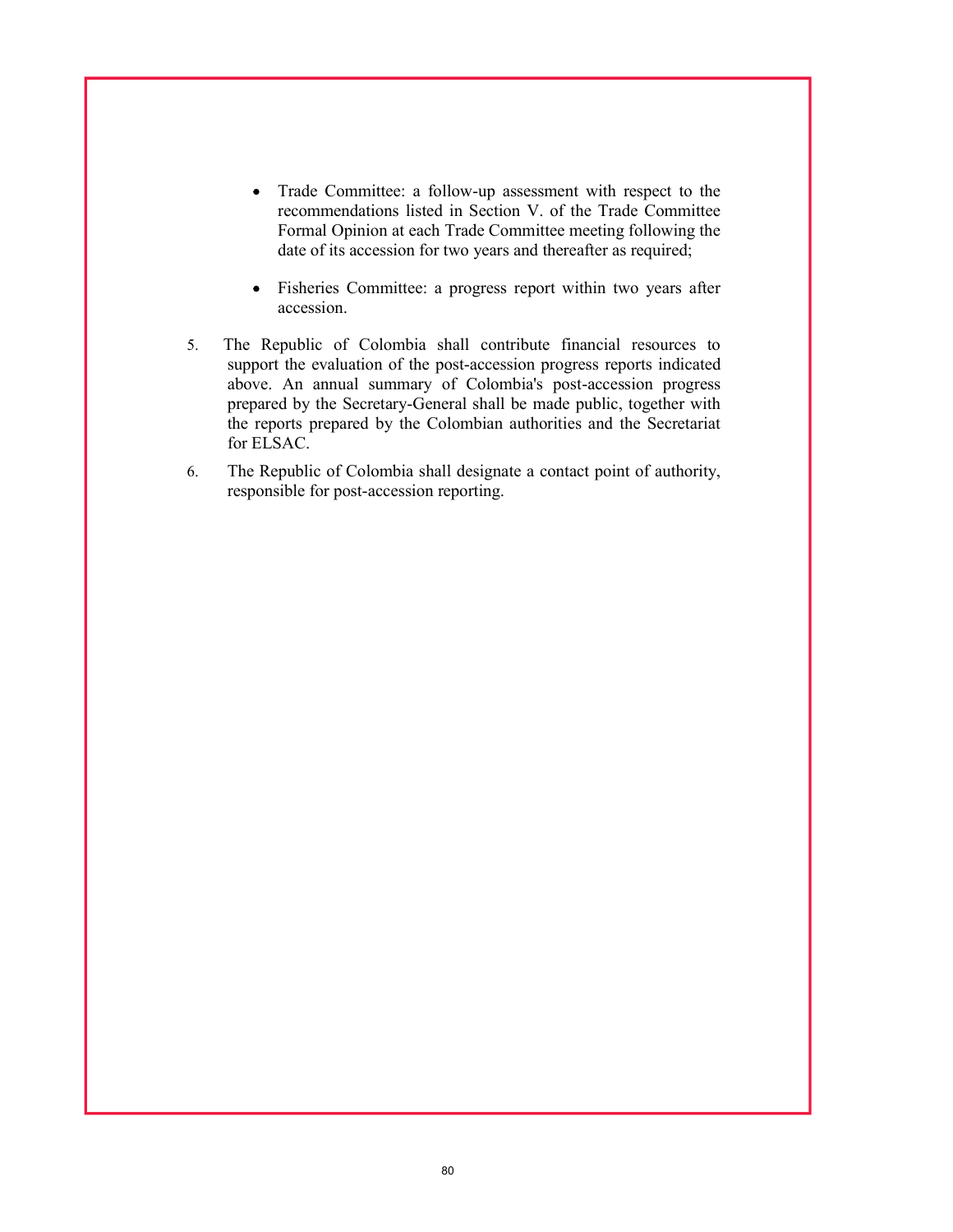- Trade Committee: a follow-up assessment with respect to the recommendations listed in Section V. of the Trade Committee Formal Opinion at each Trade Committee meeting following the date of its accession for two years and thereafter as required;

- Fisheries Committee: a progress report within two years after accession.

5. The Republic of Colombia shall contribute financial resources to support the evaluation of the post-accession progress reports indicated above. An annual summary of Colombia's post-accession progress prepared by the Secretary-General shall be made public, together with the reports prepared by the Colombian authorities and the Secretariat for ELSAC.

6. The Republic of Colombia shall designate a contact point of authority, responsible for post-accession reporting.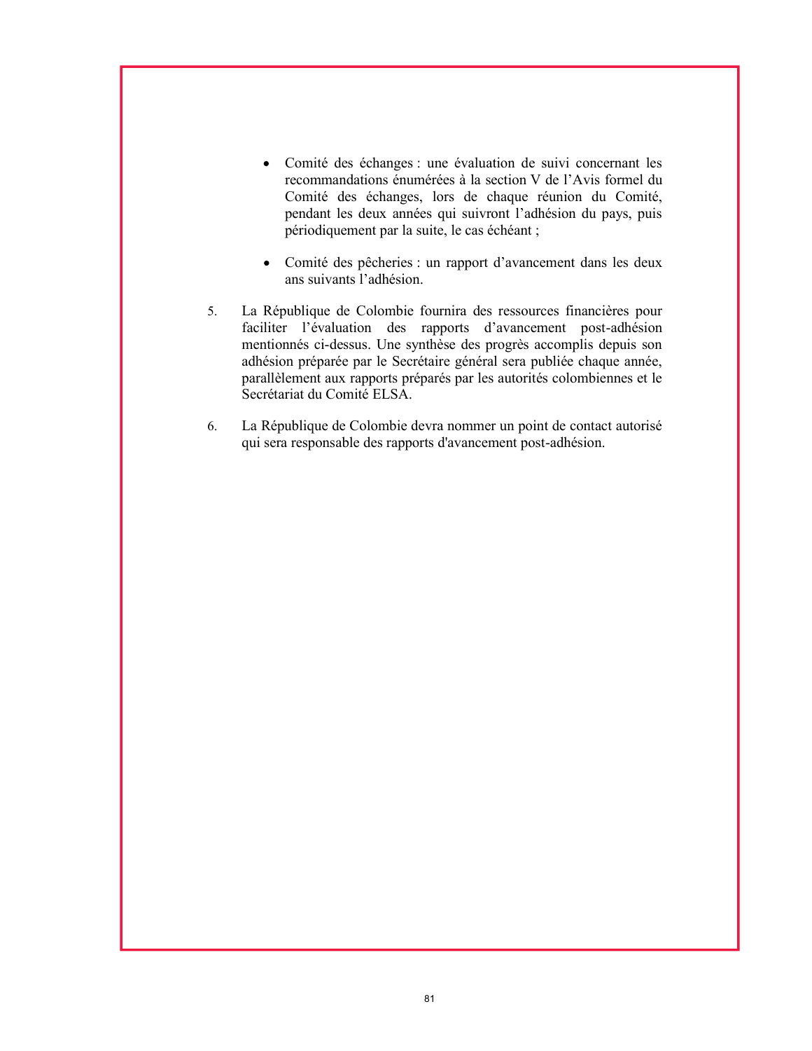- Comité des échanges : une évaluation de suivi concernant les recommandations énumérées à la section V de l'Avis formel du Comité des échanges, lors de chaque réunion du Comité, pendant les deux années qui suivront l'adhésion du pays, puis périodiquement par la suite, le cas échéant ;

- Comité des pêcheries : un rapport d'avancement dans les deux ans suivants l'adhésion.

5. La République de Colombie fournira des ressources financières pour faciliter l'évaluation des rapports d'avancement post-adhésion mentionnés ci-dessus. Une synthèse des progrès accomplis depuis son adhésion préparée par le Secrétaire général sera publiée chaque année, parallèlement aux rapports préparés par les autorités colombiennes et le Secrétariat du Comité ELSA.

6. La République de Colombie devra nommer un point de contact autorisé qui sera responsable des rapports d'avancement post-adhésion.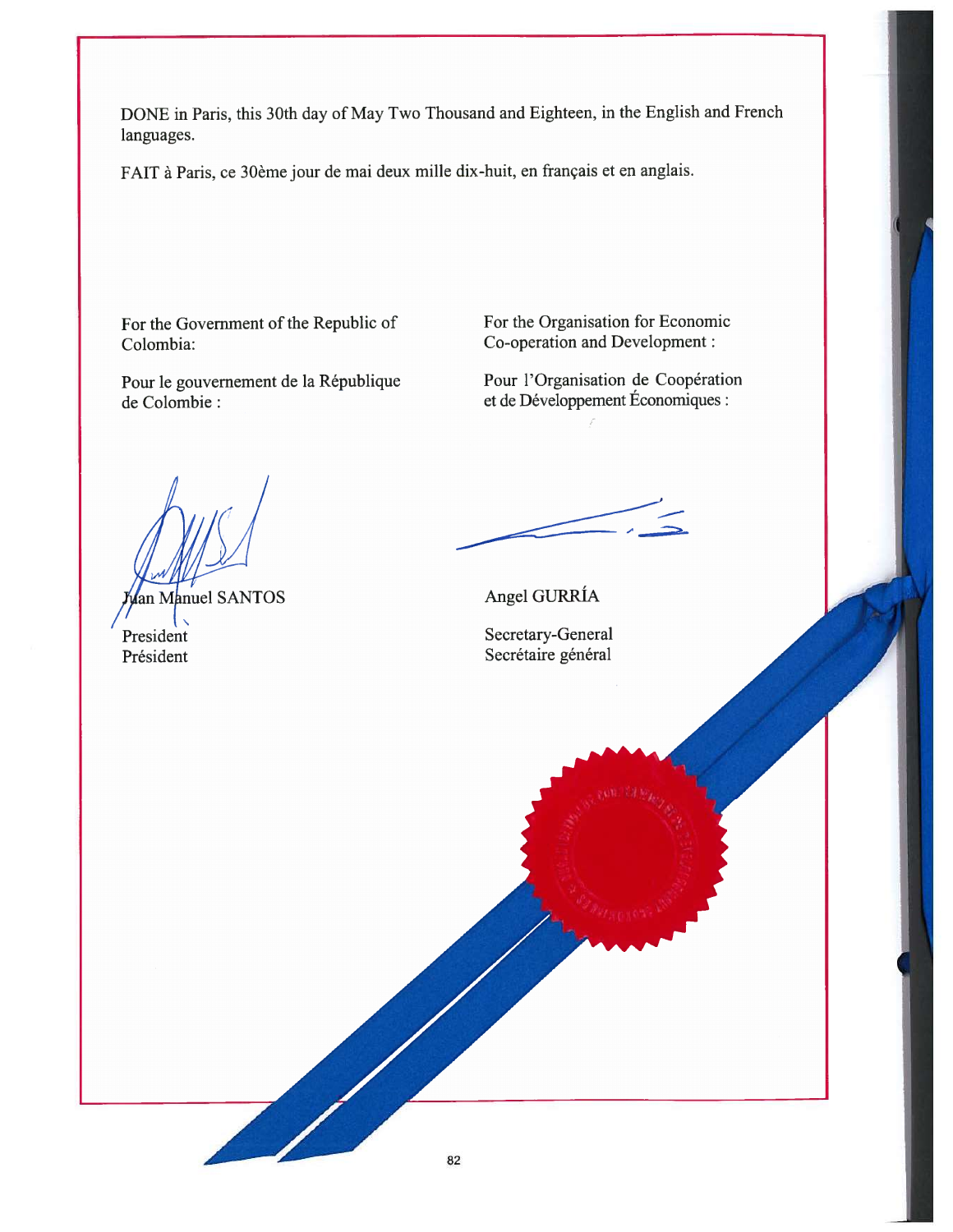DONE in Paris, this 30th day of May Two Thousand and Eighteen, in the English and French languages.

FAIT à Paris, ce 30ème jour de mai deux mille dix-huit, en français et en anglais.

For the Government of the Republic of Colombia:

Pour le gouvernement de la République de Colombie :

Juan Manuel SANTOS

President
Président

For the Organisation for Economic Co-operation and Development :

Pour l'Organisation de Coopération et de Développement Économiques :

Angel GURRÍA

Secretary-General
Secrétaire général